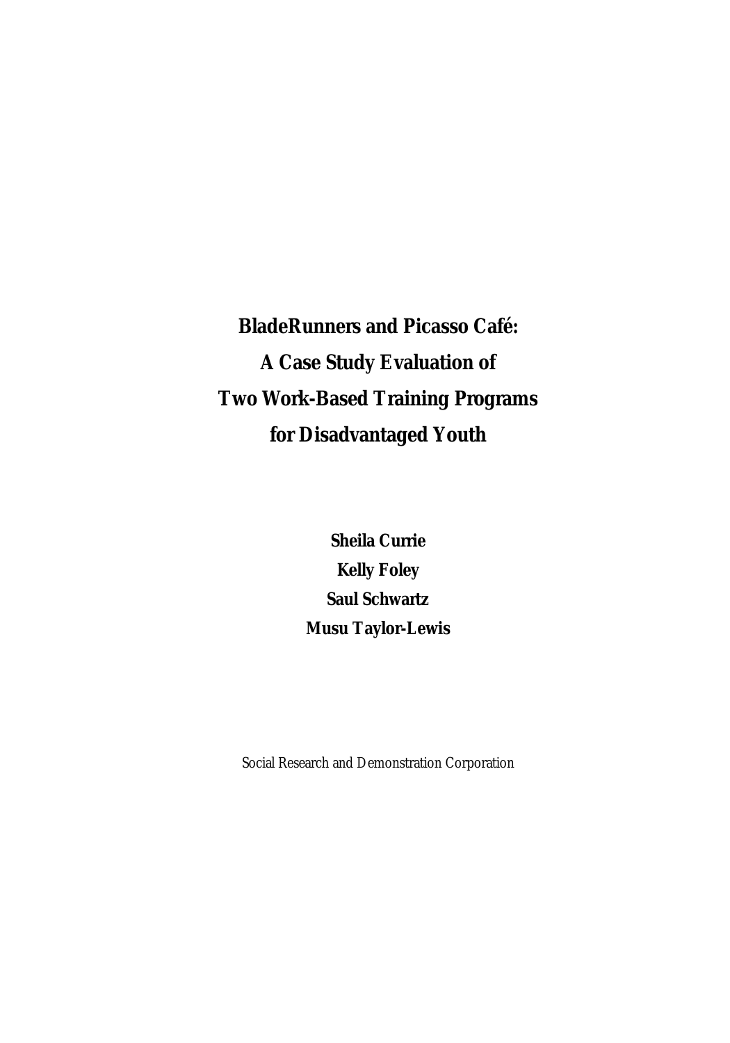# BladeRunners and Picasso Café: A Case Study Evaluation of Two Work-Based Training Programs for Disadvantaged Youth

**Sheila Currie**

**Kelly Foley**

**Saul Schwartz**

**Musu Taylor-Lewis**

Social Research and Demonstration Corporation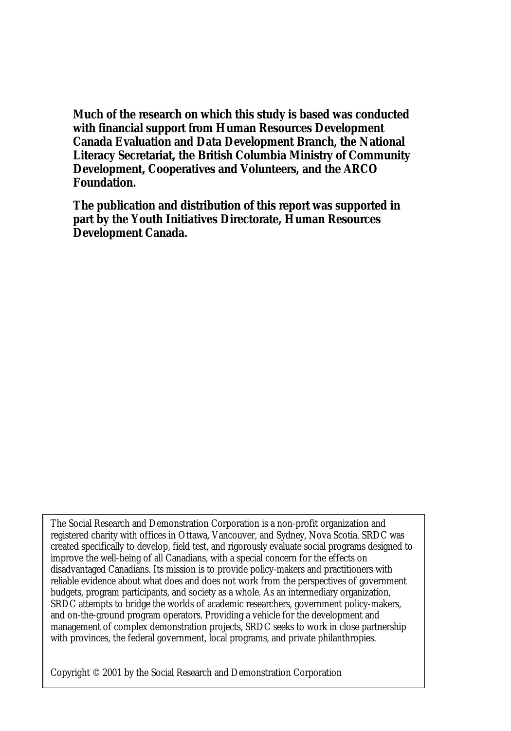**Much of the research on which this study is based was conducted with financial support from Human Resources Development Canada Evaluation and Data Development Branch, the National Literacy Secretariat, the British Columbia Ministry of Community Development, Cooperatives and Volunteers, and the ARCO Foundation.**

**The publication and distribution of this report was supported in part by the Youth Initiatives Directorate, Human Resources Development Canada.**

The Social Research and Demonstration Corporation is a non-profit organization and registered charity with offices in Ottawa, Vancouver, and Sydney, Nova Scotia. SRDC was created specifically to develop, field test, and rigorously evaluate social programs designed to improve the well-being of all Canadians, with a special concern for the effects on disadvantaged Canadians. Its mission is to provide policy-makers and practitioners with reliable evidence about what does and does not work from the perspectives of government budgets, program participants, and society as a whole. As an intermediary organization, SRDC attempts to bridge the worlds of academic researchers, government policy-makers, and on-the-ground program operators. Providing a vehicle for the development and management of complex demonstration projects, SRDC seeks to work in close partnership with provinces, the federal government, local programs, and private philanthropies.

Copyright © 2001 by the Social Research and Demonstration Corporation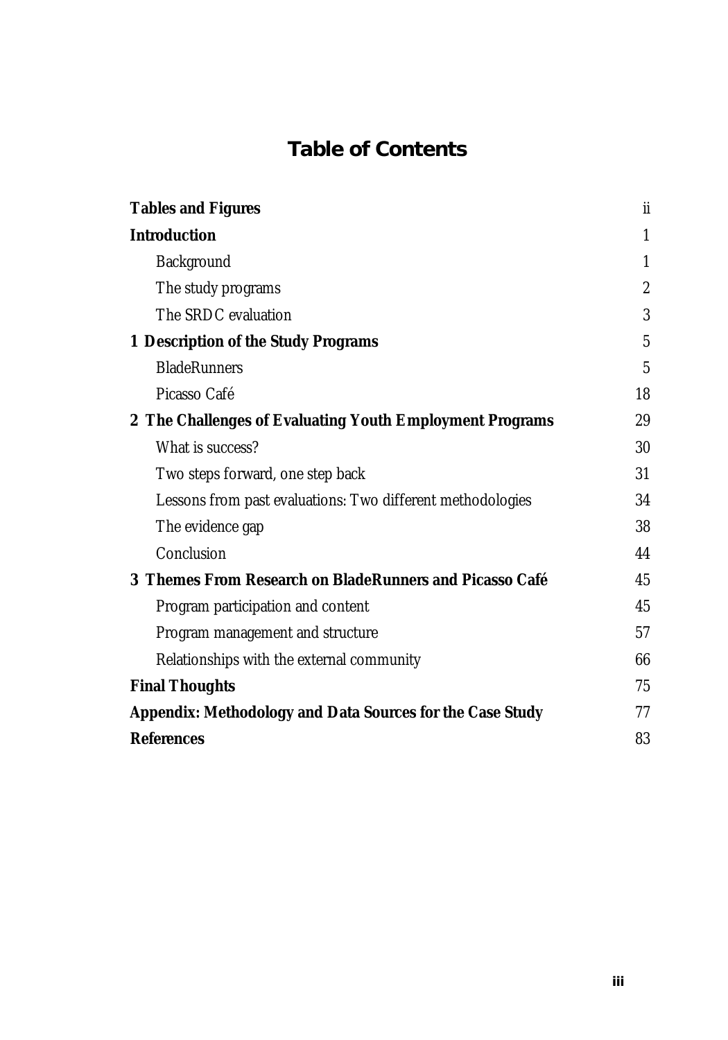# Table of Contents

| | |
|---|---|
| **Tables and Figures** | ii |
| **Introduction** | 1 |
| Background | 1 |
| The study programs | 2 |
| The SRDC evaluation | 3 |
| **1 Description of the Study Programs** | 5 |
| BladeRunners | 5 |
| Picasso Café | 18 |
| **2 The Challenges of Evaluating Youth Employment Programs** | 29 |
| What is success? | 30 |
| Two steps forward, one step back | 31 |
| Lessons from past evaluations: Two different methodologies | 34 |
| The evidence gap | 38 |
| Conclusion | 44 |
| **3 Themes From Research on BladeRunners and Picasso Café** | 45 |
| Program participation and content | 45 |
| Program management and structure | 57 |
| Relationships with the external community | 66 |
| **Final Thoughts** | 75 |
| **Appendix: Methodology and Data Sources for the Case Study** | 77 |
| **References** | 83 |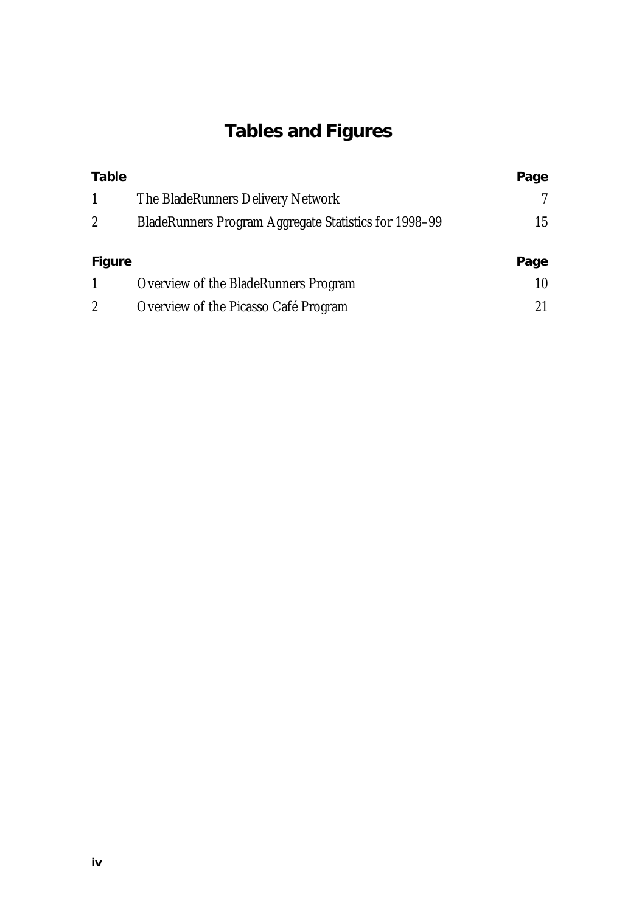# Tables and Figures

| Table | | Page |
|---|---|---|
| 1 | The BladeRunners Delivery Network | 7 |
| 2 | BladeRunners Program Aggregate Statistics for 1998–99 | 15 |

| Figure | | Page |
|---|---|---|
| 1 | Overview of the BladeRunners Program | 10 |
| 2 | Overview of the Picasso Café Program | 21 |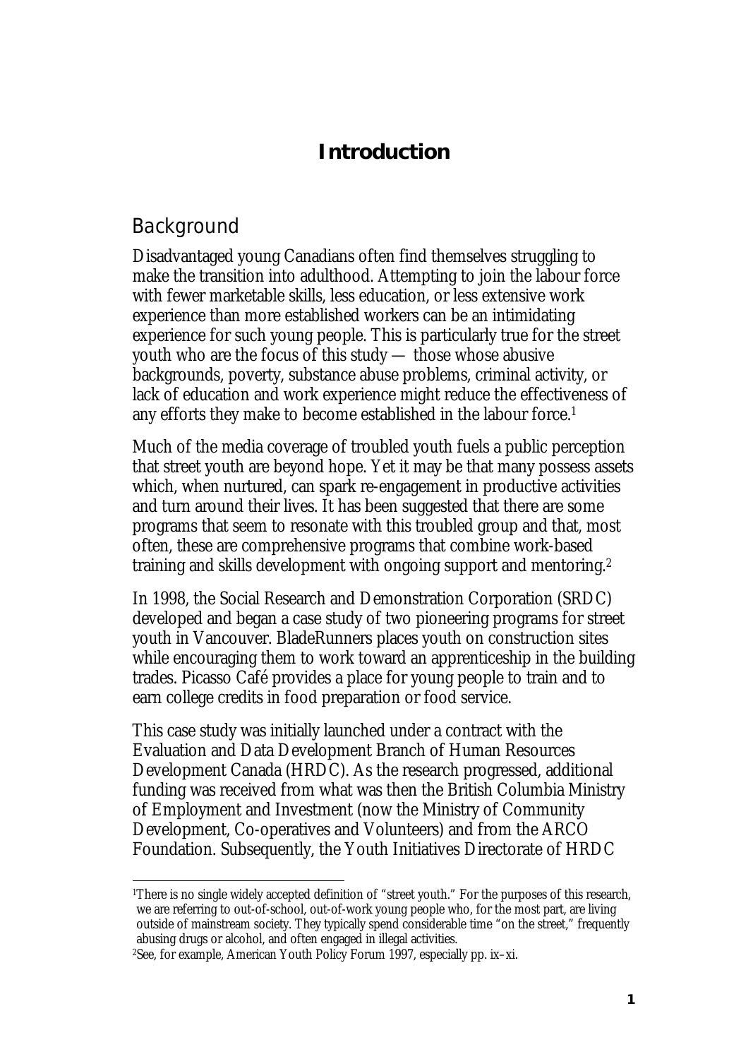# Introduction

## Background

Disadvantaged young Canadians often find themselves struggling to make the transition into adulthood. Attempting to join the labour force with fewer marketable skills, less education, or less extensive work experience than more established workers can be an intimidating experience for such young people. This is particularly true for the street youth who are the focus of this study — those whose abusive backgrounds, poverty, substance abuse problems, criminal activity, or lack of education and work experience might reduce the effectiveness of any efforts they make to become established in the labour force.[1]

Much of the media coverage of troubled youth fuels a public perception that street youth are beyond hope. Yet it may be that many possess assets which, when nurtured, can spark re-engagement in productive activities and turn around their lives. It has been suggested that there are some programs that seem to resonate with this troubled group and that, most often, these are comprehensive programs that combine work-based training and skills development with ongoing support and mentoring.[2]

In 1998, the Social Research and Demonstration Corporation (SRDC) developed and began a case study of two pioneering programs for street youth in Vancouver. BladeRunners places youth on construction sites while encouraging them to work toward an apprenticeship in the building trades. Picasso Café provides a place for young people to train and to earn college credits in food preparation or food service.

This case study was initially launched under a contract with the Evaluation and Data Development Branch of Human Resources Development Canada (HRDC). As the research progressed, additional funding was received from what was then the British Columbia Ministry of Employment and Investment (now the Ministry of Community Development, Co-operatives and Volunteers) and from the ARCO Foundation. Subsequently, the Youth Initiatives Directorate of HRDC

[1] There is no single widely accepted definition of "street youth." For the purposes of this research, we are referring to out-of-school, out-of-work young people who, for the most part, are living outside of mainstream society. They typically spend considerable time "on the street," frequently abusing drugs or alcohol, and often engaged in illegal activities.

[2] See, for example, American Youth Policy Forum 1997, especially pp. ix–xi.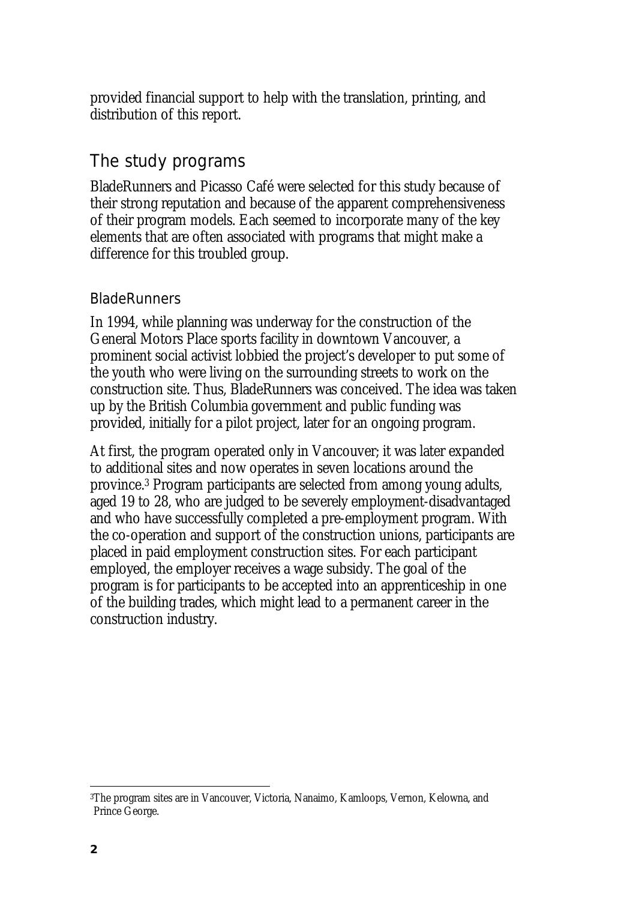provided financial support to help with the translation, printing, and distribution of this report.

## The study programs

BladeRunners and Picasso Café were selected for this study because of their strong reputation and because of the apparent comprehensiveness of their program models. Each seemed to incorporate many of the key elements that are often associated with programs that might make a difference for this troubled group.

### BladeRunners

In 1994, while planning was underway for the construction of the General Motors Place sports facility in downtown Vancouver, a prominent social activist lobbied the project's developer to put some of the youth who were living on the surrounding streets to work on the construction site. Thus, BladeRunners was conceived. The idea was taken up by the British Columbia government and public funding was provided, initially for a pilot project, later for an ongoing program.

At first, the program operated only in Vancouver; it was later expanded to additional sites and now operates in seven locations around the province.[3] Program participants are selected from among young adults, aged 19 to 28, who are judged to be severely employment-disadvantaged and who have successfully completed a pre-employment program. With the co-operation and support of the construction unions, participants are placed in paid employment construction sites. For each participant employed, the employer receives a wage subsidy. The goal of the program is for participants to be accepted into an apprenticeship in one of the building trades, which might lead to a permanent career in the construction industry.

---

[3]The program sites are in Vancouver, Victoria, Nanaimo, Kamloops, Vernon, Kelowna, and Prince George.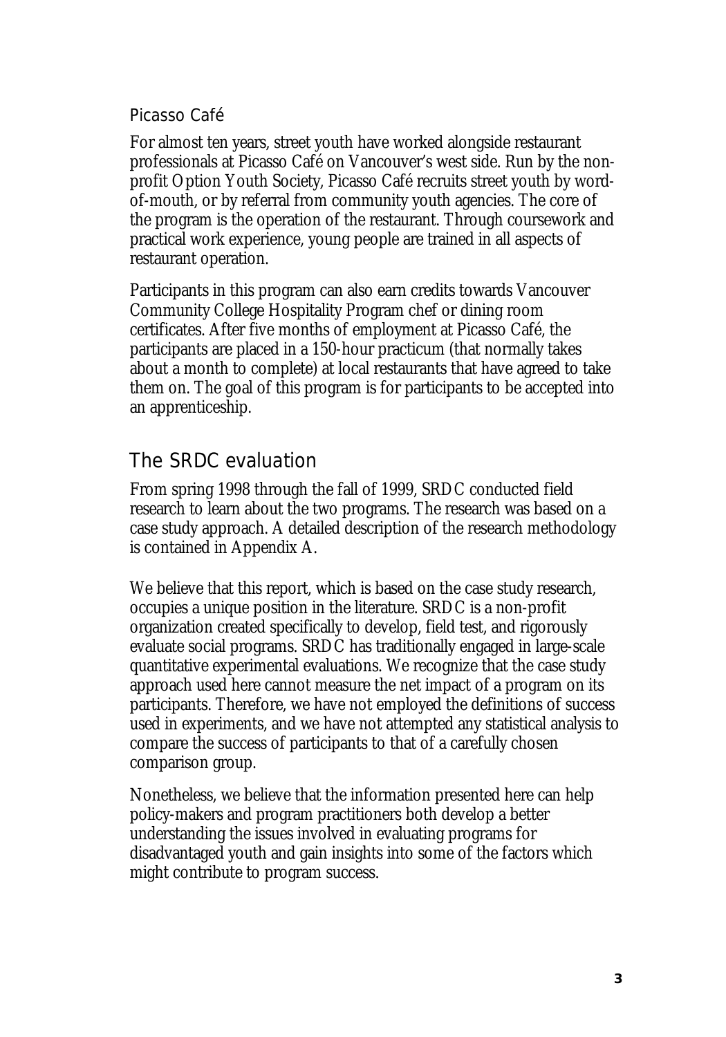### Picasso Café

For almost ten years, street youth have worked alongside restaurant professionals at Picasso Café on Vancouver's west side. Run by the non-profit Option Youth Society, Picasso Café recruits street youth by word-of-mouth, or by referral from community youth agencies. The core of the program is the operation of the restaurant. Through coursework and practical work experience, young people are trained in all aspects of restaurant operation.

Participants in this program can also earn credits towards Vancouver Community College Hospitality Program chef or dining room certificates. After five months of employment at Picasso Café, the participants are placed in a 150-hour practicum (that normally takes about a month to complete) at local restaurants that have agreed to take them on. The goal of this program is for participants to be accepted into an apprenticeship.

## The SRDC evaluation

From spring 1998 through the fall of 1999, SRDC conducted field research to learn about the two programs. The research was based on a case study approach. A detailed description of the research methodology is contained in Appendix A.

We believe that this report, which is based on the case study research, occupies a unique position in the literature. SRDC is a non-profit organization created specifically to develop, field test, and rigorously evaluate social programs. SRDC has traditionally engaged in large-scale quantitative experimental evaluations. We recognize that the case study approach used here cannot measure the net impact of a program on its participants. Therefore, we have not employed the definitions of success used in experiments, and we have not attempted any statistical analysis to compare the success of participants to that of a carefully chosen comparison group.

Nonetheless, we believe that the information presented here can help policy-makers and program practitioners both develop a better understanding the issues involved in evaluating programs for disadvantaged youth and gain insights into some of the factors which might contribute to program success.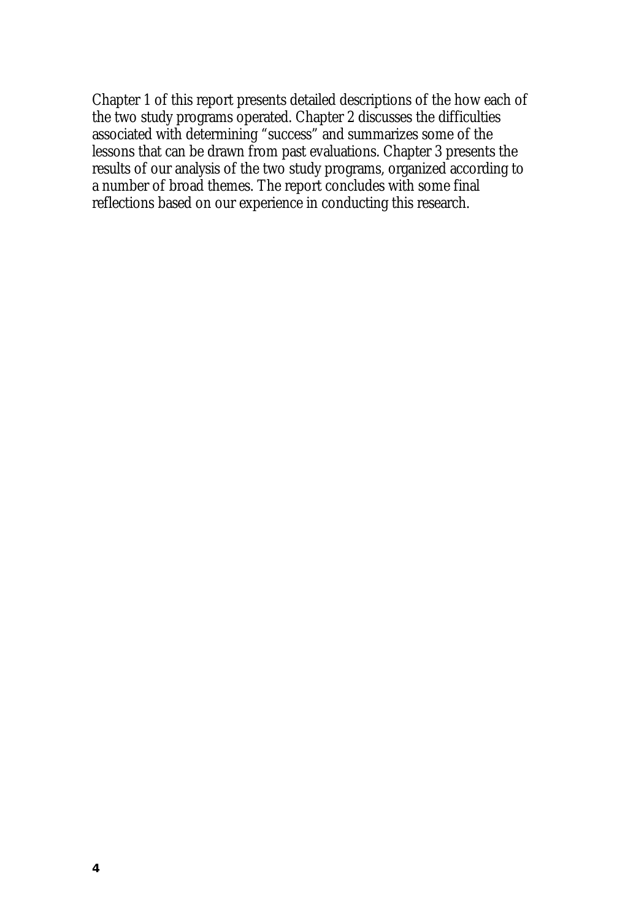Chapter 1 of this report presents detailed descriptions of the how each of the two study programs operated. Chapter 2 discusses the difficulties associated with determining "success" and summarizes some of the lessons that can be drawn from past evaluations. Chapter 3 presents the results of our analysis of the two study programs, organized according to a number of broad themes. The report concludes with some final reflections based on our experience in conducting this research.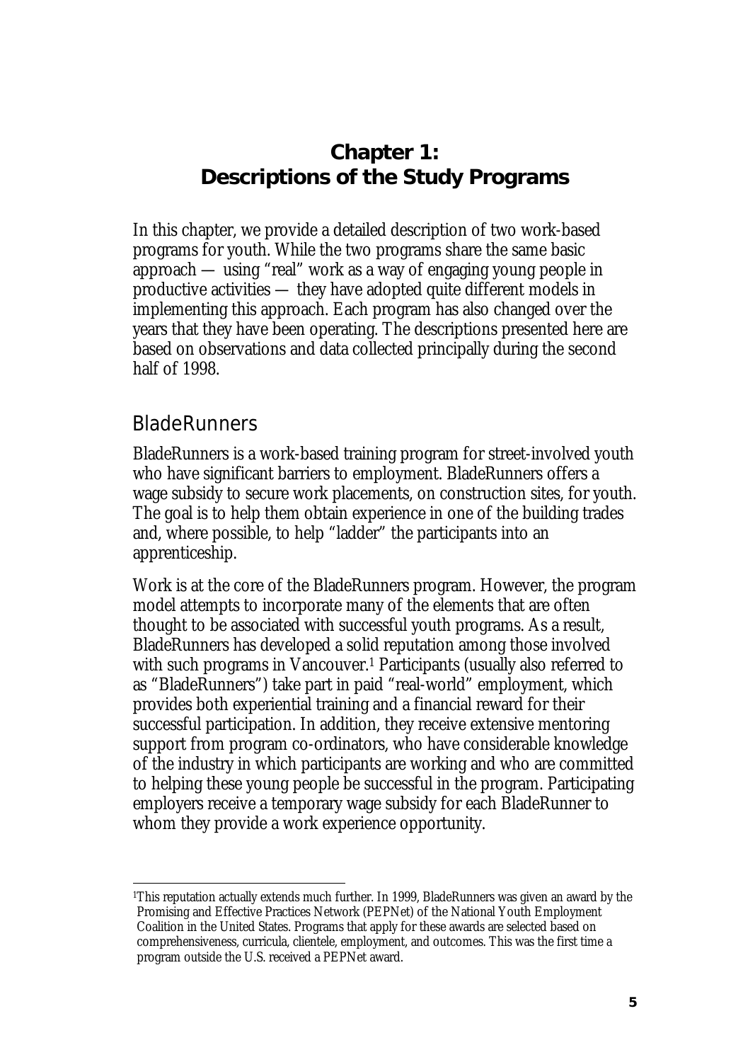# Chapter 1: Descriptions of the Study Programs

In this chapter, we provide a detailed description of two work-based programs for youth. While the two programs share the same basic approach — using "real" work as a way of engaging young people in productive activities — they have adopted quite different models in implementing this approach. Each program has also changed over the years that they have been operating. The descriptions presented here are based on observations and data collected principally during the second half of 1998.

## BladeRunners

BladeRunners is a work-based training program for street-involved youth who have significant barriers to employment. BladeRunners offers a wage subsidy to secure work placements, on construction sites, for youth. The goal is to help them obtain experience in one of the building trades and, where possible, to help "ladder" the participants into an apprenticeship.

Work is at the core of the BladeRunners program. However, the program model attempts to incorporate many of the elements that are often thought to be associated with successful youth programs. As a result, BladeRunners has developed a solid reputation among those involved with such programs in Vancouver.[1] Participants (usually also referred to as "BladeRunners") take part in paid "real-world" employment, which provides both experiential training and a financial reward for their successful participation. In addition, they receive extensive mentoring support from program co-ordinators, who have considerable knowledge of the industry in which participants are working and who are committed to helping these young people be successful in the program. Participating employers receive a temporary wage subsidy for each BladeRunner to whom they provide a work experience opportunity.

---

[1]This reputation actually extends much further. In 1999, BladeRunners was given an award by the Promising and Effective Practices Network (PEPNet) of the National Youth Employment Coalition in the United States. Programs that apply for these awards are selected based on comprehensiveness, curricula, clientele, employment, and outcomes. This was the first time a program outside the U.S. received a PEPNet award.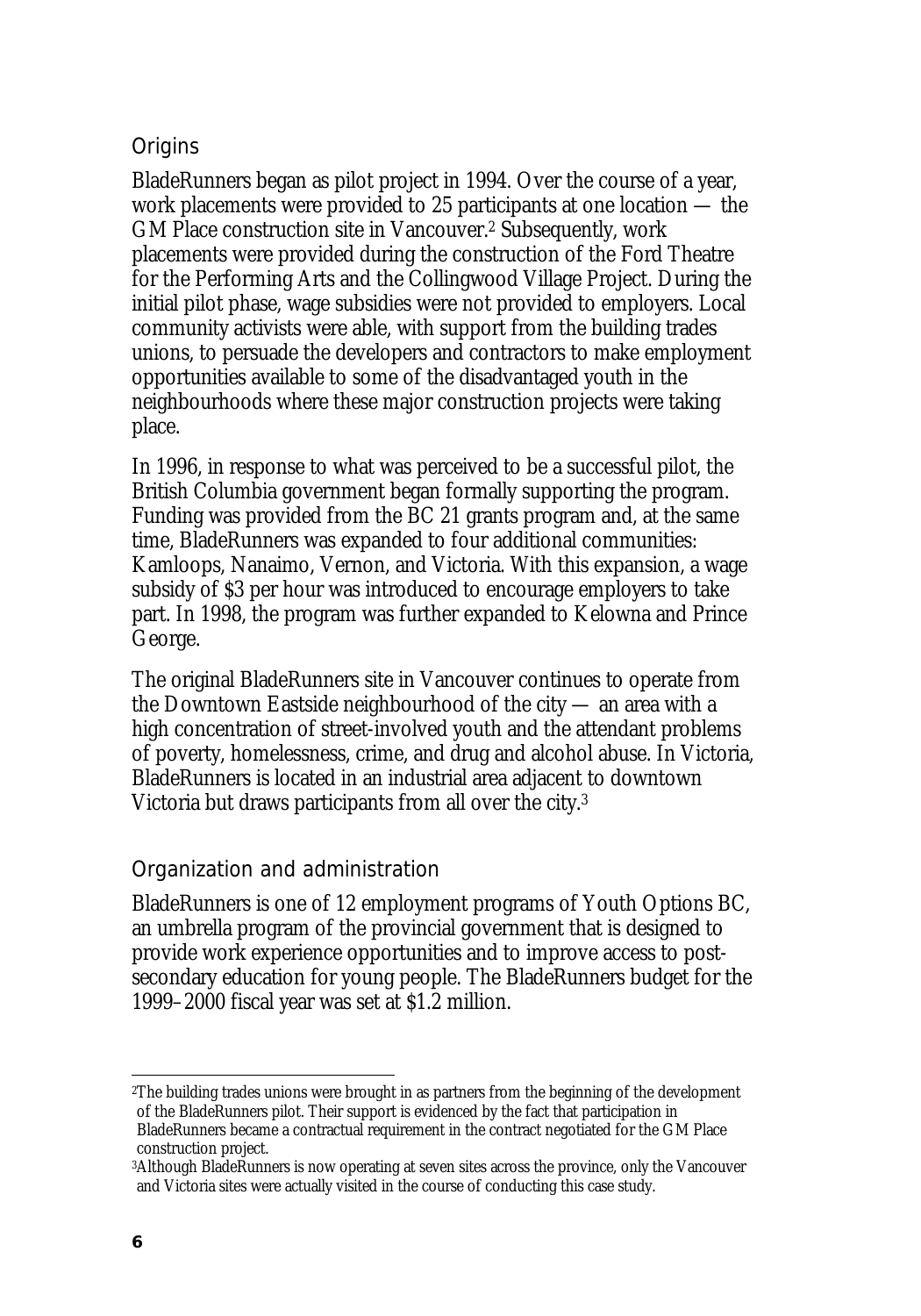## Origins

BladeRunners began as pilot project in 1994. Over the course of a year, work placements were provided to 25 participants at one location — the GM Place construction site in Vancouver.[2] Subsequently, work placements were provided during the construction of the Ford Theatre for the Performing Arts and the Collingwood Village Project. During the initial pilot phase, wage subsidies were not provided to employers. Local community activists were able, with support from the building trades unions, to persuade the developers and contractors to make employment opportunities available to some of the disadvantaged youth in the neighbourhoods where these major construction projects were taking place.

In 1996, in response to what was perceived to be a successful pilot, the British Columbia government began formally supporting the program. Funding was provided from the BC 21 grants program and, at the same time, BladeRunners was expanded to four additional communities: Kamloops, Nanaimo, Vernon, and Victoria. With this expansion, a wage subsidy of $3 per hour was introduced to encourage employers to take part. In 1998, the program was further expanded to Kelowna and Prince George.

The original BladeRunners site in Vancouver continues to operate from the Downtown Eastside neighbourhood of the city — an area with a high concentration of street-involved youth and the attendant problems of poverty, homelessness, crime, and drug and alcohol abuse. In Victoria, BladeRunners is located in an industrial area adjacent to downtown Victoria but draws participants from all over the city.[3]

## Organization and administration

BladeRunners is one of 12 employment programs of Youth Options BC, an umbrella program of the provincial government that is designed to provide work experience opportunities and to improve access to post-secondary education for young people. The BladeRunners budget for the 1999–2000 fiscal year was set at $1.2 million.

---

[2] The building trades unions were brought in as partners from the beginning of the development of the BladeRunners pilot. Their support is evidenced by the fact that participation in BladeRunners became a contractual requirement in the contract negotiated for the GM Place construction project.

[3] Although BladeRunners is now operating at seven sites across the province, only the Vancouver and Victoria sites were actually visited in the course of conducting this case study.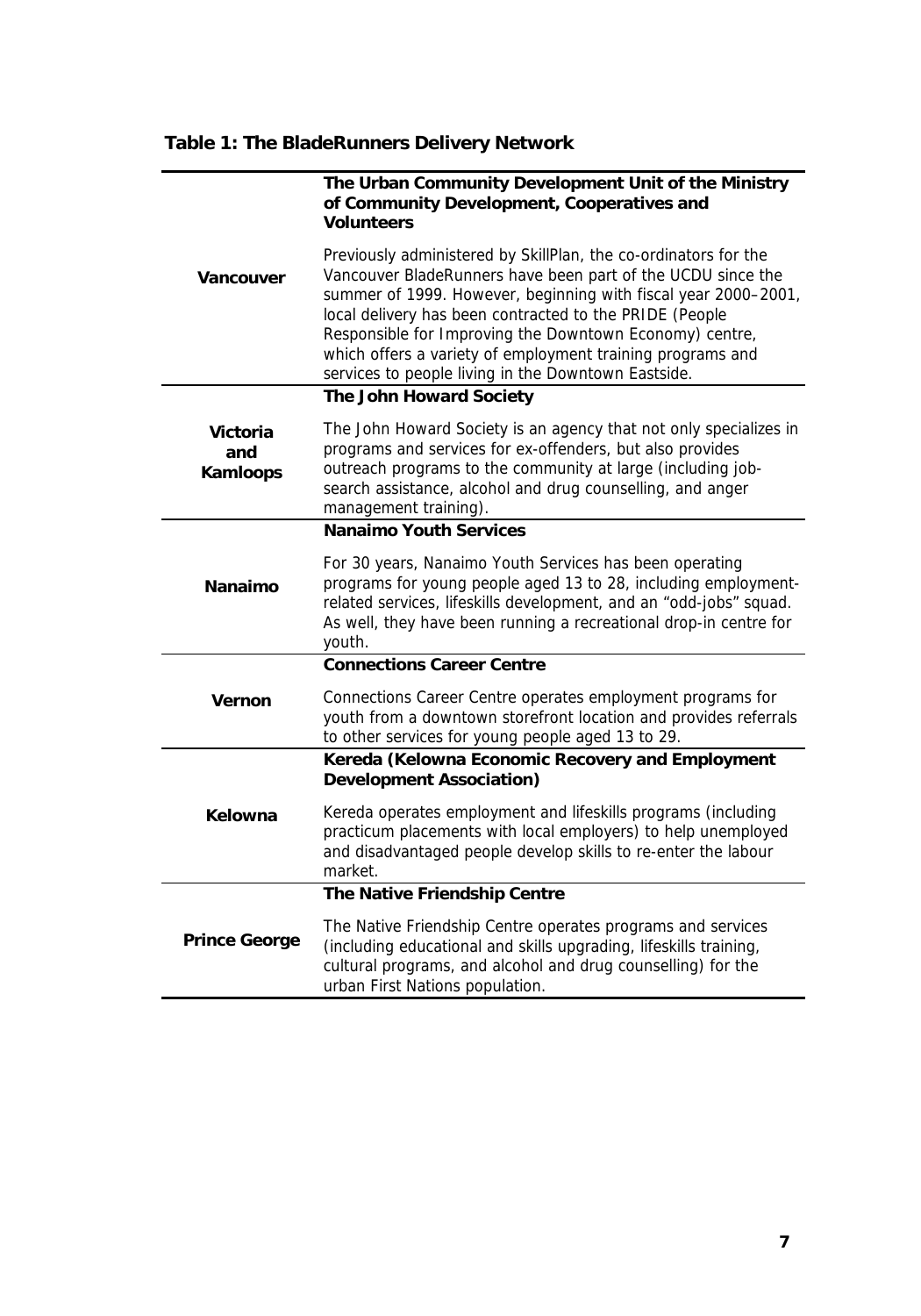**Table 1: The BladeRunners Delivery Network**

| | |
|---|---|
| **Vancouver** | **The Urban Community Development Unit of the Ministry of Community Development, Cooperatives and Volunteers**<br><br>Previously administered by SkillPlan, the co-ordinators for the Vancouver BladeRunners have been part of the UCDU since the summer of 1999. However, beginning with fiscal year 2000–2001, local delivery has been contracted to the PRIDE (People Responsible for Improving the Downtown Economy) centre, which offers a variety of employment training programs and services to people living in the Downtown Eastside. |
| **Victoria and Kamloops** | **The John Howard Society**<br><br>The John Howard Society is an agency that not only specializes in programs and services for ex-offenders, but also provides outreach programs to the community at large (including job-search assistance, alcohol and drug counselling, and anger management training). |
| **Nanaimo** | **Nanaimo Youth Services**<br><br>For 30 years, Nanaimo Youth Services has been operating programs for young people aged 13 to 28, including employment-related services, lifeskills development, and an "odd-jobs" squad. As well, they have been running a recreational drop-in centre for youth. |
| **Vernon** | **Connections Career Centre**<br><br>Connections Career Centre operates employment programs for youth from a downtown storefront location and provides referrals to other services for young people aged 13 to 29. |
| **Kelowna** | **Kereda (Kelowna Economic Recovery and Employment Development Association)**<br><br>Kereda operates employment and lifeskills programs (including practicum placements with local employers) to help unemployed and disadvantaged people develop skills to re-enter the labour market. |
| **Prince George** | **The Native Friendship Centre**<br><br>The Native Friendship Centre operates programs and services (including educational and skills upgrading, lifeskills training, cultural programs, and alcohol and drug counselling) for the urban First Nations population. |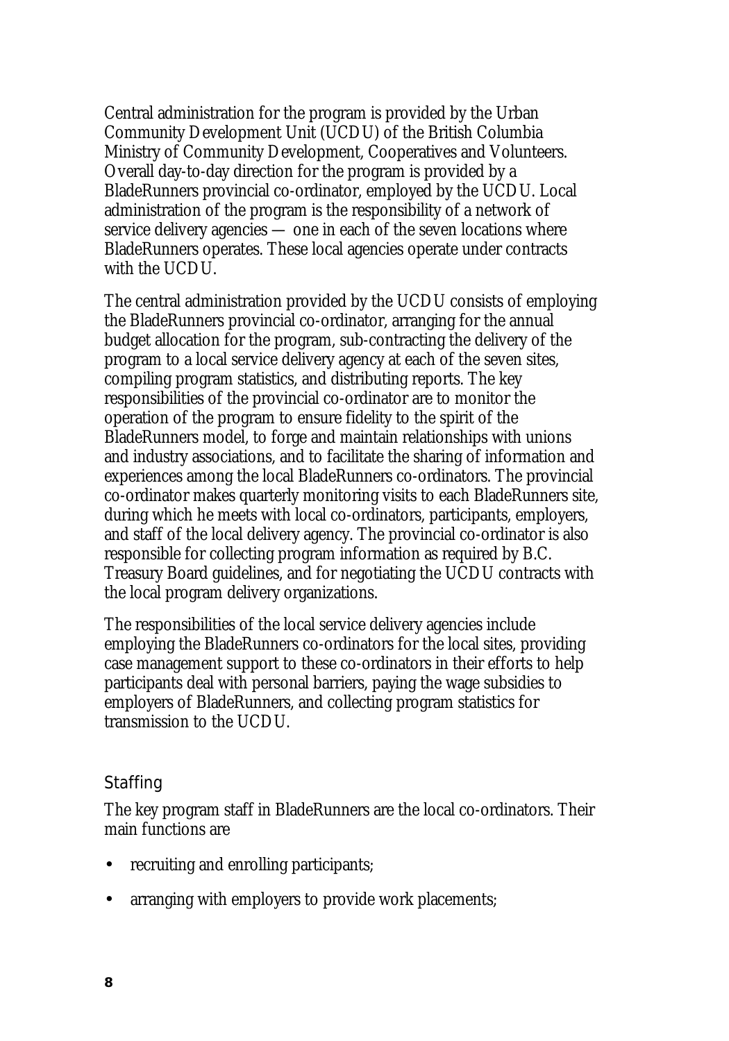Central administration for the program is provided by the Urban Community Development Unit (UCDU) of the British Columbia Ministry of Community Development, Cooperatives and Volunteers. Overall day-to-day direction for the program is provided by a BladeRunners provincial co-ordinator, employed by the UCDU. Local administration of the program is the responsibility of a network of service delivery agencies — one in each of the seven locations where BladeRunners operates. These local agencies operate under contracts with the UCDU.

The central administration provided by the UCDU consists of employing the BladeRunners provincial co-ordinator, arranging for the annual budget allocation for the program, sub-contracting the delivery of the program to a local service delivery agency at each of the seven sites, compiling program statistics, and distributing reports. The key responsibilities of the provincial co-ordinator are to monitor the operation of the program to ensure fidelity to the spirit of the BladeRunners model, to forge and maintain relationships with unions and industry associations, and to facilitate the sharing of information and experiences among the local BladeRunners co-ordinators. The provincial co-ordinator makes quarterly monitoring visits to each BladeRunners site, during which he meets with local co-ordinators, participants, employers, and staff of the local delivery agency. The provincial co-ordinator is also responsible for collecting program information as required by B.C. Treasury Board guidelines, and for negotiating the UCDU contracts with the local program delivery organizations.

The responsibilities of the local service delivery agencies include employing the BladeRunners co-ordinators for the local sites, providing case management support to these co-ordinators in their efforts to help participants deal with personal barriers, paying the wage subsidies to employers of BladeRunners, and collecting program statistics for transmission to the UCDU.

### Staffing

The key program staff in BladeRunners are the local co-ordinators. Their main functions are

- recruiting and enrolling participants;
- arranging with employers to provide work placements;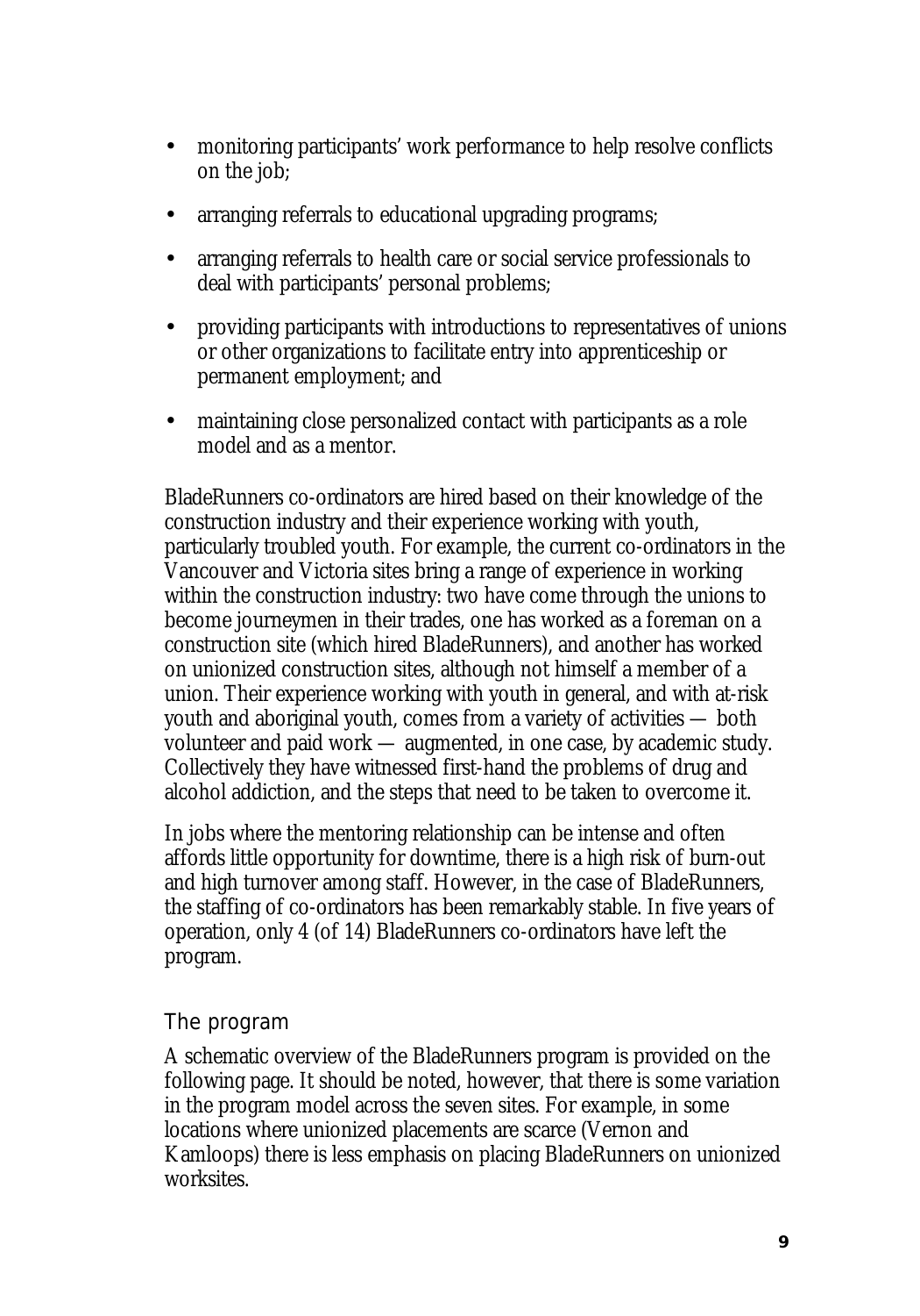- monitoring participants' work performance to help resolve conflicts on the job;
- arranging referrals to educational upgrading programs;
- arranging referrals to health care or social service professionals to deal with participants' personal problems;
- providing participants with introductions to representatives of unions or other organizations to facilitate entry into apprenticeship or permanent employment; and
- maintaining close personalized contact with participants as a role model and as a mentor.

BladeRunners co-ordinators are hired based on their knowledge of the construction industry and their experience working with youth, particularly troubled youth. For example, the current co-ordinators in the Vancouver and Victoria sites bring a range of experience in working within the construction industry: two have come through the unions to become journeymen in their trades, one has worked as a foreman on a construction site (which hired BladeRunners), and another has worked on unionized construction sites, although not himself a member of a union. Their experience working with youth in general, and with at-risk youth and aboriginal youth, comes from a variety of activities — both volunteer and paid work — augmented, in one case, by academic study. Collectively they have witnessed first-hand the problems of drug and alcohol addiction, and the steps that need to be taken to overcome it.

In jobs where the mentoring relationship can be intense and often affords little opportunity for downtime, there is a high risk of burn-out and high turnover among staff. However, in the case of BladeRunners, the staffing of co-ordinators has been remarkably stable. In five years of operation, only 4 (of 14) BladeRunners co-ordinators have left the program.

## The program

A schematic overview of the BladeRunners program is provided on the following page. It should be noted, however, that there is some variation in the program model across the seven sites. For example, in some locations where unionized placements are scarce (Vernon and Kamloops) there is less emphasis on placing BladeRunners on unionized worksites.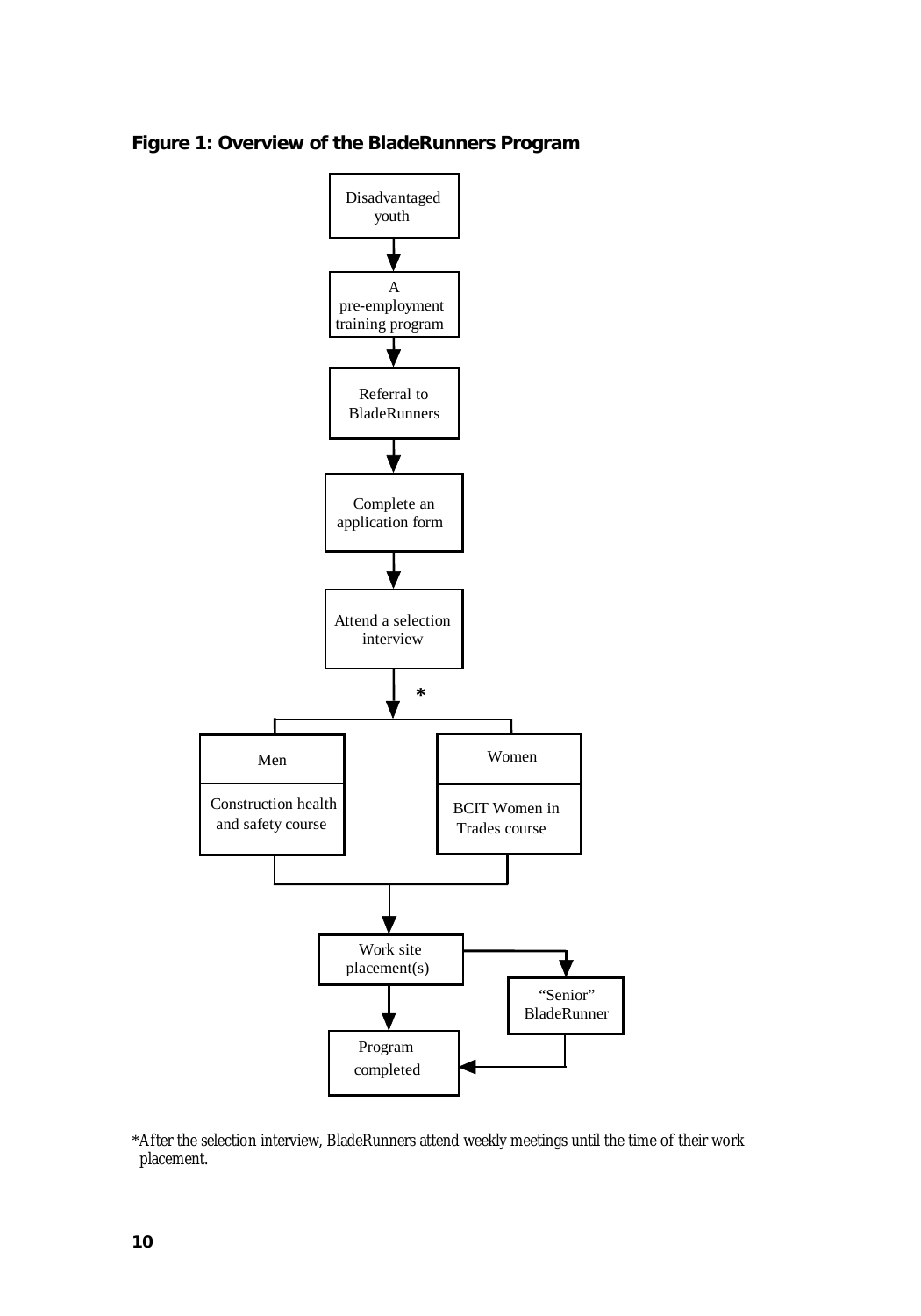**Figure 1: Overview of the BladeRunners Program**

Disadvantaged youth

A pre-employment training program

Referral to BladeRunners

Complete an application form

Attend a selection interview

*

Men

Construction health and safety course

Women

BCIT Women in Trades course

Work site placement(s)

"Senior" BladeRunner

Program completed

*After the selection interview, BladeRunners attend weekly meetings until the time of their work placement.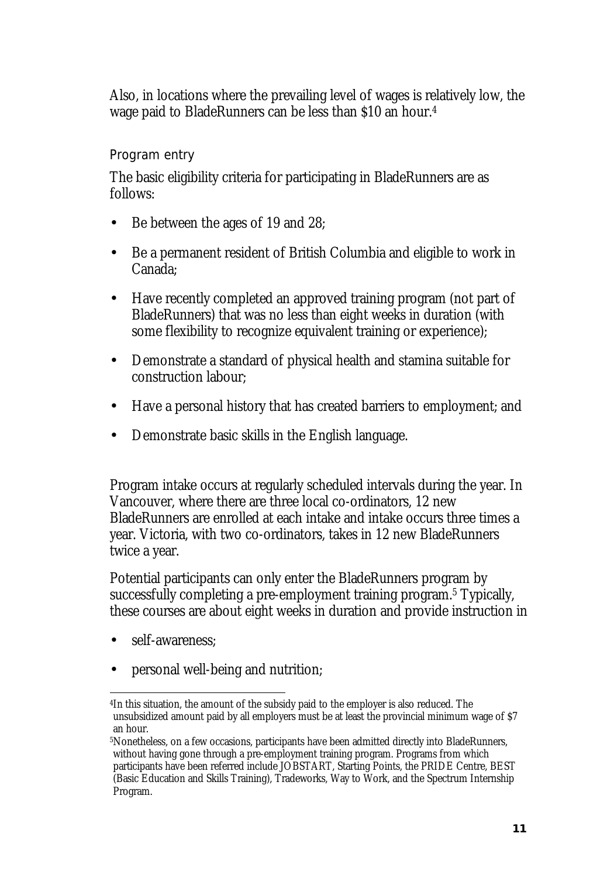Also, in locations where the prevailing level of wages is relatively low, the wage paid to BladeRunners can be less than $10 an hour.[4]

### Program entry

The basic eligibility criteria for participating in BladeRunners are as follows:

- Be between the ages of 19 and 28;
- Be a permanent resident of British Columbia and eligible to work in Canada;
- Have recently completed an approved training program (not part of BladeRunners) that was no less than eight weeks in duration (with some flexibility to recognize equivalent training or experience);
- Demonstrate a standard of physical health and stamina suitable for construction labour;
- Have a personal history that has created barriers to employment; and
- Demonstrate basic skills in the English language.

Program intake occurs at regularly scheduled intervals during the year. In Vancouver, where there are three local co-ordinators, 12 new BladeRunners are enrolled at each intake and intake occurs three times a year. Victoria, with two co-ordinators, takes in 12 new BladeRunners twice a year.

Potential participants can only enter the BladeRunners program by successfully completing a pre-employment training program.[5] Typically, these courses are about eight weeks in duration and provide instruction in

- self-awareness;
- personal well-being and nutrition;

---

[4]In this situation, the amount of the subsidy paid to the employer is also reduced. The unsubsidized amount paid by all employers must be at least the provincial minimum wage of $7 an hour.

[5]Nonetheless, on a few occasions, participants have been admitted directly into BladeRunners, without having gone through a pre-employment training program. Programs from which participants have been referred include JOBSTART, Starting Points, the PRIDE Centre, BEST (Basic Education and Skills Training), Tradeworks, Way to Work, and the Spectrum Internship Program.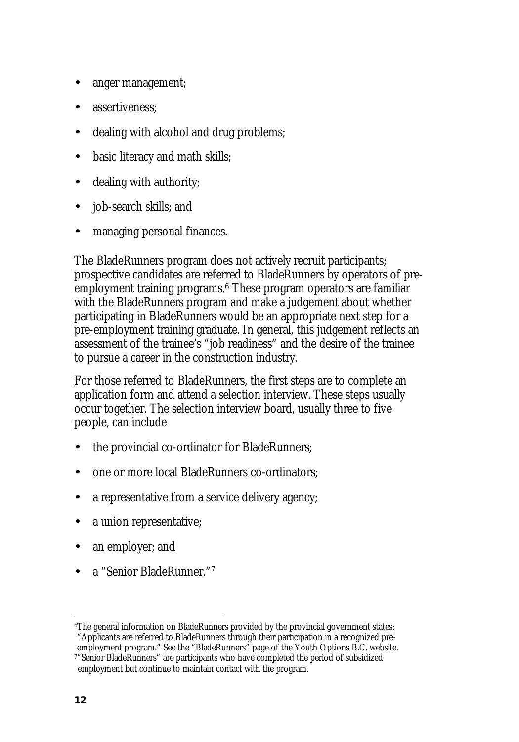- anger management;
- assertiveness;
- dealing with alcohol and drug problems;
- basic literacy and math skills;
- dealing with authority;
- job-search skills; and
- managing personal finances.

The BladeRunners program does not actively recruit participants; prospective candidates are referred to BladeRunners by operators of pre-employment training programs.[6] These program operators are familiar with the BladeRunners program and make a judgement about whether participating in BladeRunners would be an appropriate next step for a pre-employment training graduate. In general, this judgement reflects an assessment of the trainee's "job readiness" and the desire of the trainee to pursue a career in the construction industry.

For those referred to BladeRunners, the first steps are to complete an application form and attend a selection interview. These steps usually occur together. The selection interview board, usually three to five people, can include

- the provincial co-ordinator for BladeRunners;
- one or more local BladeRunners co-ordinators;
- a representative from a service delivery agency;
- a union representative;
- an employer; and
- a "Senior BladeRunner."[7]

[6]The general information on BladeRunners provided by the provincial government states: "Applicants are referred to BladeRunners through their participation in a recognized pre-employment program." See the "BladeRunners" page of the Youth Options B.C. website.

[7]"Senior BladeRunners" are participants who have completed the period of subsidized employment but continue to maintain contact with the program.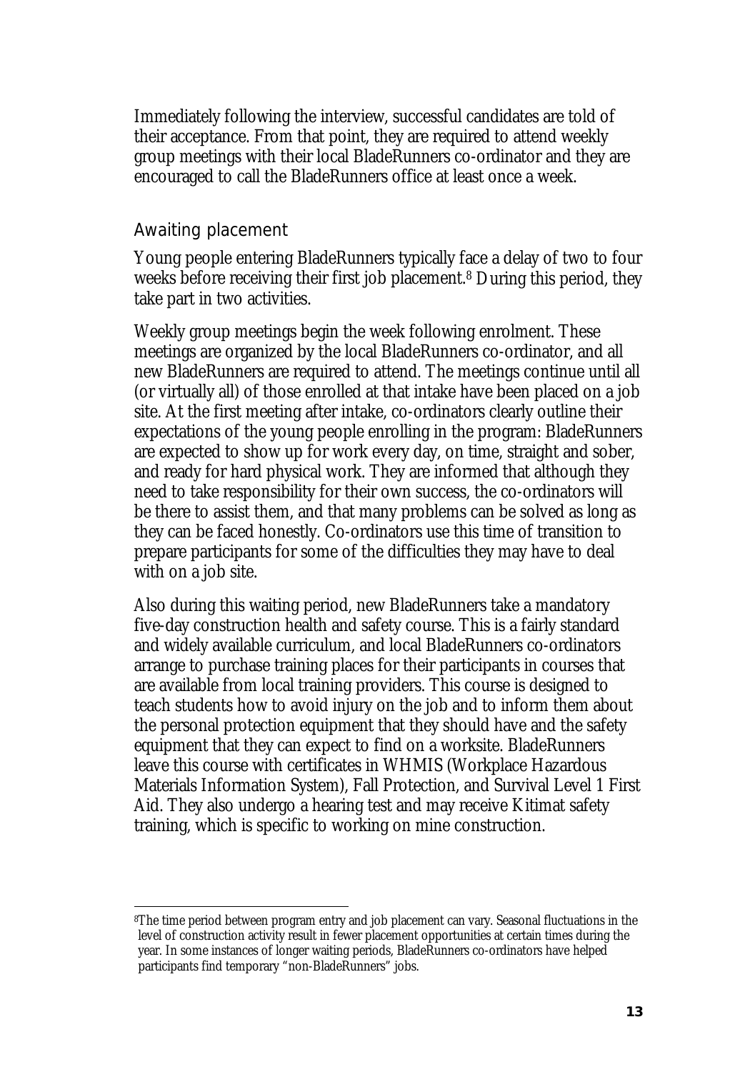Immediately following the interview, successful candidates are told of their acceptance. From that point, they are required to attend weekly group meetings with their local BladeRunners co-ordinator and they are encouraged to call the BladeRunners office at least once a week.

## Awaiting placement

Young people entering BladeRunners typically face a delay of two to four weeks before receiving their first job placement.[8] During this period, they take part in two activities.

Weekly group meetings begin the week following enrolment. These meetings are organized by the local BladeRunners co-ordinator, and all new BladeRunners are required to attend. The meetings continue until all (or virtually all) of those enrolled at that intake have been placed on a job site. At the first meeting after intake, co-ordinators clearly outline their expectations of the young people enrolling in the program: BladeRunners are expected to show up for work every day, on time, straight and sober, and ready for hard physical work. They are informed that although they need to take responsibility for their own success, the co-ordinators will be there to assist them, and that many problems can be solved as long as they can be faced honestly. Co-ordinators use this time of transition to prepare participants for some of the difficulties they may have to deal with on a job site.

Also during this waiting period, new BladeRunners take a mandatory five-day construction health and safety course. This is a fairly standard and widely available curriculum, and local BladeRunners co-ordinators arrange to purchase training places for their participants in courses that are available from local training providers. This course is designed to teach students how to avoid injury on the job and to inform them about the personal protection equipment that they should have and the safety equipment that they can expect to find on a worksite. BladeRunners leave this course with certificates in WHMIS (Workplace Hazardous Materials Information System), Fall Protection, and Survival Level 1 First Aid. They also undergo a hearing test and may receive Kitimat safety training, which is specific to working on mine construction.

---

[8] The time period between program entry and job placement can vary. Seasonal fluctuations in the level of construction activity result in fewer placement opportunities at certain times during the year. In some instances of longer waiting periods, BladeRunners co-ordinators have helped participants find temporary "non-BladeRunners" jobs.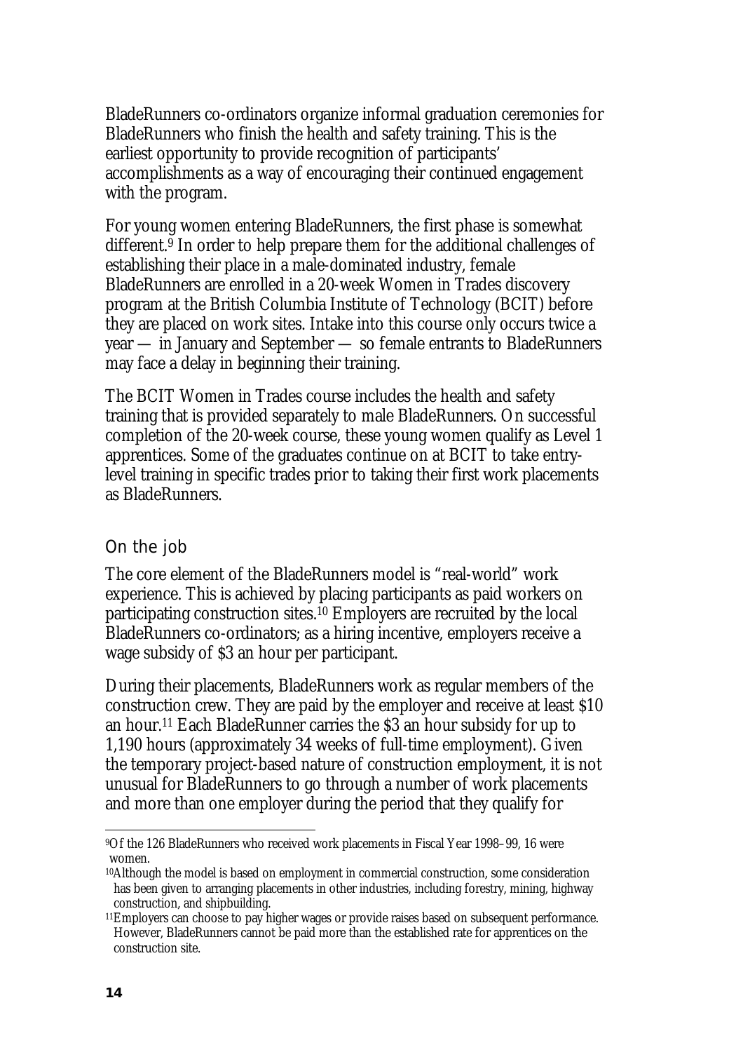BladeRunners co-ordinators organize informal graduation ceremonies for BladeRunners who finish the health and safety training. This is the earliest opportunity to provide recognition of participants' accomplishments as a way of encouraging their continued engagement with the program.

For young women entering BladeRunners, the first phase is somewhat different.[9] In order to help prepare them for the additional challenges of establishing their place in a male-dominated industry, female BladeRunners are enrolled in a 20-week Women in Trades discovery program at the British Columbia Institute of Technology (BCIT) before they are placed on work sites. Intake into this course only occurs twice a year — in January and September — so female entrants to BladeRunners may face a delay in beginning their training.

The BCIT Women in Trades course includes the health and safety training that is provided separately to male BladeRunners. On successful completion of the 20-week course, these young women qualify as Level 1 apprentices. Some of the graduates continue on at BCIT to take entry-level training in specific trades prior to taking their first work placements as BladeRunners.

### On the job

The core element of the BladeRunners model is "real-world" work experience. This is achieved by placing participants as paid workers on participating construction sites.[10] Employers are recruited by the local BladeRunners co-ordinators; as a hiring incentive, employers receive a wage subsidy of $3 an hour per participant.

During their placements, BladeRunners work as regular members of the construction crew. They are paid by the employer and receive at least $10 an hour.[11] Each BladeRunner carries the $3 an hour subsidy for up to 1,190 hours (approximately 34 weeks of full-time employment). Given the temporary project-based nature of construction employment, it is not unusual for BladeRunners to go through a number of work placements and more than one employer during the period that they qualify for

---

[9] Of the 126 BladeRunners who received work placements in Fiscal Year 1998–99, 16 were women.

[10] Although the model is based on employment in commercial construction, some consideration has been given to arranging placements in other industries, including forestry, mining, highway construction, and shipbuilding.

[11] Employers can choose to pay higher wages or provide raises based on subsequent performance. However, BladeRunners cannot be paid more than the established rate for apprentices on the construction site.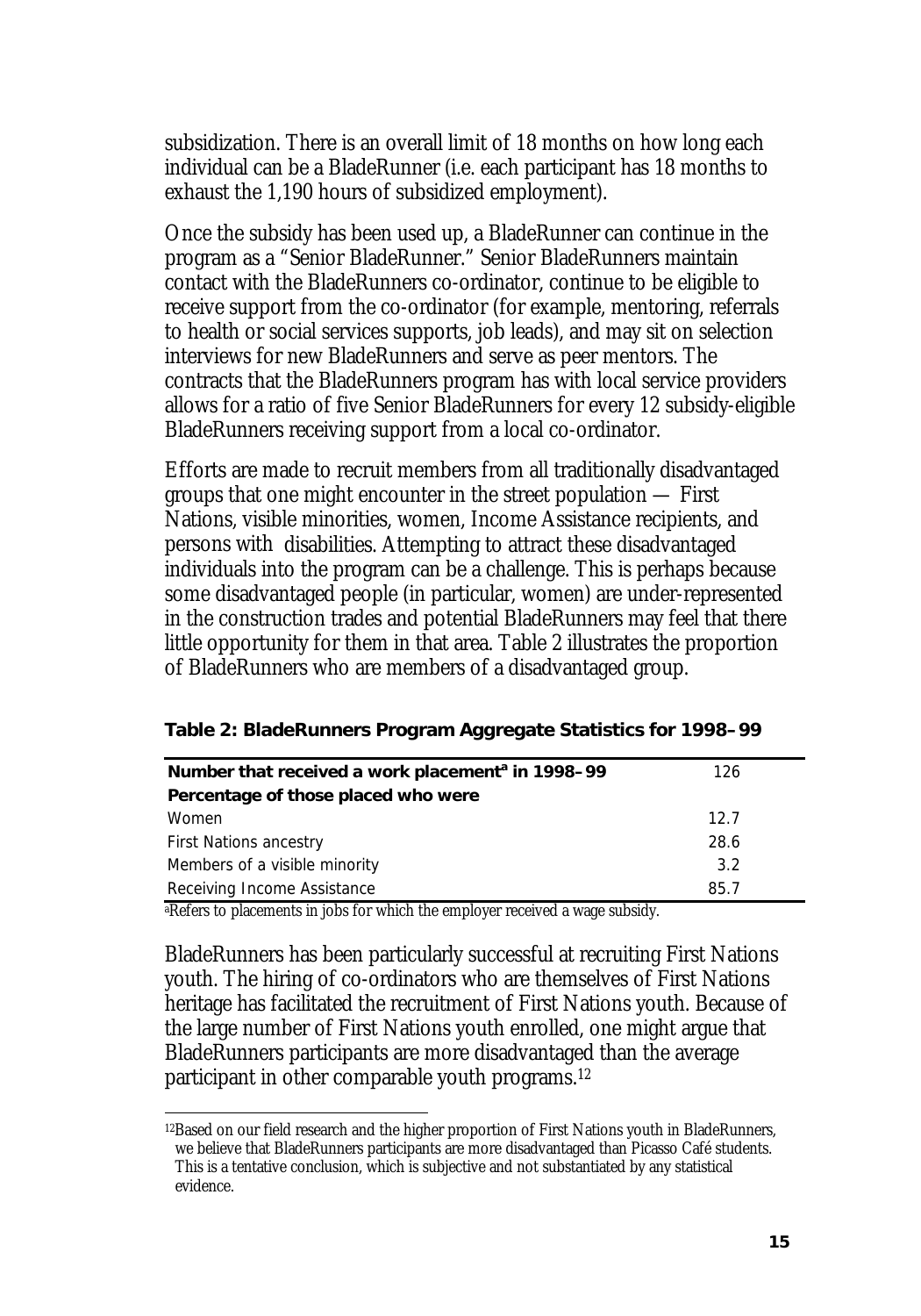subsidization. There is an overall limit of 18 months on how long each individual can be a BladeRunner (i.e. each participant has 18 months to exhaust the 1,190 hours of subsidized employment).

Once the subsidy has been used up, a BladeRunner can continue in the program as a "Senior BladeRunner." Senior BladeRunners maintain contact with the BladeRunners co-ordinator, continue to be eligible to receive support from the co-ordinator (for example, mentoring, referrals to health or social services supports, job leads), and may sit on selection interviews for new BladeRunners and serve as peer mentors. The contracts that the BladeRunners program has with local service providers allows for a ratio of five Senior BladeRunners for every 12 subsidy-eligible BladeRunners receiving support from a local co-ordinator.

Efforts are made to recruit members from all traditionally disadvantaged groups that one might encounter in the street population — First Nations, visible minorities, women, Income Assistance recipients, and persons with disabilities. Attempting to attract these disadvantaged individuals into the program can be a challenge. This is perhaps because some disadvantaged people (in particular, women) are under-represented in the construction trades and potential BladeRunners may feel that there little opportunity for them in that area. Table 2 illustrates the proportion of BladeRunners who are members of a disadvantaged group.

**Table 2: BladeRunners Program Aggregate Statistics for 1998–99**

| **Number that received a work placement[a] in 1998–99** | 126 |
|---|---|
| **Percentage of those placed who were** | |
| Women | 12.7 |
| First Nations ancestry | 28.6 |
| Members of a visible minority | 3.2 |
| Receiving Income Assistance | 85.7 |

[a]Refers to placements in jobs for which the employer received a wage subsidy.

BladeRunners has been particularly successful at recruiting First Nations youth. The hiring of co-ordinators who are themselves of First Nations heritage has facilitated the recruitment of First Nations youth. Because of the large number of First Nations youth enrolled, one might argue that BladeRunners participants are more disadvantaged than the average participant in other comparable youth programs.[12]

[12]Based on our field research and the higher proportion of First Nations youth in BladeRunners, we believe that BladeRunners participants are more disadvantaged than Picasso Café students. This is a tentative conclusion, which is subjective and not substantiated by any statistical evidence.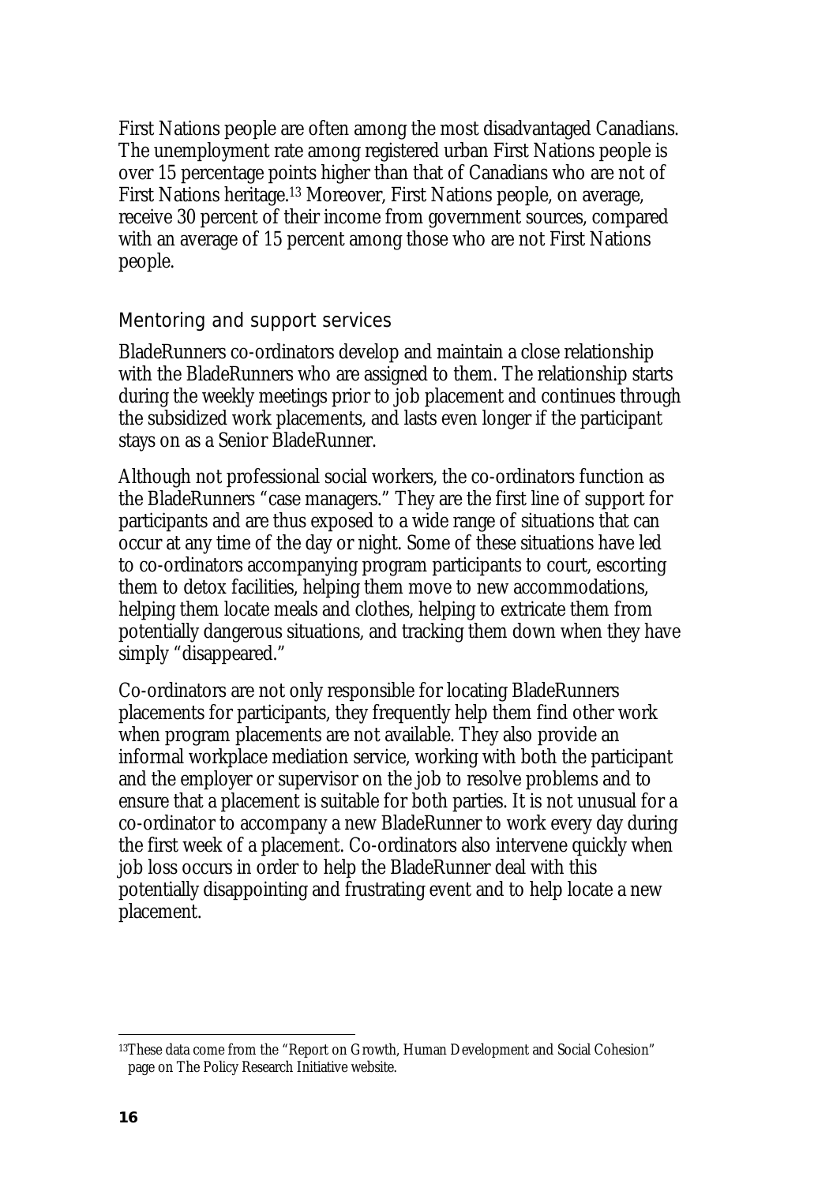First Nations people are often among the most disadvantaged Canadians. The unemployment rate among registered urban First Nations people is over 15 percentage points higher than that of Canadians who are not of First Nations heritage.[13] Moreover, First Nations people, on average, receive 30 percent of their income from government sources, compared with an average of 15 percent among those who are not First Nations people.

## Mentoring and support services

BladeRunners co-ordinators develop and maintain a close relationship with the BladeRunners who are assigned to them. The relationship starts during the weekly meetings prior to job placement and continues through the subsidized work placements, and lasts even longer if the participant stays on as a Senior BladeRunner.

Although not professional social workers, the co-ordinators function as the BladeRunners "case managers." They are the first line of support for participants and are thus exposed to a wide range of situations that can occur at any time of the day or night. Some of these situations have led to co-ordinators accompanying program participants to court, escorting them to detox facilities, helping them move to new accommodations, helping them locate meals and clothes, helping to extricate them from potentially dangerous situations, and tracking them down when they have simply "disappeared."

Co-ordinators are not only responsible for locating BladeRunners placements for participants, they frequently help them find other work when program placements are not available. They also provide an informal workplace mediation service, working with both the participant and the employer or supervisor on the job to resolve problems and to ensure that a placement is suitable for both parties. It is not unusual for a co-ordinator to accompany a new BladeRunner to work every day during the first week of a placement. Co-ordinators also intervene quickly when job loss occurs in order to help the BladeRunner deal with this potentially disappointing and frustrating event and to help locate a new placement.

---

[13] These data come from the "Report on Growth, Human Development and Social Cohesion" page on The Policy Research Initiative website.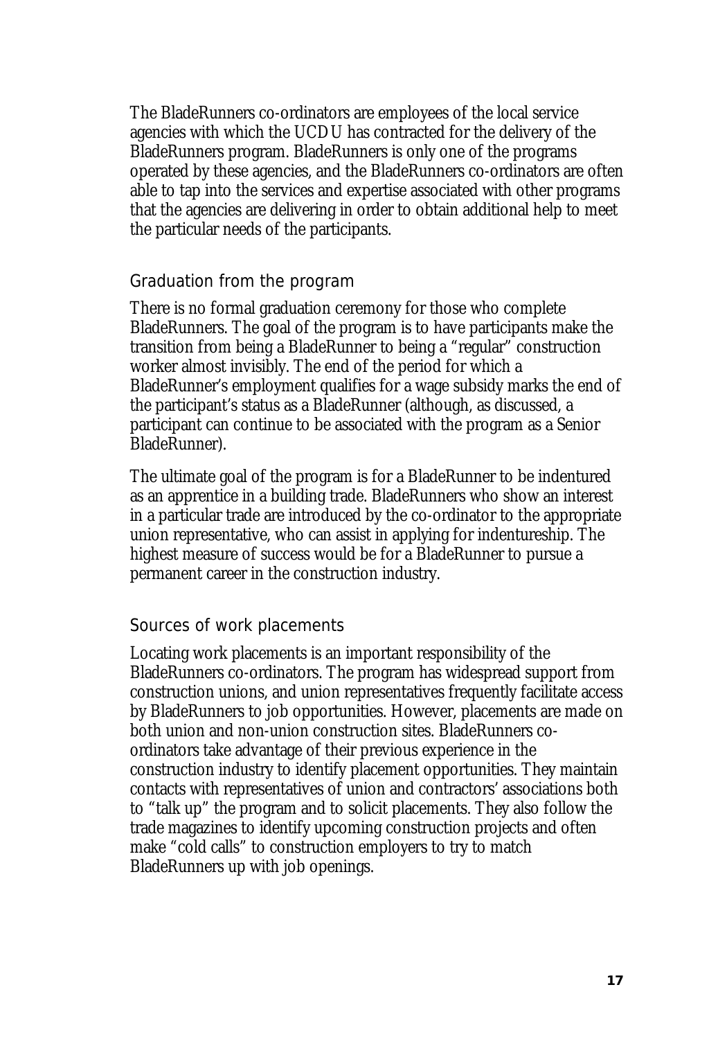The BladeRunners co-ordinators are employees of the local service agencies with which the UCDU has contracted for the delivery of the BladeRunners program. BladeRunners is only one of the programs operated by these agencies, and the BladeRunners co-ordinators are often able to tap into the services and expertise associated with other programs that the agencies are delivering in order to obtain additional help to meet the particular needs of the participants.

### Graduation from the program

There is no formal graduation ceremony for those who complete BladeRunners. The goal of the program is to have participants make the transition from being a BladeRunner to being a "regular" construction worker almost invisibly. The end of the period for which a BladeRunner's employment qualifies for a wage subsidy marks the end of the participant's status as a BladeRunner (although, as discussed, a participant can continue to be associated with the program as a Senior BladeRunner).

The ultimate goal of the program is for a BladeRunner to be indentured as an apprentice in a building trade. BladeRunners who show an interest in a particular trade are introduced by the co-ordinator to the appropriate union representative, who can assist in applying for indentureship. The highest measure of success would be for a BladeRunner to pursue a permanent career in the construction industry.

### Sources of work placements

Locating work placements is an important responsibility of the BladeRunners co-ordinators. The program has widespread support from construction unions, and union representatives frequently facilitate access by BladeRunners to job opportunities. However, placements are made on both union and non-union construction sites. BladeRunners co-ordinators take advantage of their previous experience in the construction industry to identify placement opportunities. They maintain contacts with representatives of union and contractors' associations both to "talk up" the program and to solicit placements. They also follow the trade magazines to identify upcoming construction projects and often make "cold calls" to construction employers to try to match BladeRunners up with job openings.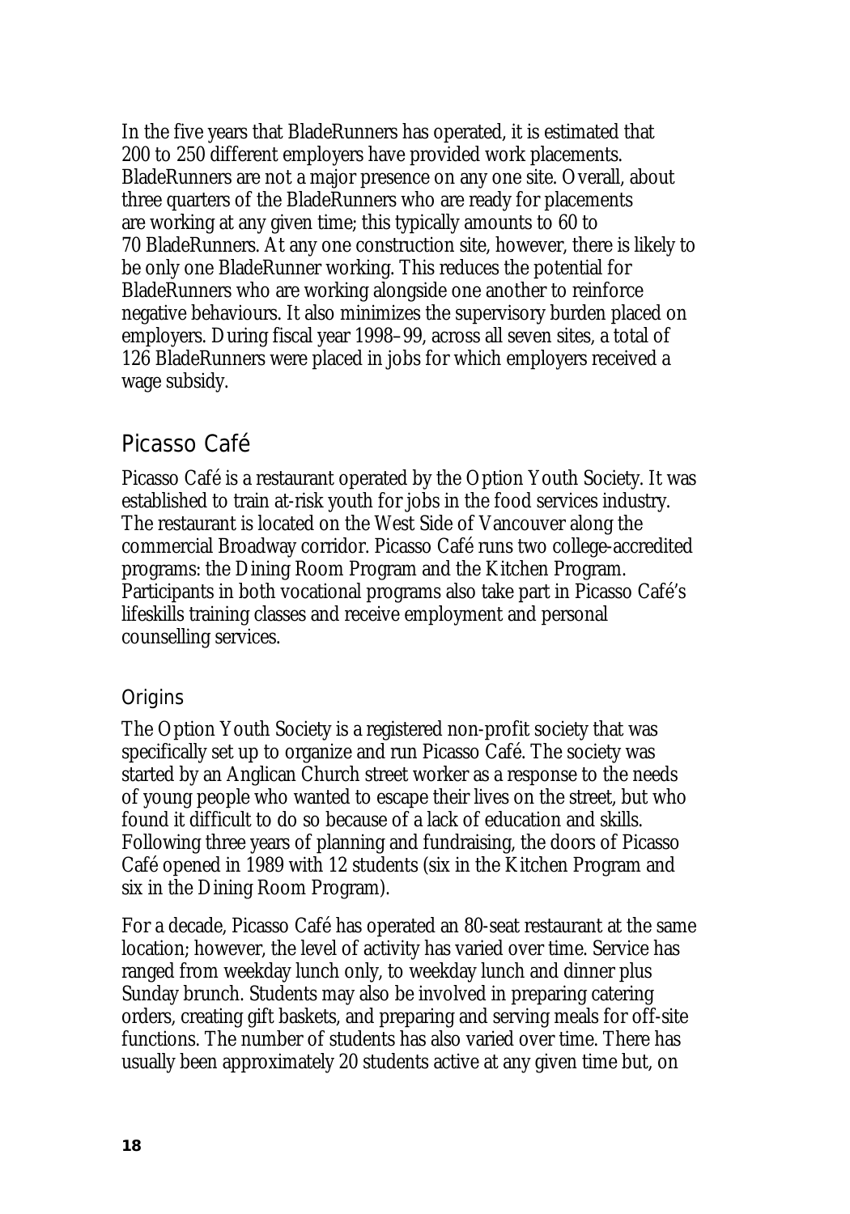In the five years that BladeRunners has operated, it is estimated that 200 to 250 different employers have provided work placements. BladeRunners are not a major presence on any one site. Overall, about three quarters of the BladeRunners who are ready for placements are working at any given time; this typically amounts to 60 to 70 BladeRunners. At any one construction site, however, there is likely to be only one BladeRunner working. This reduces the potential for BladeRunners who are working alongside one another to reinforce negative behaviours. It also minimizes the supervisory burden placed on employers. During fiscal year 1998–99, across all seven sites, a total of 126 BladeRunners were placed in jobs for which employers received a wage subsidy.

## Picasso Café

Picasso Café is a restaurant operated by the Option Youth Society. It was established to train at-risk youth for jobs in the food services industry. The restaurant is located on the West Side of Vancouver along the commercial Broadway corridor. Picasso Café runs two college-accredited programs: the Dining Room Program and the Kitchen Program. Participants in both vocational programs also take part in Picasso Café's lifeskills training classes and receive employment and personal counselling services.

### Origins

The Option Youth Society is a registered non-profit society that was specifically set up to organize and run Picasso Café. The society was started by an Anglican Church street worker as a response to the needs of young people who wanted to escape their lives on the street, but who found it difficult to do so because of a lack of education and skills. Following three years of planning and fundraising, the doors of Picasso Café opened in 1989 with 12 students (six in the Kitchen Program and six in the Dining Room Program).

For a decade, Picasso Café has operated an 80-seat restaurant at the same location; however, the level of activity has varied over time. Service has ranged from weekday lunch only, to weekday lunch and dinner plus Sunday brunch. Students may also be involved in preparing catering orders, creating gift baskets, and preparing and serving meals for off-site functions. The number of students has also varied over time. There has usually been approximately 20 students active at any given time but, on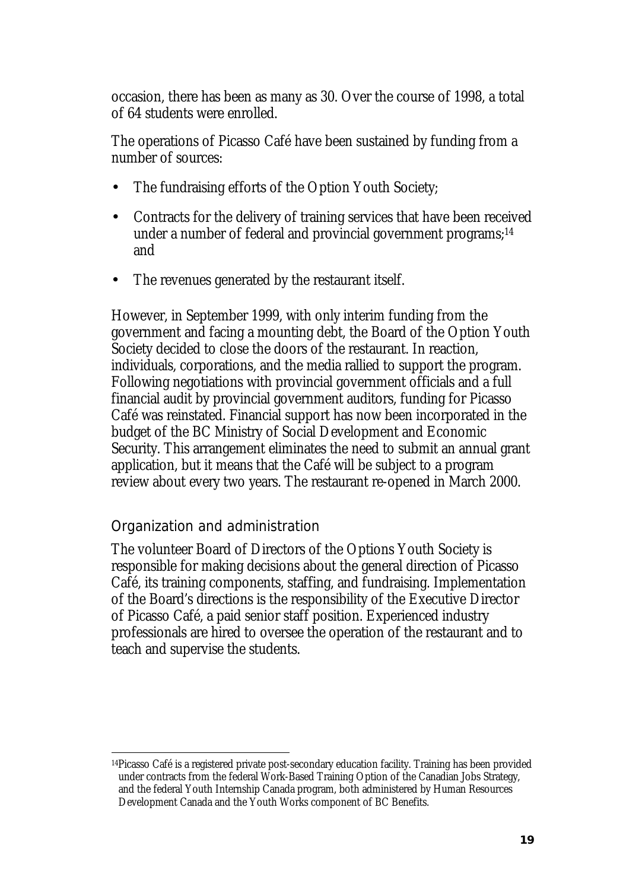occasion, there has been as many as 30. Over the course of 1998, a total of 64 students were enrolled.

The operations of Picasso Café have been sustained by funding from a number of sources:

- The fundraising efforts of the Option Youth Society;
- Contracts for the delivery of training services that have been received under a number of federal and provincial government programs;[14] and
- The revenues generated by the restaurant itself.

However, in September 1999, with only interim funding from the government and facing a mounting debt, the Board of the Option Youth Society decided to close the doors of the restaurant. In reaction, individuals, corporations, and the media rallied to support the program. Following negotiations with provincial government officials and a full financial audit by provincial government auditors, funding for Picasso Café was reinstated. Financial support has now been incorporated in the budget of the BC Ministry of Social Development and Economic Security. This arrangement eliminates the need to submit an annual grant application, but it means that the Café will be subject to a program review about every two years. The restaurant re-opened in March 2000.

### Organization and administration

The volunteer Board of Directors of the Options Youth Society is responsible for making decisions about the general direction of Picasso Café, its training components, staffing, and fundraising. Implementation of the Board's directions is the responsibility of the Executive Director of Picasso Café, a paid senior staff position. Experienced industry professionals are hired to oversee the operation of the restaurant and to teach and supervise the students.

[14]Picasso Café is a registered private post-secondary education facility. Training has been provided under contracts from the federal Work-Based Training Option of the Canadian Jobs Strategy, and the federal Youth Internship Canada program, both administered by Human Resources Development Canada and the Youth Works component of BC Benefits.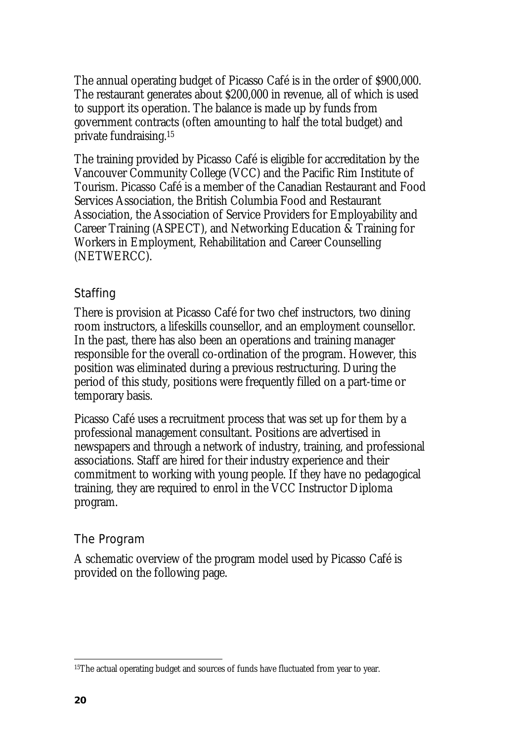The annual operating budget of Picasso Café is in the order of $900,000. The restaurant generates about $200,000 in revenue, all of which is used to support its operation. The balance is made up by funds from government contracts (often amounting to half the total budget) and private fundraising.[15]

The training provided by Picasso Café is eligible for accreditation by the Vancouver Community College (VCC) and the Pacific Rim Institute of Tourism. Picasso Café is a member of the Canadian Restaurant and Food Services Association, the British Columbia Food and Restaurant Association, the Association of Service Providers for Employability and Career Training (ASPECT), and Networking Education & Training for Workers in Employment, Rehabilitation and Career Counselling (NETWERCC).

### Staffing

There is provision at Picasso Café for two chef instructors, two dining room instructors, a lifeskills counsellor, and an employment counsellor. In the past, there has also been an operations and training manager responsible for the overall co-ordination of the program. However, this position was eliminated during a previous restructuring. During the period of this study, positions were frequently filled on a part-time or temporary basis.

Picasso Café uses a recruitment process that was set up for them by a professional management consultant. Positions are advertised in newspapers and through a network of industry, training, and professional associations. Staff are hired for their industry experience and their commitment to working with young people. If they have no pedagogical training, they are required to enrol in the VCC Instructor Diploma program.

### The Program

A schematic overview of the program model used by Picasso Café is provided on the following page.

---

[15] The actual operating budget and sources of funds have fluctuated from year to year.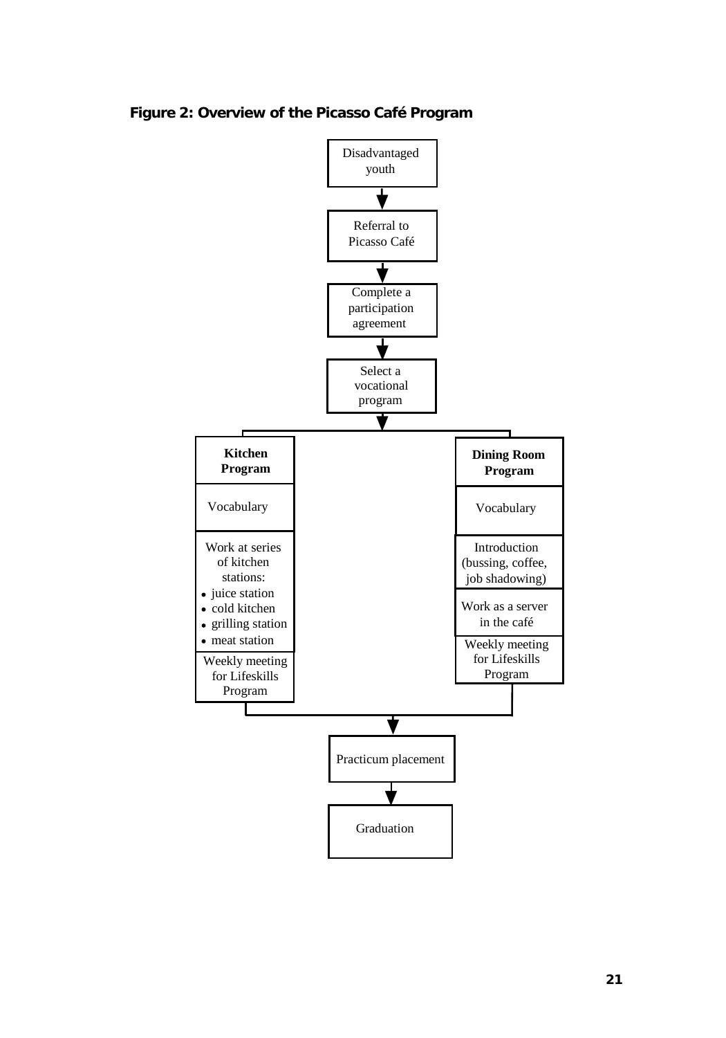**Figure 2: Overview of the Picasso Café Program**

Disadvantaged youth

↓

Referral to Picasso Café

↓

Complete a participation agreement

↓

Select a vocational program

↓

**Kitchen Program**

- Vocabulary
- Work at series of kitchen stations:
  - juice station
  - cold kitchen
  - grilling station
  - meat station
- Weekly meeting for Lifeskills Program

**Dining Room Program**

- Vocabulary
- Introduction (bussing, coffee, job shadowing)
- Work as a server in the café
- Weekly meeting for Lifeskills Program

↓

Practicum placement

↓

Graduation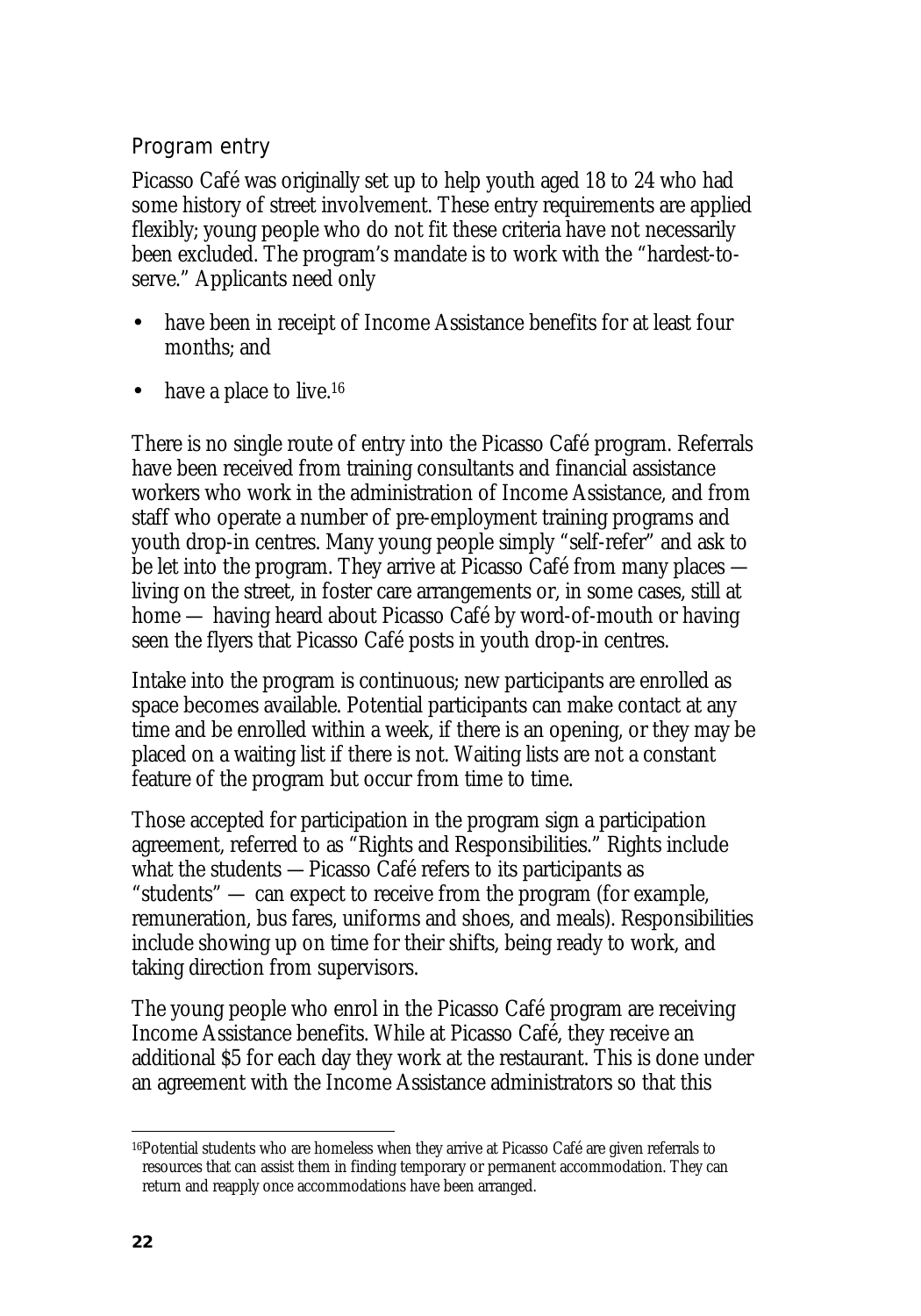### Program entry

Picasso Café was originally set up to help youth aged 18 to 24 who had some history of street involvement. These entry requirements are applied flexibly; young people who do not fit these criteria have not necessarily been excluded. The program's mandate is to work with the "hardest-to-serve." Applicants need only

- have been in receipt of Income Assistance benefits for at least four months; and
- have a place to live.[16]

There is no single route of entry into the Picasso Café program. Referrals have been received from training consultants and financial assistance workers who work in the administration of Income Assistance, and from staff who operate a number of pre-employment training programs and youth drop-in centres. Many young people simply "self-refer" and ask to be let into the program. They arrive at Picasso Café from many places — living on the street, in foster care arrangements or, in some cases, still at home — having heard about Picasso Café by word-of-mouth or having seen the flyers that Picasso Café posts in youth drop-in centres.

Intake into the program is continuous; new participants are enrolled as space becomes available. Potential participants can make contact at any time and be enrolled within a week, if there is an opening, or they may be placed on a waiting list if there is not. Waiting lists are not a constant feature of the program but occur from time to time.

Those accepted for participation in the program sign a participation agreement, referred to as "Rights and Responsibilities." Rights include what the students — Picasso Café refers to its participants as "students" — can expect to receive from the program (for example, remuneration, bus fares, uniforms and shoes, and meals). Responsibilities include showing up on time for their shifts, being ready to work, and taking direction from supervisors.

The young people who enrol in the Picasso Café program are receiving Income Assistance benefits. While at Picasso Café, they receive an additional $5 for each day they work at the restaurant. This is done under an agreement with the Income Assistance administrators so that this

[16]Potential students who are homeless when they arrive at Picasso Café are given referrals to resources that can assist them in finding temporary or permanent accommodation. They can return and reapply once accommodations have been arranged.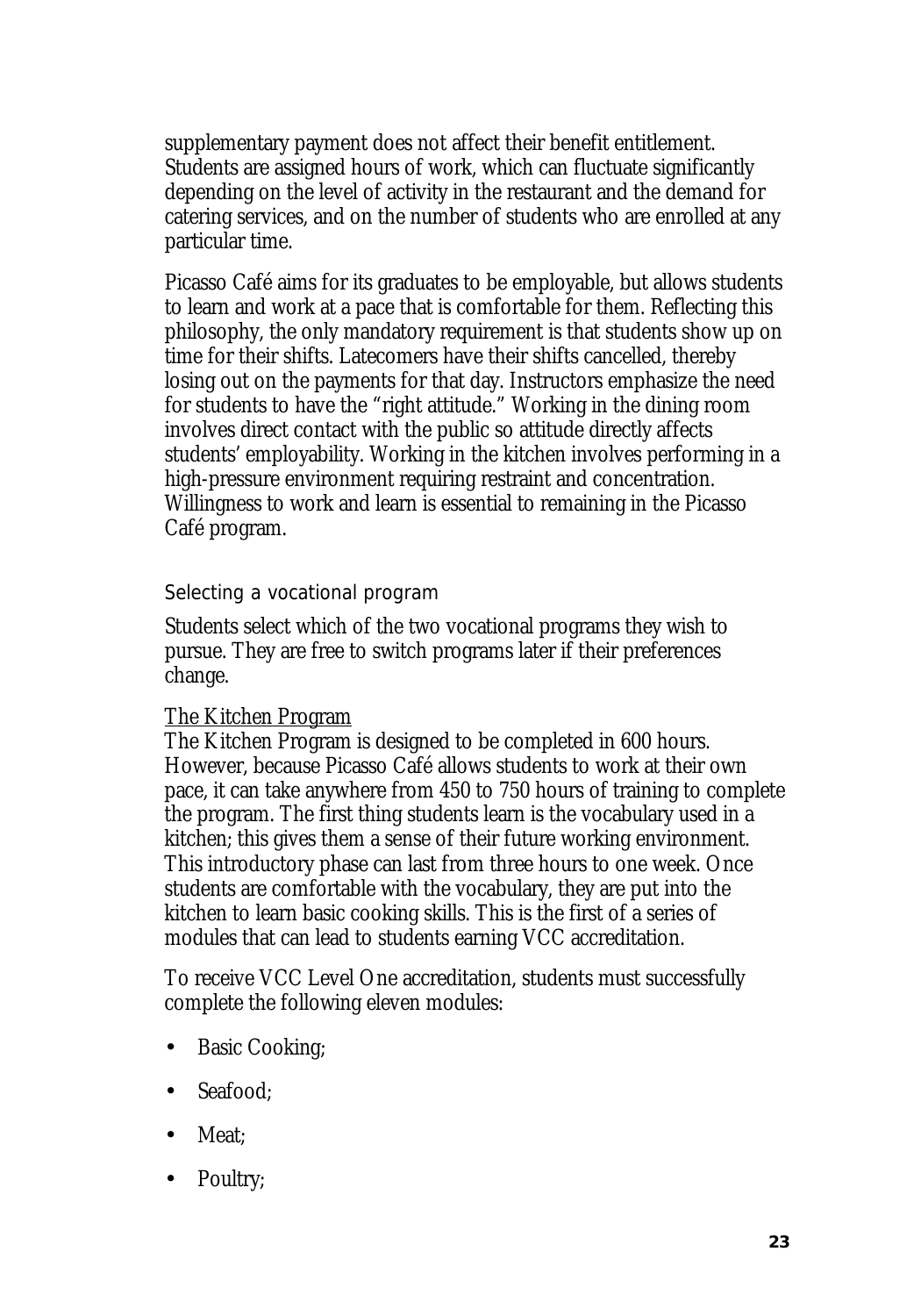supplementary payment does not affect their benefit entitlement. Students are assigned hours of work, which can fluctuate significantly depending on the level of activity in the restaurant and the demand for catering services, and on the number of students who are enrolled at any particular time.

Picasso Café aims for its graduates to be employable, but allows students to learn and work at a pace that is comfortable for them. Reflecting this philosophy, the only mandatory requirement is that students show up on time for their shifts. Latecomers have their shifts cancelled, thereby losing out on the payments for that day. Instructors emphasize the need for students to have the "right attitude." Working in the dining room involves direct contact with the public so attitude directly affects students' employability. Working in the kitchen involves performing in a high-pressure environment requiring restraint and concentration. Willingness to work and learn is essential to remaining in the Picasso Café program.

### Selecting a vocational program

Students select which of the two vocational programs they wish to pursue. They are free to switch programs later if their preferences change.

<u>The Kitchen Program</u>

The Kitchen Program is designed to be completed in 600 hours. However, because Picasso Café allows students to work at their own pace, it can take anywhere from 450 to 750 hours of training to complete the program. The first thing students learn is the vocabulary used in a kitchen; this gives them a sense of their future working environment. This introductory phase can last from three hours to one week. Once students are comfortable with the vocabulary, they are put into the kitchen to learn basic cooking skills. This is the first of a series of modules that can lead to students earning VCC accreditation.

To receive VCC Level One accreditation, students must successfully complete the following eleven modules:

- Basic Cooking;
- Seafood;
- Meat;
- Poultry;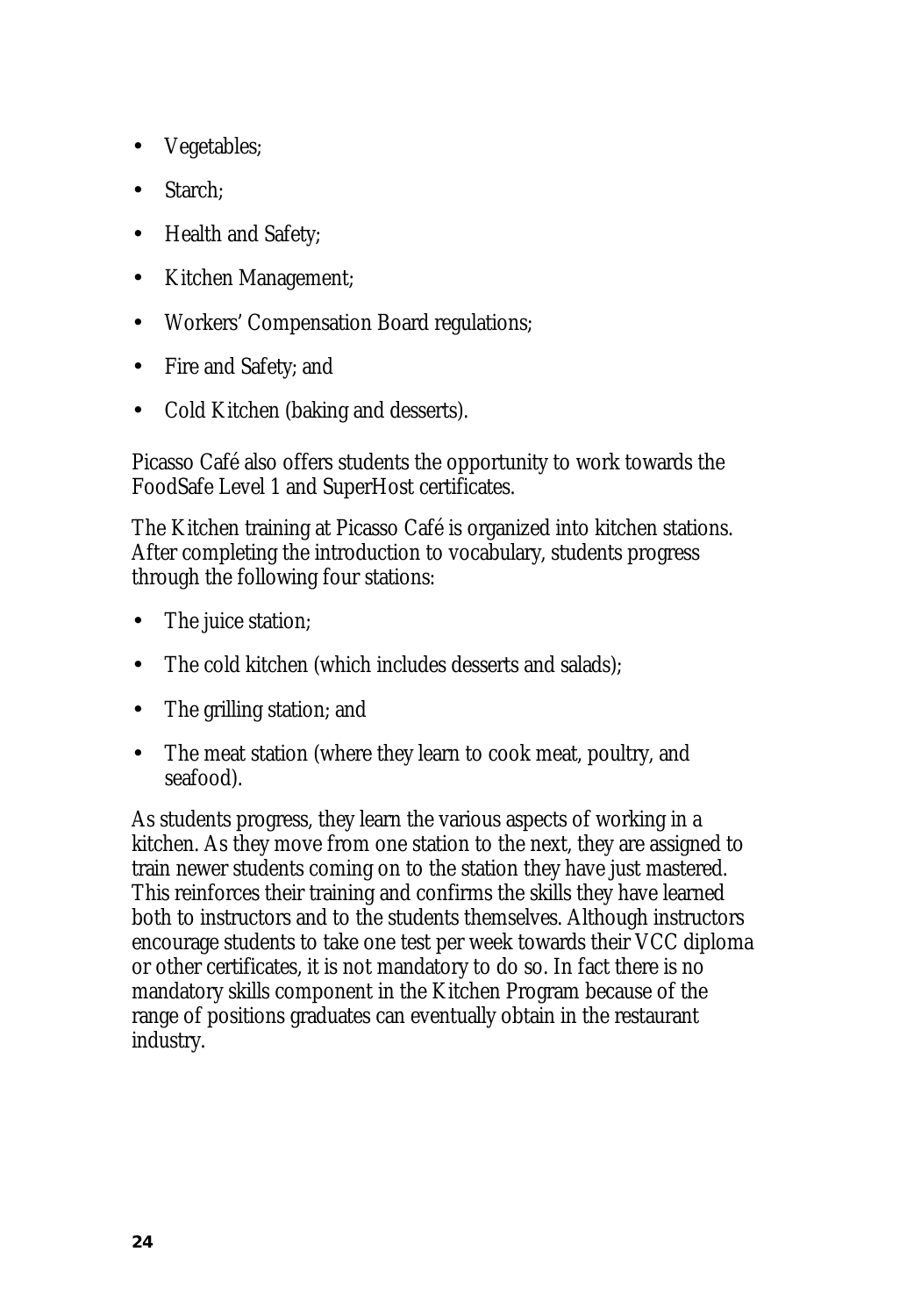- Vegetables;
- Starch;
- Health and Safety;
- Kitchen Management;
- Workers' Compensation Board regulations;
- Fire and Safety; and
- Cold Kitchen (baking and desserts).

Picasso Café also offers students the opportunity to work towards the FoodSafe Level 1 and SuperHost certificates.

The Kitchen training at Picasso Café is organized into kitchen stations. After completing the introduction to vocabulary, students progress through the following four stations:

- The juice station;
- The cold kitchen (which includes desserts and salads);
- The grilling station; and
- The meat station (where they learn to cook meat, poultry, and seafood).

As students progress, they learn the various aspects of working in a kitchen. As they move from one station to the next, they are assigned to train newer students coming on to the station they have just mastered. This reinforces their training and confirms the skills they have learned both to instructors and to the students themselves. Although instructors encourage students to take one test per week towards their VCC diploma or other certificates, it is not mandatory to do so. In fact there is no mandatory skills component in the Kitchen Program because of the range of positions graduates can eventually obtain in the restaurant industry.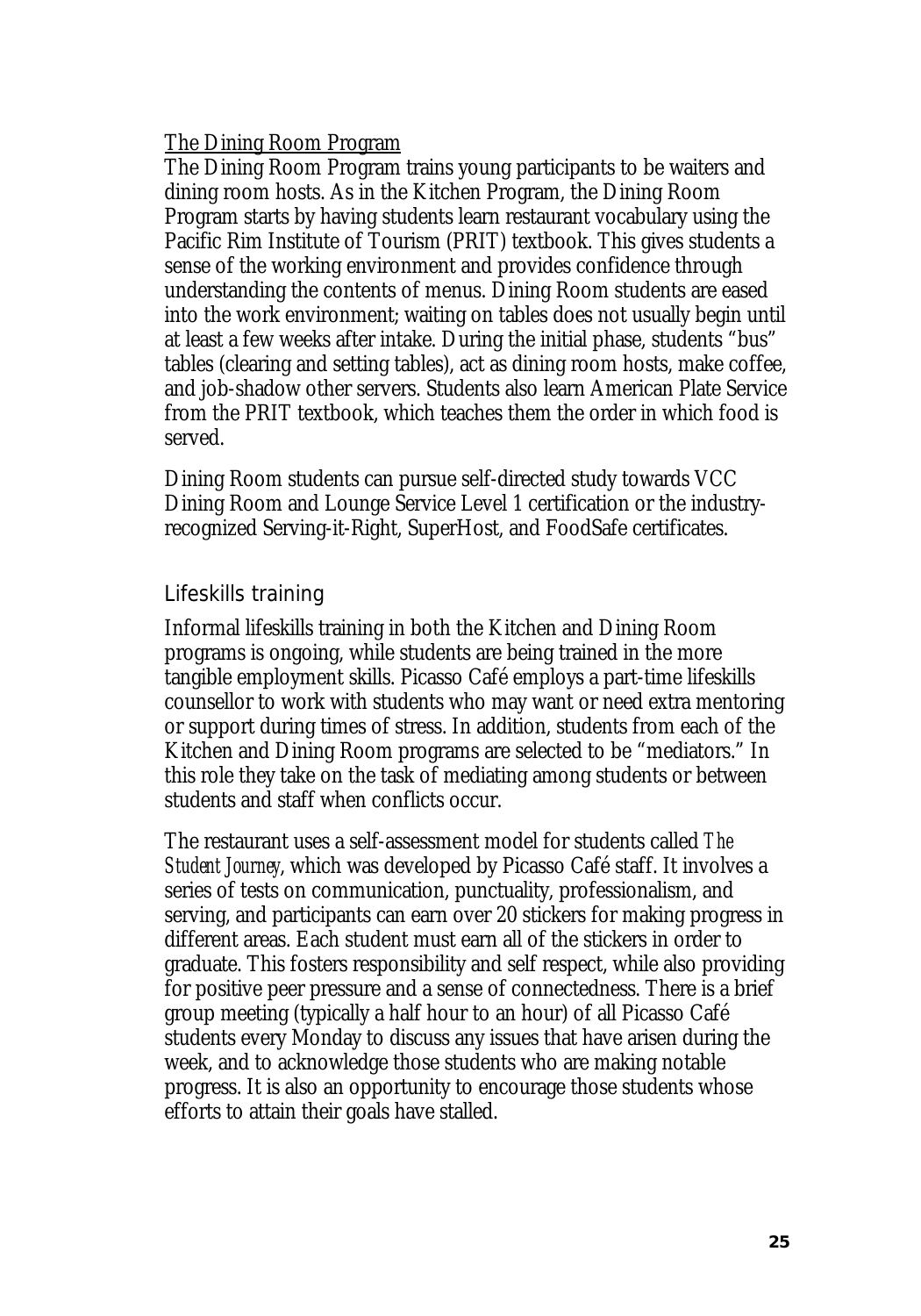### The Dining Room Program

The Dining Room Program trains young participants to be waiters and dining room hosts. As in the Kitchen Program, the Dining Room Program starts by having students learn restaurant vocabulary using the Pacific Rim Institute of Tourism (PRIT) textbook. This gives students a sense of the working environment and provides confidence through understanding the contents of menus. Dining Room students are eased into the work environment; waiting on tables does not usually begin until at least a few weeks after intake. During the initial phase, students "bus" tables (clearing and setting tables), act as dining room hosts, make coffee, and job-shadow other servers. Students also learn American Plate Service from the PRIT textbook, which teaches them the order in which food is served.

Dining Room students can pursue self-directed study towards VCC Dining Room and Lounge Service Level 1 certification or the industry-recognized Serving-it-Right, SuperHost, and FoodSafe certificates.

## Lifeskills training

Informal lifeskills training in both the Kitchen and Dining Room programs is ongoing, while students are being trained in the more tangible employment skills. Picasso Café employs a part-time lifeskills counsellor to work with students who may want or need extra mentoring or support during times of stress. In addition, students from each of the Kitchen and Dining Room programs are selected to be "mediators." In this role they take on the task of mediating among students or between students and staff when conflicts occur.

The restaurant uses a self-assessment model for students called *The Student Journey*, which was developed by Picasso Café staff. It involves a series of tests on communication, punctuality, professionalism, and serving, and participants can earn over 20 stickers for making progress in different areas. Each student must earn all of the stickers in order to graduate. This fosters responsibility and self respect, while also providing for positive peer pressure and a sense of connectedness. There is a brief group meeting (typically a half hour to an hour) of all Picasso Café students every Monday to discuss any issues that have arisen during the week, and to acknowledge those students who are making notable progress. It is also an opportunity to encourage those students whose efforts to attain their goals have stalled.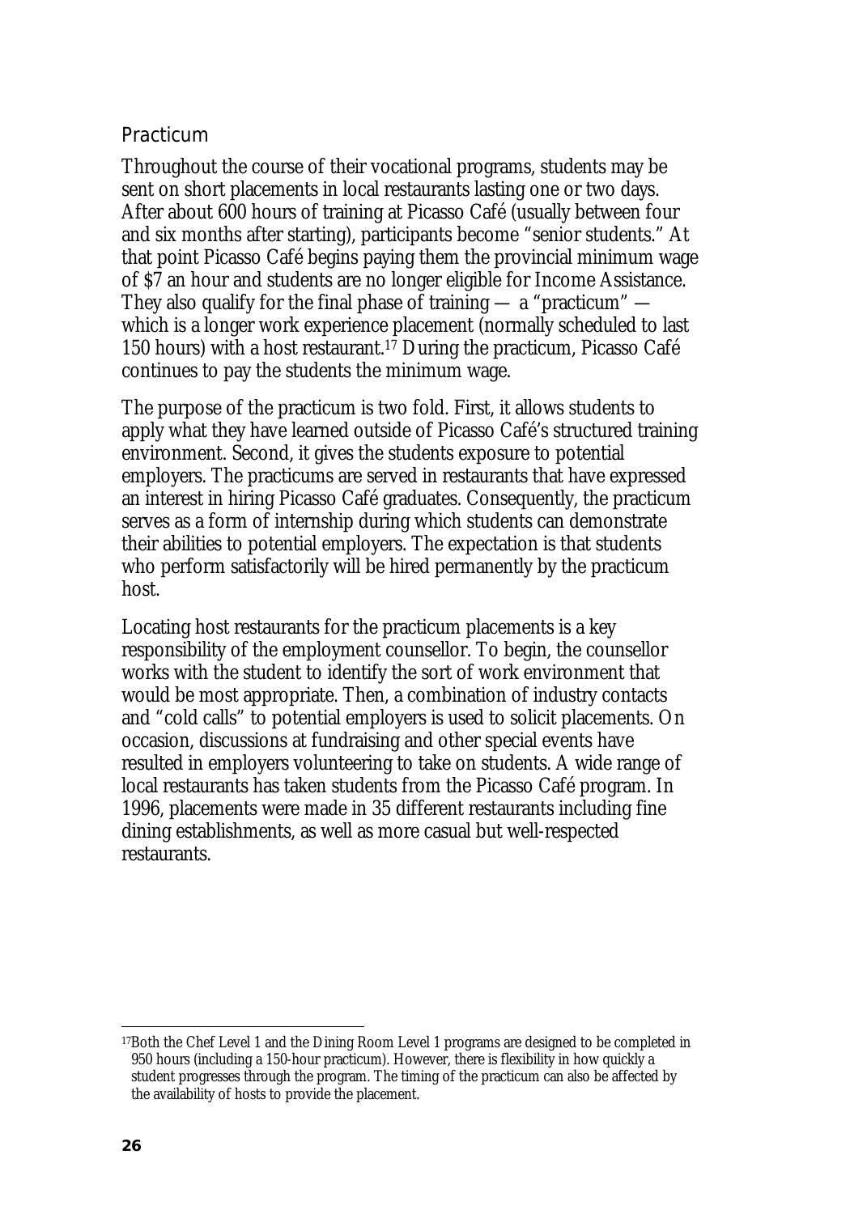### Practicum

Throughout the course of their vocational programs, students may be sent on short placements in local restaurants lasting one or two days. After about 600 hours of training at Picasso Café (usually between four and six months after starting), participants become "senior students." At that point Picasso Café begins paying them the provincial minimum wage of $7 an hour and students are no longer eligible for Income Assistance. They also qualify for the final phase of training — a "practicum" — which is a longer work experience placement (normally scheduled to last 150 hours) with a host restaurant.[17] During the practicum, Picasso Café continues to pay the students the minimum wage.

The purpose of the practicum is two fold. First, it allows students to apply what they have learned outside of Picasso Café's structured training environment. Second, it gives the students exposure to potential employers. The practicums are served in restaurants that have expressed an interest in hiring Picasso Café graduates. Consequently, the practicum serves as a form of internship during which students can demonstrate their abilities to potential employers. The expectation is that students who perform satisfactorily will be hired permanently by the practicum host.

Locating host restaurants for the practicum placements is a key responsibility of the employment counsellor. To begin, the counsellor works with the student to identify the sort of work environment that would be most appropriate. Then, a combination of industry contacts and "cold calls" to potential employers is used to solicit placements. On occasion, discussions at fundraising and other special events have resulted in employers volunteering to take on students. A wide range of local restaurants has taken students from the Picasso Café program. In 1996, placements were made in 35 different restaurants including fine dining establishments, as well as more casual but well-respected restaurants.

---

[17] Both the Chef Level 1 and the Dining Room Level 1 programs are designed to be completed in 950 hours (including a 150-hour practicum). However, there is flexibility in how quickly a student progresses through the program. The timing of the practicum can also be affected by the availability of hosts to provide the placement.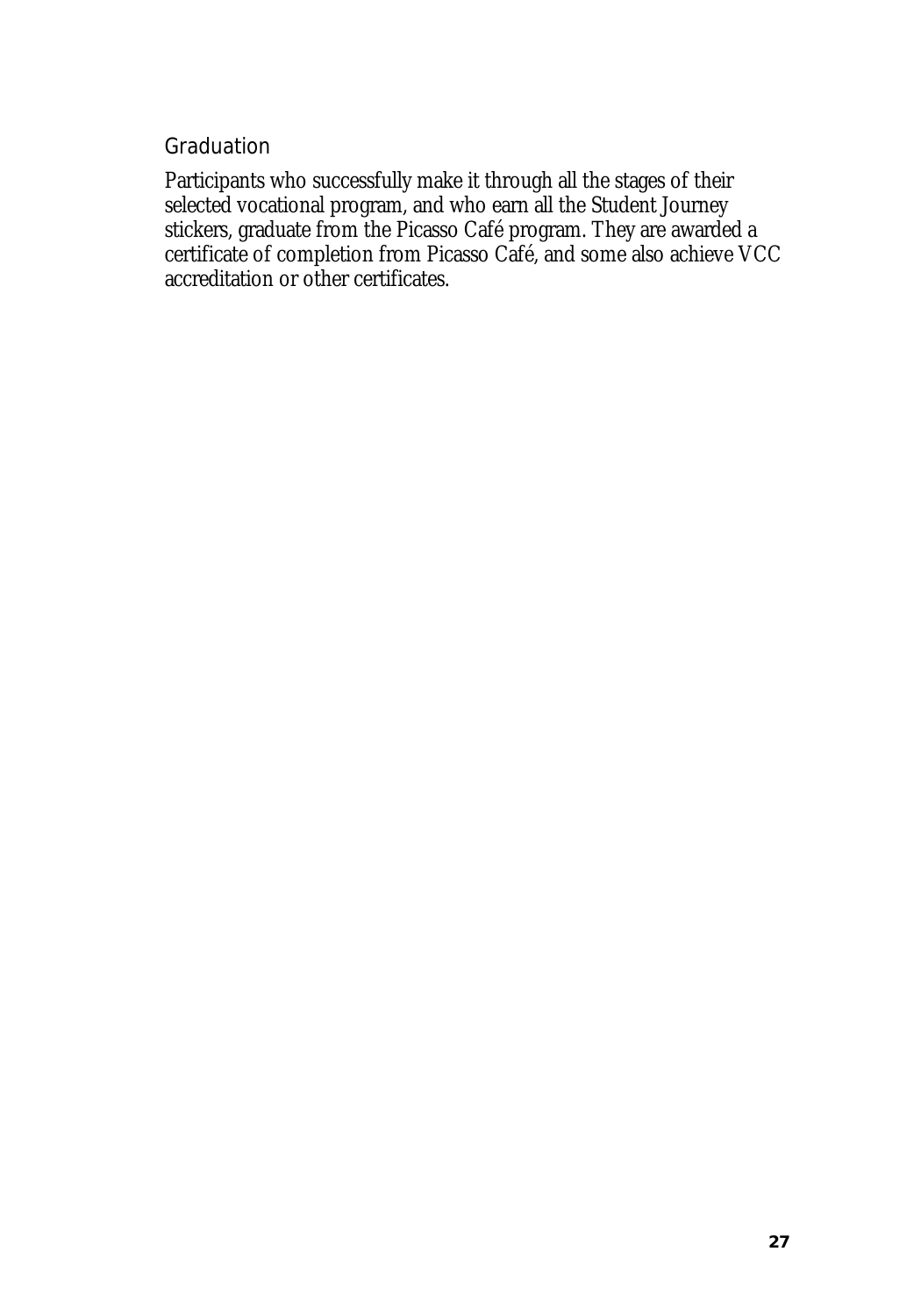### Graduation

Participants who successfully make it through all the stages of their selected vocational program, and who earn all the Student Journey stickers, graduate from the Picasso Café program. They are awarded a certificate of completion from Picasso Café, and some also achieve VCC accreditation or other certificates.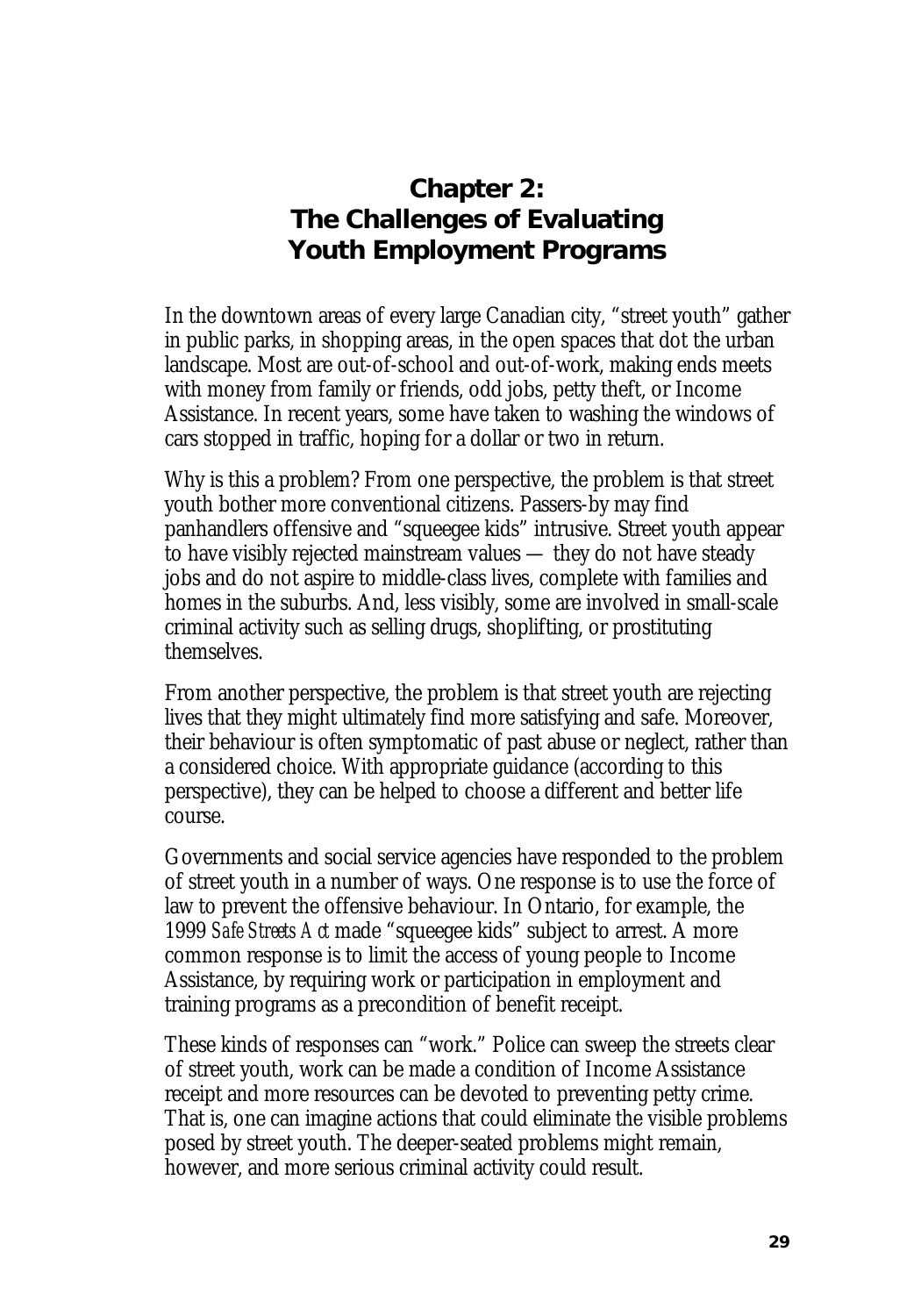# Chapter 2: The Challenges of Evaluating Youth Employment Programs

In the downtown areas of every large Canadian city, "street youth" gather in public parks, in shopping areas, in the open spaces that dot the urban landscape. Most are out-of-school and out-of-work, making ends meets with money from family or friends, odd jobs, petty theft, or Income Assistance. In recent years, some have taken to washing the windows of cars stopped in traffic, hoping for a dollar or two in return.

Why is this a problem? From one perspective, the problem is that street youth bother more conventional citizens. Passers-by may find panhandlers offensive and "squeegee kids" intrusive. Street youth appear to have visibly rejected mainstream values — they do not have steady jobs and do not aspire to middle-class lives, complete with families and homes in the suburbs. And, less visibly, some are involved in small-scale criminal activity such as selling drugs, shoplifting, or prostituting themselves.

From another perspective, the problem is that street youth are rejecting lives that they might ultimately find more satisfying and safe. Moreover, their behaviour is often symptomatic of past abuse or neglect, rather than a considered choice. With appropriate guidance (according to this perspective), they can be helped to choose a different and better life course.

Governments and social service agencies have responded to the problem of street youth in a number of ways. One response is to use the force of law to prevent the offensive behaviour. In Ontario, for example, the 1999 *Safe Streets Act* made "squeegee kids" subject to arrest. A more common response is to limit the access of young people to Income Assistance, by requiring work or participation in employment and training programs as a precondition of benefit receipt.

These kinds of responses can "work." Police can sweep the streets clear of street youth, work can be made a condition of Income Assistance receipt and more resources can be devoted to preventing petty crime. That is, one can imagine actions that could eliminate the visible problems posed by street youth. The deeper-seated problems might remain, however, and more serious criminal activity could result.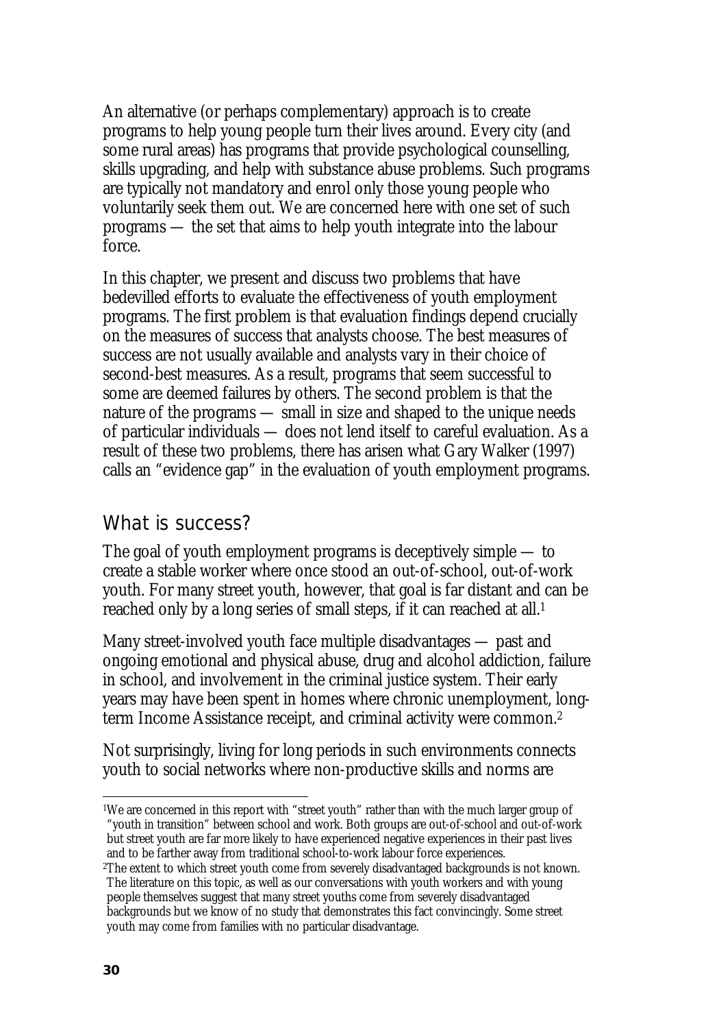An alternative (or perhaps complementary) approach is to create programs to help young people turn their lives around. Every city (and some rural areas) has programs that provide psychological counselling, skills upgrading, and help with substance abuse problems. Such programs are typically not mandatory and enrol only those young people who voluntarily seek them out. We are concerned here with one set of such programs — the set that aims to help youth integrate into the labour force.

In this chapter, we present and discuss two problems that have bedevilled efforts to evaluate the effectiveness of youth employment programs. The first problem is that evaluation findings depend crucially on the measures of success that analysts choose. The best measures of success are not usually available and analysts vary in their choice of second-best measures. As a result, programs that seem successful to some are deemed failures by others. The second problem is that the nature of the programs — small in size and shaped to the unique needs of particular individuals — does not lend itself to careful evaluation. As a result of these two problems, there has arisen what Gary Walker (1997) calls an "evidence gap" in the evaluation of youth employment programs.

## What is success?

The goal of youth employment programs is deceptively simple — to create a stable worker where once stood an out-of-school, out-of-work youth. For many street youth, however, that goal is far distant and can be reached only by a long series of small steps, if it can reached at all.[1]

Many street-involved youth face multiple disadvantages — past and ongoing emotional and physical abuse, drug and alcohol addiction, failure in school, and involvement in the criminal justice system. Their early years may have been spent in homes where chronic unemployment, long-term Income Assistance receipt, and criminal activity were common.[2]

Not surprisingly, living for long periods in such environments connects youth to social networks where non-productive skills and norms are

[1] We are concerned in this report with "street youth" rather than with the much larger group of "youth in transition" between school and work. Both groups are out-of-school and out-of-work but street youth are far more likely to have experienced negative experiences in their past lives and to be farther away from traditional school-to-work labour force experiences.

[2] The extent to which street youth come from severely disadvantaged backgrounds is not known. The literature on this topic, as well as our conversations with youth workers and with young people themselves suggest that many street youths come from severely disadvantaged backgrounds but we know of no study that demonstrates this fact convincingly. Some street youth may come from families with no particular disadvantage.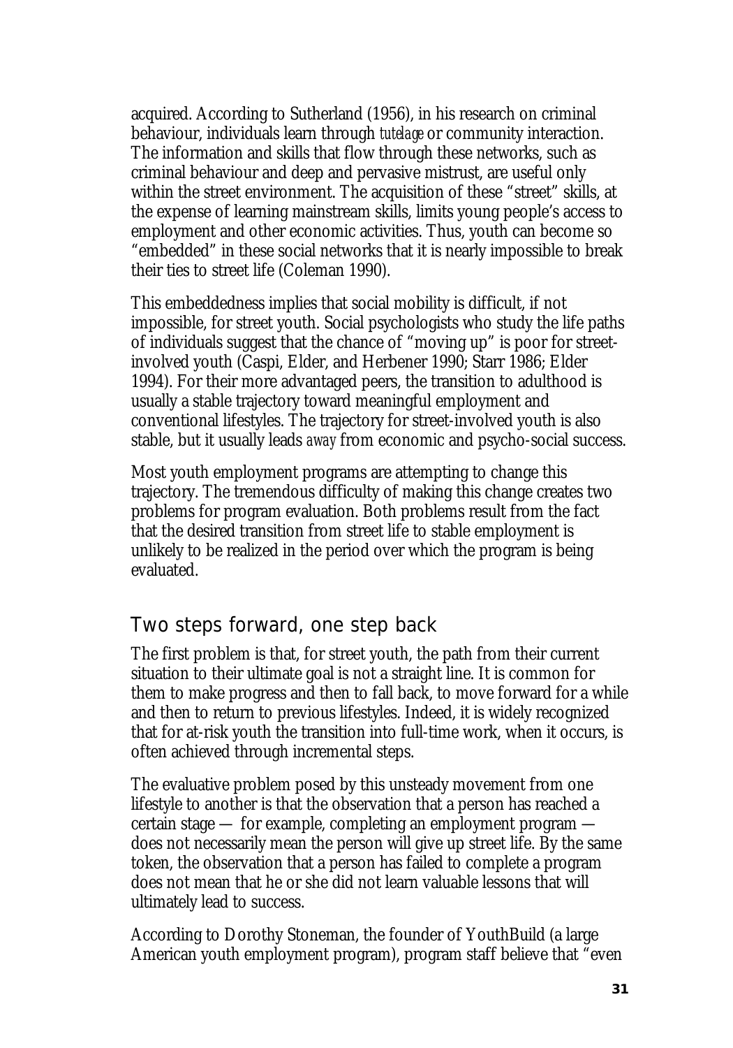acquired. According to Sutherland (1956), in his research on criminal behaviour, individuals learn through *tutelage* or community interaction. The information and skills that flow through these networks, such as criminal behaviour and deep and pervasive mistrust, are useful only within the street environment. The acquisition of these "street" skills, at the expense of learning mainstream skills, limits young people's access to employment and other economic activities. Thus, youth can become so "embedded" in these social networks that it is nearly impossible to break their ties to street life (Coleman 1990).

This embeddedness implies that social mobility is difficult, if not impossible, for street youth. Social psychologists who study the life paths of individuals suggest that the chance of "moving up" is poor for street-involved youth (Caspi, Elder, and Herbener 1990; Starr 1986; Elder 1994). For their more advantaged peers, the transition to adulthood is usually a stable trajectory toward meaningful employment and conventional lifestyles. The trajectory for street-involved youth is also stable, but it usually leads *away* from economic and psycho-social success.

Most youth employment programs are attempting to change this trajectory. The tremendous difficulty of making this change creates two problems for program evaluation. Both problems result from the fact that the desired transition from street life to stable employment is unlikely to be realized in the period over which the program is being evaluated.

## Two steps forward, one step back

The first problem is that, for street youth, the path from their current situation to their ultimate goal is not a straight line. It is common for them to make progress and then to fall back, to move forward for a while and then to return to previous lifestyles. Indeed, it is widely recognized that for at-risk youth the transition into full-time work, when it occurs, is often achieved through incremental steps.

The evaluative problem posed by this unsteady movement from one lifestyle to another is that the observation that a person has reached a certain stage — for example, completing an employment program — does not necessarily mean the person will give up street life. By the same token, the observation that a person has failed to complete a program does not mean that he or she did not learn valuable lessons that will ultimately lead to success.

According to Dorothy Stoneman, the founder of YouthBuild (a large American youth employment program), program staff believe that "even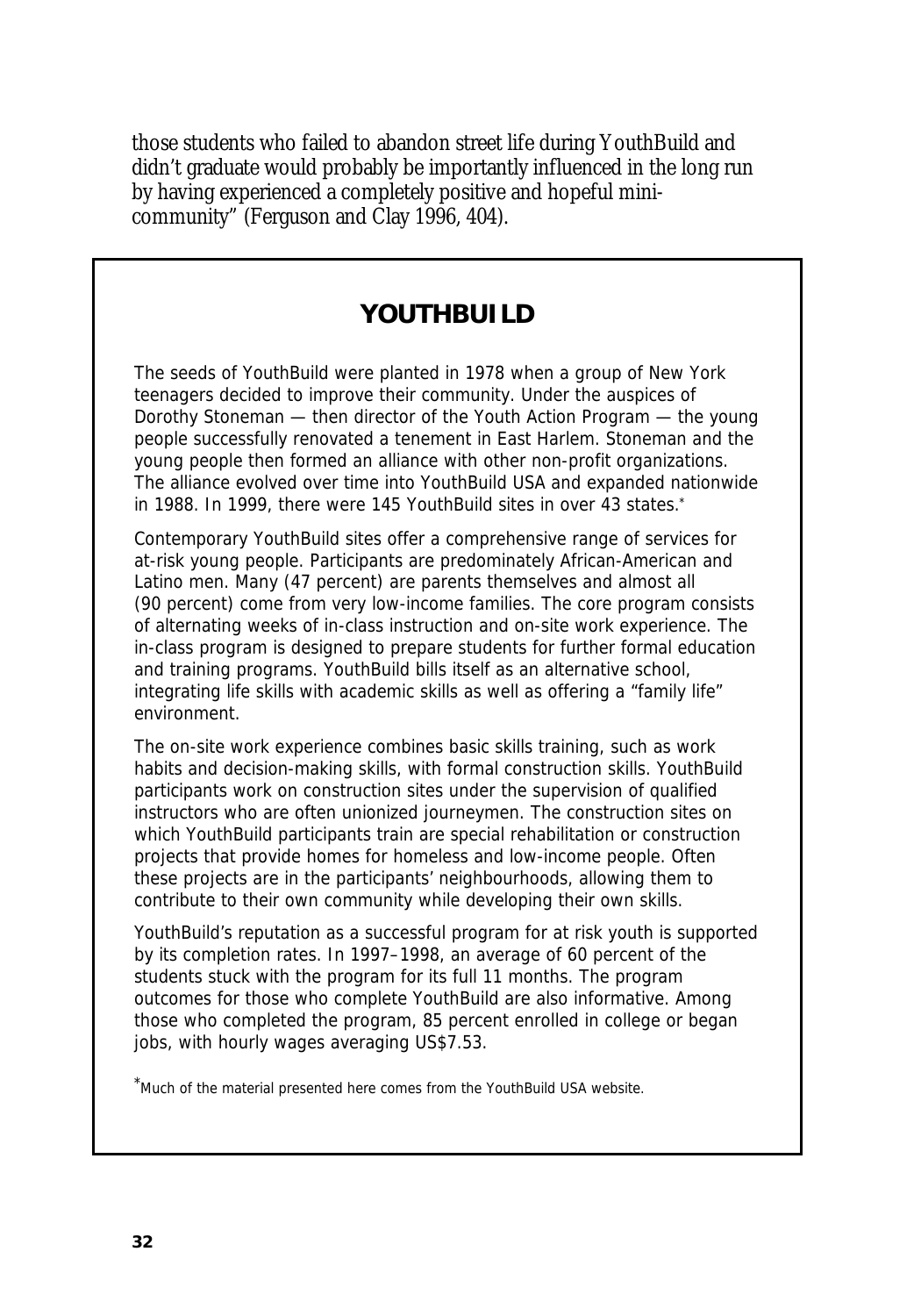those students who failed to abandon street life during YouthBuild and didn't graduate would probably be importantly influenced in the long run by having experienced a completely positive and hopeful mini-community" (Ferguson and Clay 1996, 404).

## YOUTHBUILD

The seeds of YouthBuild were planted in 1978 when a group of New York teenagers decided to improve their community. Under the auspices of Dorothy Stoneman — then director of the Youth Action Program — the young people successfully renovated a tenement in East Harlem. Stoneman and the young people then formed an alliance with other non-profit organizations. The alliance evolved over time into YouthBuild USA and expanded nationwide in 1988. In 1999, there were 145 YouthBuild sites in over 43 states.*

Contemporary YouthBuild sites offer a comprehensive range of services for at-risk young people. Participants are predominately African-American and Latino men. Many (47 percent) are parents themselves and almost all (90 percent) come from very low-income families. The core program consists of alternating weeks of in-class instruction and on-site work experience. The in-class program is designed to prepare students for further formal education and training programs. YouthBuild bills itself as an alternative school, integrating life skills with academic skills as well as offering a "family life" environment.

The on-site work experience combines basic skills training, such as work habits and decision-making skills, with formal construction skills. YouthBuild participants work on construction sites under the supervision of qualified instructors who are often unionized journeymen. The construction sites on which YouthBuild participants train are special rehabilitation or construction projects that provide homes for homeless and low-income people. Often these projects are in the participants' neighbourhoods, allowing them to contribute to their own community while developing their own skills.

YouthBuild's reputation as a successful program for at risk youth is supported by its completion rates. In 1997–1998, an average of 60 percent of the students stuck with the program for its full 11 months. The program outcomes for those who complete YouthBuild are also informative. Among those who completed the program, 85 percent enrolled in college or began jobs, with hourly wages averaging US$7.53.

*Much of the material presented here comes from the YouthBuild USA website.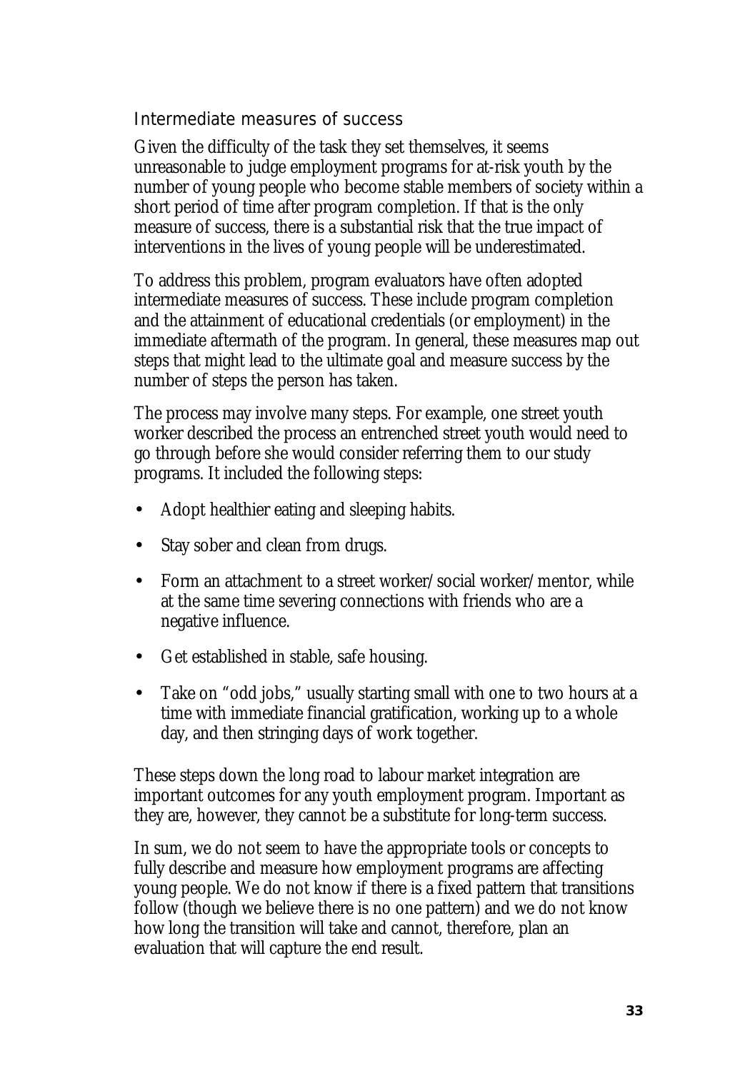## Intermediate measures of success

Given the difficulty of the task they set themselves, it seems unreasonable to judge employment programs for at-risk youth by the number of young people who become stable members of society within a short period of time after program completion. If that is the only measure of success, there is a substantial risk that the true impact of interventions in the lives of young people will be underestimated.

To address this problem, program evaluators have often adopted intermediate measures of success. These include program completion and the attainment of educational credentials (or employment) in the immediate aftermath of the program. In general, these measures map out steps that might lead to the ultimate goal and measure success by the number of steps the person has taken.

The process may involve many steps. For example, one street youth worker described the process an entrenched street youth would need to go through before she would consider referring them to our study programs. It included the following steps:

- Adopt healthier eating and sleeping habits.
- Stay sober and clean from drugs.
- Form an attachment to a street worker/social worker/mentor, while at the same time severing connections with friends who are a negative influence.
- Get established in stable, safe housing.
- Take on "odd jobs," usually starting small with one to two hours at a time with immediate financial gratification, working up to a whole day, and then stringing days of work together.

These steps down the long road to labour market integration are important outcomes for any youth employment program. Important as they are, however, they cannot be a substitute for long-term success.

In sum, we do not seem to have the appropriate tools or concepts to fully describe and measure how employment programs are affecting young people. We do not know if there is a fixed pattern that transitions follow (though we believe there is no one pattern) and we do not know how long the transition will take and cannot, therefore, plan an evaluation that will capture the end result.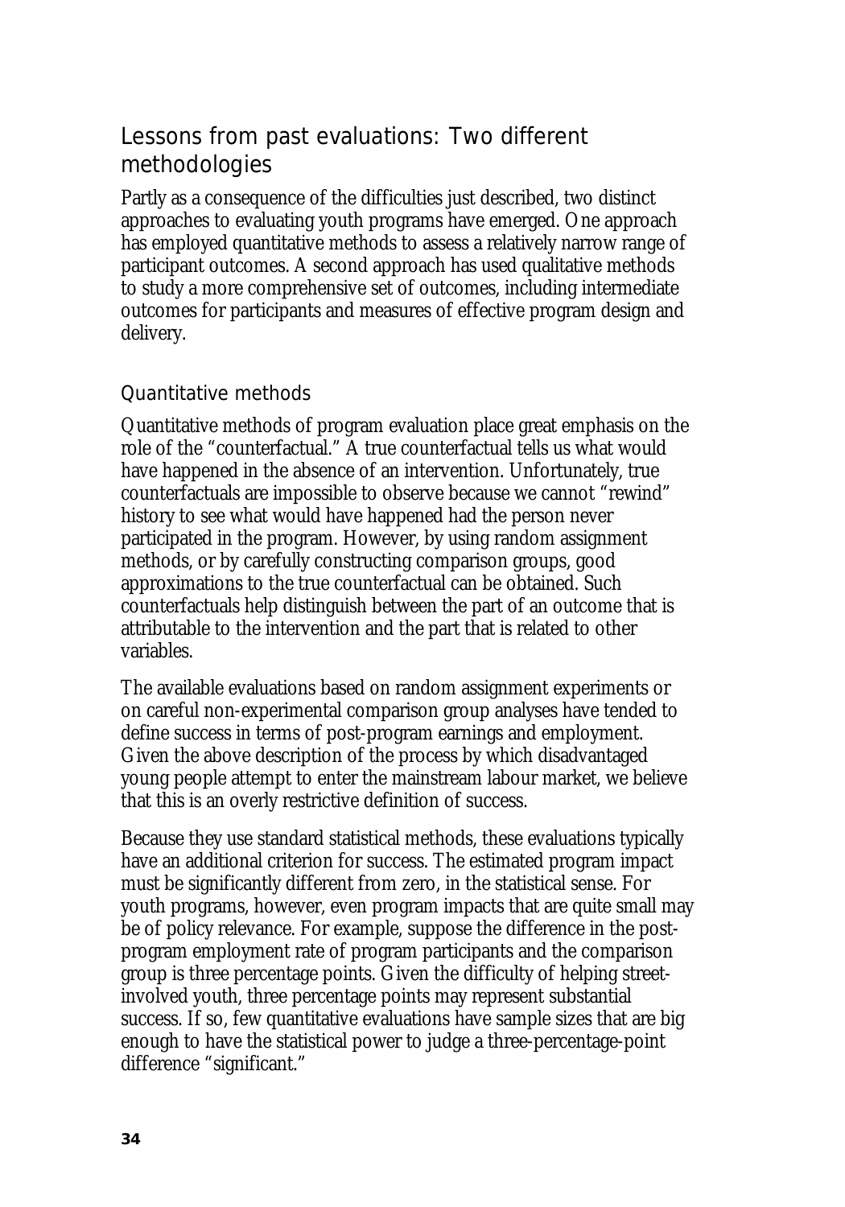## Lessons from past evaluations: Two different methodologies

Partly as a consequence of the difficulties just described, two distinct approaches to evaluating youth programs have emerged. One approach has employed quantitative methods to assess a relatively narrow range of participant outcomes. A second approach has used qualitative methods to study a more comprehensive set of outcomes, including intermediate outcomes for participants and measures of effective program design and delivery.

### Quantitative methods

Quantitative methods of program evaluation place great emphasis on the role of the "counterfactual." A true counterfactual tells us what would have happened in the absence of an intervention. Unfortunately, true counterfactuals are impossible to observe because we cannot "rewind" history to see what would have happened had the person never participated in the program. However, by using random assignment methods, or by carefully constructing comparison groups, good approximations to the true counterfactual can be obtained. Such counterfactuals help distinguish between the part of an outcome that is attributable to the intervention and the part that is related to other variables.

The available evaluations based on random assignment experiments or on careful non-experimental comparison group analyses have tended to define success in terms of post-program earnings and employment. Given the above description of the process by which disadvantaged young people attempt to enter the mainstream labour market, we believe that this is an overly restrictive definition of success.

Because they use standard statistical methods, these evaluations typically have an additional criterion for success. The estimated program impact must be significantly different from zero, in the statistical sense. For youth programs, however, even program impacts that are quite small may be of policy relevance. For example, suppose the difference in the post-program employment rate of program participants and the comparison group is three percentage points. Given the difficulty of helping street-involved youth, three percentage points may represent substantial success. If so, few quantitative evaluations have sample sizes that are big enough to have the statistical power to judge a three-percentage-point difference "significant."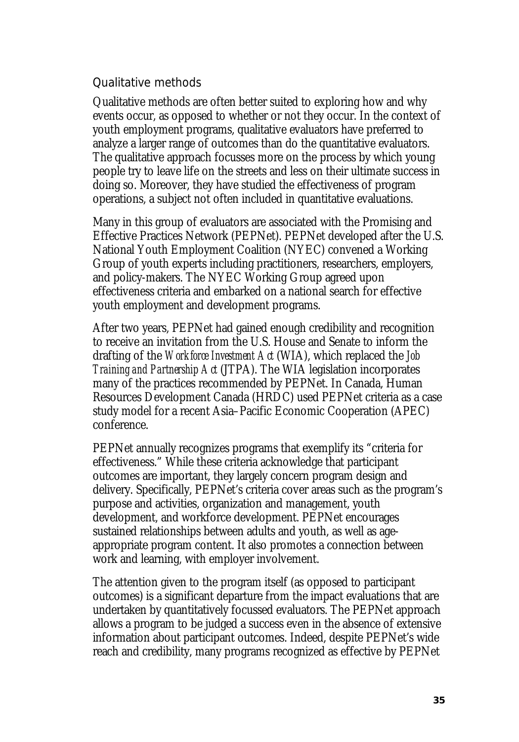### Qualitative methods

Qualitative methods are often better suited to exploring how and why events occur, as opposed to whether or not they occur. In the context of youth employment programs, qualitative evaluators have preferred to analyze a larger range of outcomes than do the quantitative evaluators. The qualitative approach focusses more on the process by which young people try to leave life on the streets and less on their ultimate success in doing so. Moreover, they have studied the effectiveness of program operations, a subject not often included in quantitative evaluations.

Many in this group of evaluators are associated with the Promising and Effective Practices Network (PEPNet). PEPNet developed after the U.S. National Youth Employment Coalition (NYEC) convened a Working Group of youth experts including practitioners, researchers, employers, and policy-makers. The NYEC Working Group agreed upon effectiveness criteria and embarked on a national search for effective youth employment and development programs.

After two years, PEPNet had gained enough credibility and recognition to receive an invitation from the U.S. House and Senate to inform the drafting of the *Workforce Investment Act* (WIA), which replaced the *Job Training and Partnership Act* (JTPA). The WIA legislation incorporates many of the practices recommended by PEPNet. In Canada, Human Resources Development Canada (HRDC) used PEPNet criteria as a case study model for a recent Asia–Pacific Economic Cooperation (APEC) conference.

PEPNet annually recognizes programs that exemplify its “criteria for effectiveness.” While these criteria acknowledge that participant outcomes are important, they largely concern program design and delivery. Specifically, PEPNet’s criteria cover areas such as the program’s purpose and activities, organization and management, youth development, and workforce development. PEPNet encourages sustained relationships between adults and youth, as well as age-appropriate program content. It also promotes a connection between work and learning, with employer involvement.

The attention given to the program itself (as opposed to participant outcomes) is a significant departure from the impact evaluations that are undertaken by quantitatively focussed evaluators. The PEPNet approach allows a program to be judged a success even in the absence of extensive information about participant outcomes. Indeed, despite PEPNet’s wide reach and credibility, many programs recognized as effective by PEPNet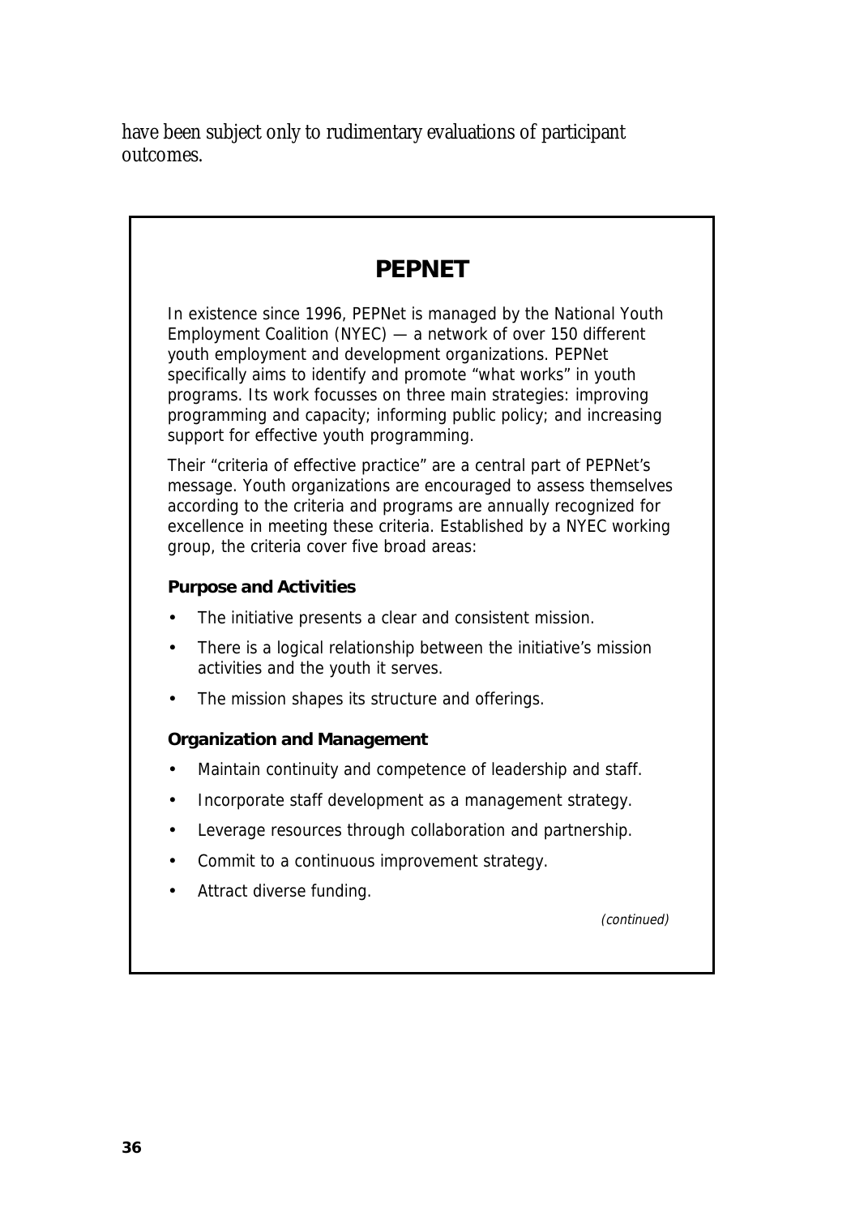have been subject only to rudimentary evaluations of participant outcomes.

## PEPNET

In existence since 1996, PEPNet is managed by the National Youth Employment Coalition (NYEC) — a network of over 150 different youth employment and development organizations. PEPNet specifically aims to identify and promote "what works" in youth programs. Its work focusses on three main strategies: improving programming and capacity; informing public policy; and increasing support for effective youth programming.

Their "criteria of effective practice" are a central part of PEPNet's message. Youth organizations are encouraged to assess themselves according to the criteria and programs are annually recognized for excellence in meeting these criteria. Established by a NYEC working group, the criteria cover five broad areas:

**Purpose and Activities**

- The initiative presents a clear and consistent mission.
- There is a logical relationship between the initiative's mission activities and the youth it serves.
- The mission shapes its structure and offerings.

**Organization and Management**

- Maintain continuity and competence of leadership and staff.
- Incorporate staff development as a management strategy.
- Leverage resources through collaboration and partnership.
- Commit to a continuous improvement strategy.
- Attract diverse funding.

*(continued)*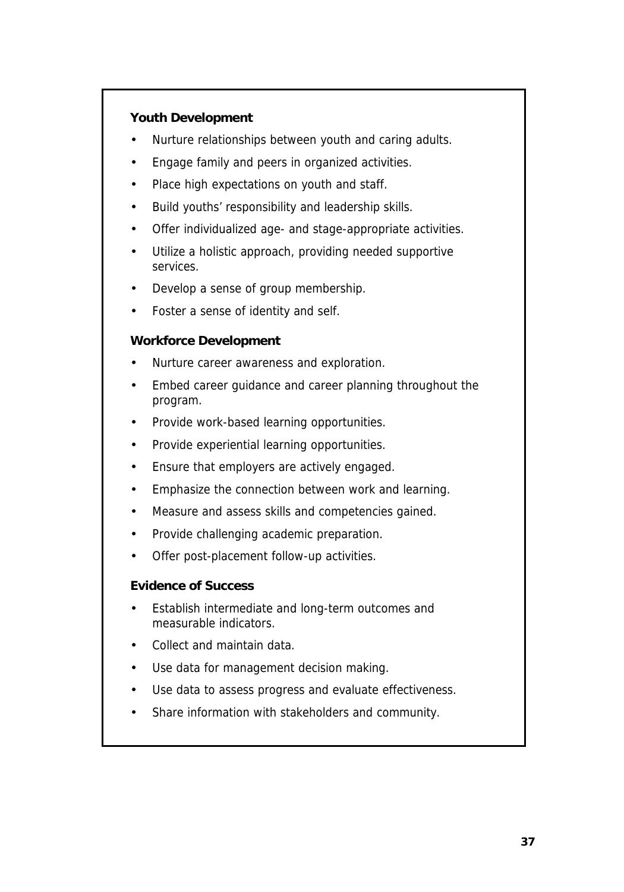**Youth Development**

- Nurture relationships between youth and caring adults.
- Engage family and peers in organized activities.
- Place high expectations on youth and staff.
- Build youths' responsibility and leadership skills.
- Offer individualized age- and stage-appropriate activities.
- Utilize a holistic approach, providing needed supportive services.
- Develop a sense of group membership.
- Foster a sense of identity and self.

**Workforce Development**

- Nurture career awareness and exploration.
- Embed career guidance and career planning throughout the program.
- Provide work-based learning opportunities.
- Provide experiential learning opportunities.
- Ensure that employers are actively engaged.
- Emphasize the connection between work and learning.
- Measure and assess skills and competencies gained.
- Provide challenging academic preparation.
- Offer post-placement follow-up activities.

**Evidence of Success**

- Establish intermediate and long-term outcomes and measurable indicators.
- Collect and maintain data.
- Use data for management decision making.
- Use data to assess progress and evaluate effectiveness.
- Share information with stakeholders and community.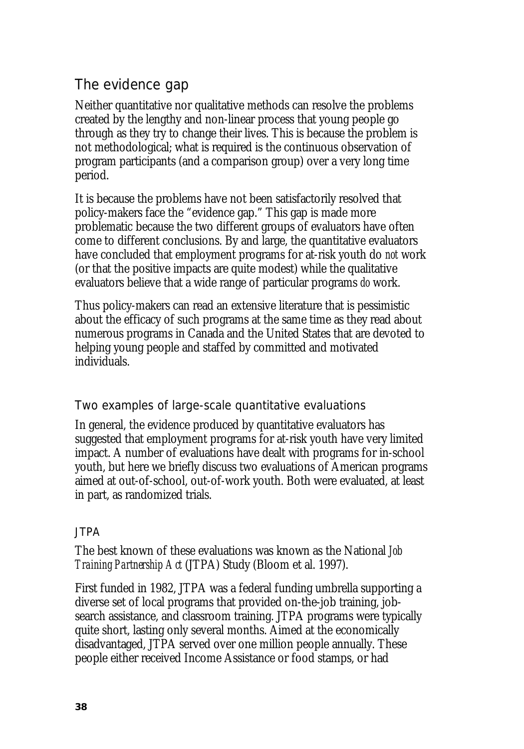## The evidence gap

Neither quantitative nor qualitative methods can resolve the problems created by the lengthy and non-linear process that young people go through as they try to change their lives. This is because the problem is not methodological; what is required is the continuous observation of program participants (and a comparison group) over a very long time period.

It is because the problems have not been satisfactorily resolved that policy-makers face the "evidence gap." This gap is made more problematic because the two different groups of evaluators have often come to different conclusions. By and large, the quantitative evaluators have concluded that employment programs for at-risk youth do *not* work (or that the positive impacts are quite modest) while the qualitative evaluators believe that a wide range of particular programs *do* work.

Thus policy-makers can read an extensive literature that is pessimistic about the efficacy of such programs at the same time as they read about numerous programs in Canada and the United States that are devoted to helping young people and staffed by committed and motivated individuals.

### Two examples of large-scale quantitative evaluations

In general, the evidence produced by quantitative evaluators has suggested that employment programs for at-risk youth have very limited impact. A number of evaluations have dealt with programs for in-school youth, but here we briefly discuss two evaluations of American programs aimed at out-of-school, out-of-work youth. Both were evaluated, at least in part, as randomized trials.

#### JTPA

The best known of these evaluations was known as the National *Job Training Partnership Act* (JTPA) Study (Bloom et al. 1997).

First funded in 1982, JTPA was a federal funding umbrella supporting a diverse set of local programs that provided on-the-job training, job-search assistance, and classroom training. JTPA programs were typically quite short, lasting only several months. Aimed at the economically disadvantaged, JTPA served over one million people annually. These people either received Income Assistance or food stamps, or had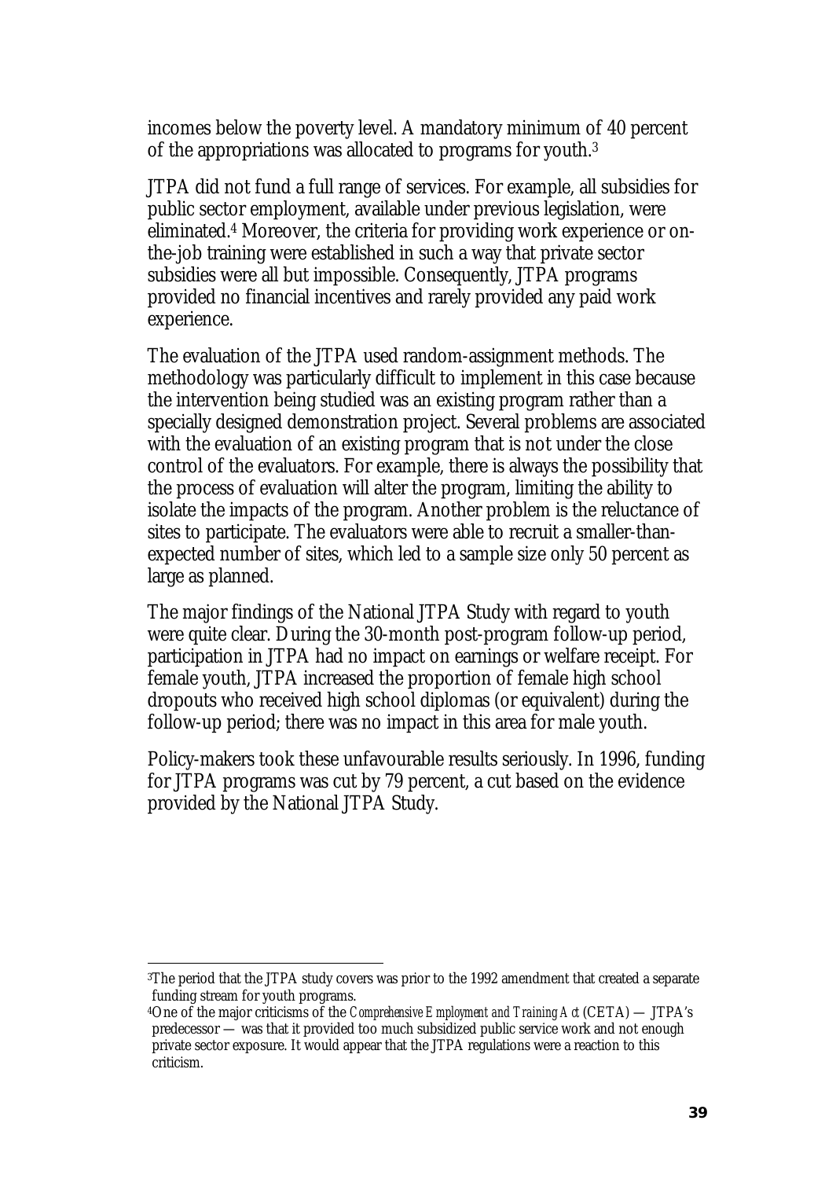incomes below the poverty level. A mandatory minimum of 40 percent of the appropriations was allocated to programs for youth.[3]

JTPA did not fund a full range of services. For example, all subsidies for public sector employment, available under previous legislation, were eliminated.[4] Moreover, the criteria for providing work experience or on-the-job training were established in such a way that private sector subsidies were all but impossible. Consequently, JTPA programs provided no financial incentives and rarely provided any paid work experience.

The evaluation of the JTPA used random-assignment methods. The methodology was particularly difficult to implement in this case because the intervention being studied was an existing program rather than a specially designed demonstration project. Several problems are associated with the evaluation of an existing program that is not under the close control of the evaluators. For example, there is always the possibility that the process of evaluation will alter the program, limiting the ability to isolate the impacts of the program. Another problem is the reluctance of sites to participate. The evaluators were able to recruit a smaller-than-expected number of sites, which led to a sample size only 50 percent as large as planned.

The major findings of the National JTPA Study with regard to youth were quite clear. During the 30-month post-program follow-up period, participation in JTPA had no impact on earnings or welfare receipt. For female youth, JTPA increased the proportion of female high school dropouts who received high school diplomas (or equivalent) during the follow-up period; there was no impact in this area for male youth.

Policy-makers took these unfavourable results seriously. In 1996, funding for JTPA programs was cut by 79 percent, a cut based on the evidence provided by the National JTPA Study.

---

[3]The period that the JTPA study covers was prior to the 1992 amendment that created a separate funding stream for youth programs.

[4]One of the major criticisms of the *Comprehensive Employment and Training Act* (CETA) — JTPA's predecessor — was that it provided too much subsidized public service work and not enough private sector exposure. It would appear that the JTPA regulations were a reaction to this criticism.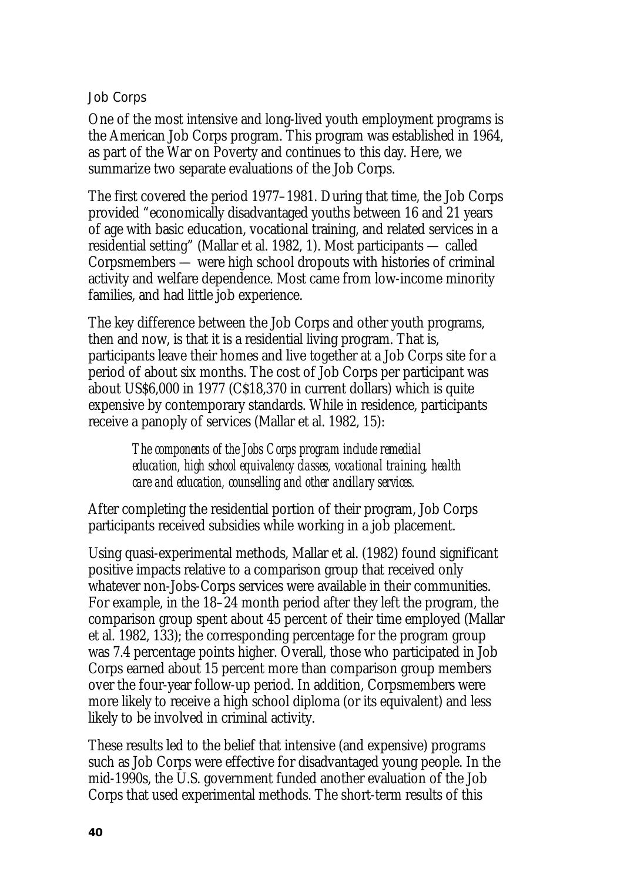### Job Corps

One of the most intensive and long-lived youth employment programs is the American Job Corps program. This program was established in 1964, as part of the War on Poverty and continues to this day. Here, we summarize two separate evaluations of the Job Corps.

The first covered the period 1977–1981. During that time, the Job Corps provided "economically disadvantaged youths between 16 and 21 years of age with basic education, vocational training, and related services in a residential setting" (Mallar et al. 1982, 1). Most participants — called Corpsmembers — were high school dropouts with histories of criminal activity and welfare dependence. Most came from low-income minority families, and had little job experience.

The key difference between the Job Corps and other youth programs, then and now, is that it is a residential living program. That is, participants leave their homes and live together at a Job Corps site for a period of about six months. The cost of Job Corps per participant was about US$6,000 in 1977 (C$18,370 in current dollars) which is quite expensive by contemporary standards. While in residence, participants receive a panoply of services (Mallar et al. 1982, 15):

> *The components of the Jobs Corps program include remedial education, high school equivalency classes, vocational training, health care and education, counselling and other ancillary services.*

After completing the residential portion of their program, Job Corps participants received subsidies while working in a job placement.

Using quasi-experimental methods, Mallar et al. (1982) found significant positive impacts relative to a comparison group that received only whatever non-Jobs-Corps services were available in their communities. For example, in the 18–24 month period after they left the program, the comparison group spent about 45 percent of their time employed (Mallar et al. 1982, 133); the corresponding percentage for the program group was 7.4 percentage points higher. Overall, those who participated in Job Corps earned about 15 percent more than comparison group members over the four-year follow-up period. In addition, Corpsmembers were more likely to receive a high school diploma (or its equivalent) and less likely to be involved in criminal activity.

These results led to the belief that intensive (and expensive) programs such as Job Corps were effective for disadvantaged young people. In the mid-1990s, the U.S. government funded another evaluation of the Job Corps that used experimental methods. The short-term results of this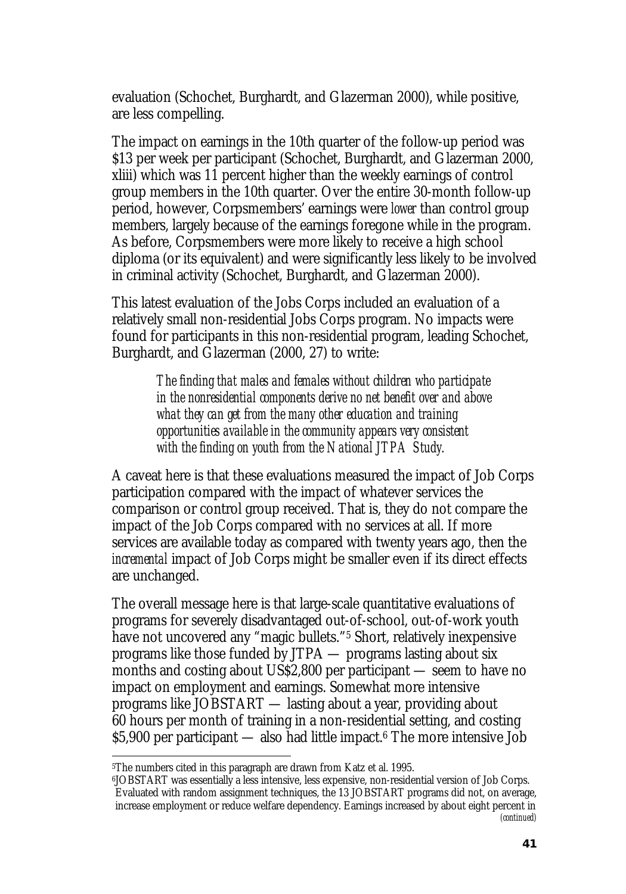evaluation (Schochet, Burghardt, and Glazerman 2000), while positive, are less compelling.

The impact on earnings in the 10th quarter of the follow-up period was $13 per week per participant (Schochet, Burghardt, and Glazerman 2000, xliii) which was 11 percent higher than the weekly earnings of control group members in the 10th quarter. Over the entire 30-month follow-up period, however, Corpsmembers' earnings were *lower* than control group members, largely because of the earnings foregone while in the program. As before, Corpsmembers were more likely to receive a high school diploma (or its equivalent) and were significantly less likely to be involved in criminal activity (Schochet, Burghardt, and Glazerman 2000).

This latest evaluation of the Jobs Corps included an evaluation of a relatively small non-residential Jobs Corps program. No impacts were found for participants in this non-residential program, leading Schochet, Burghardt, and Glazerman (2000, 27) to write:

> *The finding that males and females without children who participate in the nonresidential components derive no net benefit over and above what they can get from the many other education and training opportunities available in the community appears very consistent with the finding on youth from the National JTPA Study.*

A caveat here is that these evaluations measured the impact of Job Corps participation compared with the impact of whatever services the comparison or control group received. That is, they do not compare the impact of the Job Corps compared with no services at all. If more services are available today as compared with twenty years ago, then the *incremental* impact of Job Corps might be smaller even if its direct effects are unchanged.

The overall message here is that large-scale quantitative evaluations of programs for severely disadvantaged out-of-school, out-of-work youth have not uncovered any "magic bullets."[5] Short, relatively inexpensive programs like those funded by JTPA — programs lasting about six months and costing about US$2,800 per participant — seem to have no impact on employment and earnings. Somewhat more intensive programs like JOBSTART — lasting about a year, providing about 60 hours per month of training in a non-residential setting, and costing $5,900 per participant — also had little impact.[6] The more intensive Job

---

[5]The numbers cited in this paragraph are drawn from Katz et al. 1995.

[6]JOBSTART was essentially a less intensive, less expensive, non-residential version of Job Corps. Evaluated with random assignment techniques, the 13 JOBSTART programs did not, on average, increase employment or reduce welfare dependency. Earnings increased by about eight percent in *(continued)*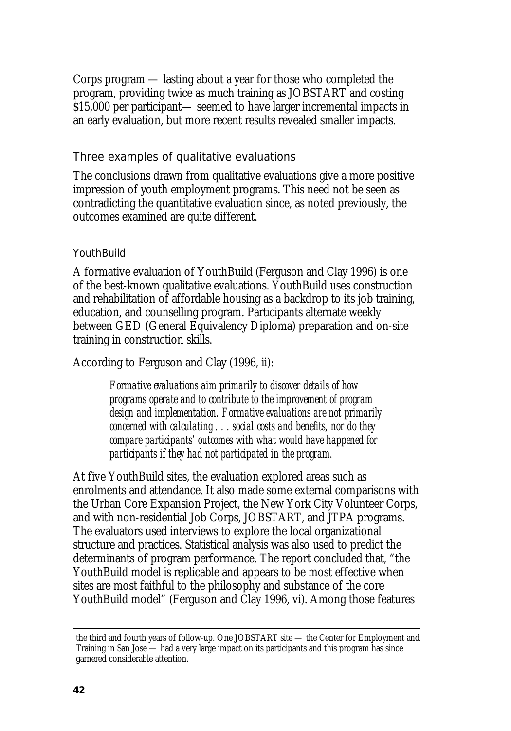Corps program — lasting about a year for those who completed the program, providing twice as much training as JOBSTART and costing $15,000 per participant— seemed to have larger incremental impacts in an early evaluation, but more recent results revealed smaller impacts.

## Three examples of qualitative evaluations

The conclusions drawn from qualitative evaluations give a more positive impression of youth employment programs. This need not be seen as contradicting the quantitative evaluation since, as noted previously, the outcomes examined are quite different.

### YouthBuild

A formative evaluation of YouthBuild (Ferguson and Clay 1996) is one of the best-known qualitative evaluations. YouthBuild uses construction and rehabilitation of affordable housing as a backdrop to its job training, education, and counselling program. Participants alternate weekly between GED (General Equivalency Diploma) preparation and on-site training in construction skills.

According to Ferguson and Clay (1996, ii):

> *Formative evaluations aim primarily to discover details of how programs operate and to contribute to the improvement of program design and implementation. Formative evaluations are not primarily concerned with calculating . . . social costs and benefits, nor do they compare participants' outcomes with what would have happened for participants if they had not participated in the program.*

At five YouthBuild sites, the evaluation explored areas such as enrolments and attendance. It also made some external comparisons with the Urban Core Expansion Project, the New York City Volunteer Corps, and with non-residential Job Corps, JOBSTART, and JTPA programs. The evaluators used interviews to explore the local organizational structure and practices. Statistical analysis was also used to predict the determinants of program performance. The report concluded that, "the YouthBuild model is replicable and appears to be most effective when sites are most faithful to the philosophy and substance of the core YouthBuild model" (Ferguson and Clay 1996, vi). Among those features

---

the third and fourth years of follow-up. One JOBSTART site — the Center for Employment and Training in San Jose — had a very large impact on its participants and this program has since garnered considerable attention.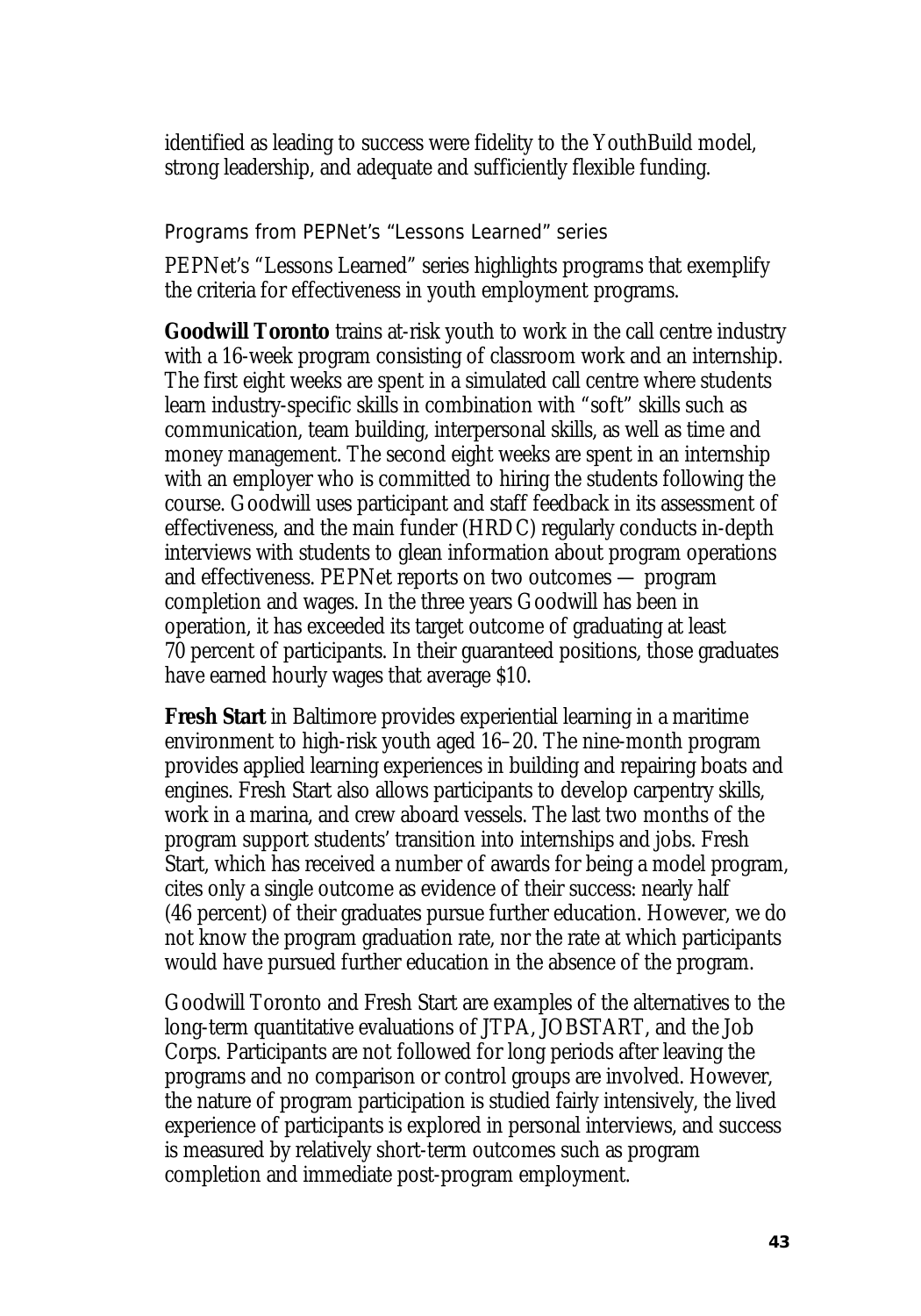identified as leading to success were fidelity to the YouthBuild model, strong leadership, and adequate and sufficiently flexible funding.

### Programs from PEPNet's "Lessons Learned" series

PEPNet's "Lessons Learned" series highlights programs that exemplify the criteria for effectiveness in youth employment programs.

**Goodwill Toronto** trains at-risk youth to work in the call centre industry with a 16-week program consisting of classroom work and an internship. The first eight weeks are spent in a simulated call centre where students learn industry-specific skills in combination with "soft" skills such as communication, team building, interpersonal skills, as well as time and money management. The second eight weeks are spent in an internship with an employer who is committed to hiring the students following the course. Goodwill uses participant and staff feedback in its assessment of effectiveness, and the main funder (HRDC) regularly conducts in-depth interviews with students to glean information about program operations and effectiveness. PEPNet reports on two outcomes — program completion and wages. In the three years Goodwill has been in operation, it has exceeded its target outcome of graduating at least 70 percent of participants. In their guaranteed positions, those graduates have earned hourly wages that average $10.

**Fresh Start** in Baltimore provides experiential learning in a maritime environment to high-risk youth aged 16–20. The nine-month program provides applied learning experiences in building and repairing boats and engines. Fresh Start also allows participants to develop carpentry skills, work in a marina, and crew aboard vessels. The last two months of the program support students' transition into internships and jobs. Fresh Start, which has received a number of awards for being a model program, cites only a single outcome as evidence of their success: nearly half (46 percent) of their graduates pursue further education. However, we do not know the program graduation rate, nor the rate at which participants would have pursued further education in the absence of the program.

Goodwill Toronto and Fresh Start are examples of the alternatives to the long-term quantitative evaluations of JTPA, JOBSTART, and the Job Corps. Participants are not followed for long periods after leaving the programs and no comparison or control groups are involved. However, the nature of program participation is studied fairly intensively, the lived experience of participants is explored in personal interviews, and success is measured by relatively short-term outcomes such as program completion and immediate post-program employment.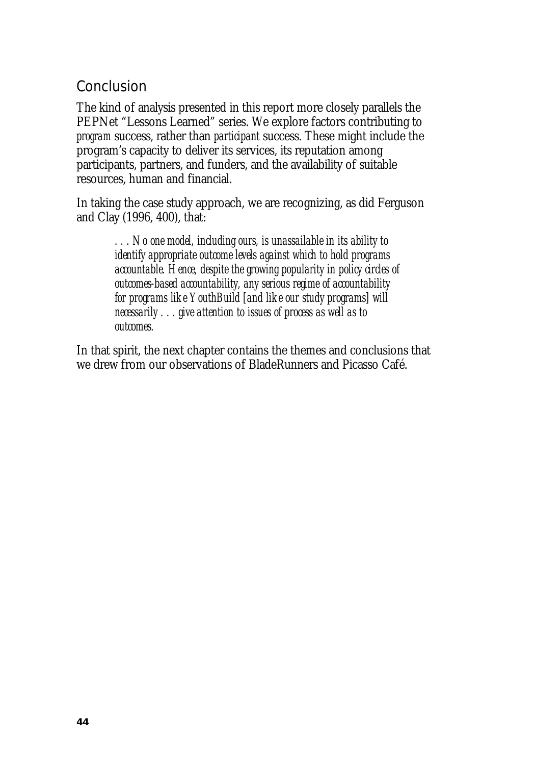## Conclusion

The kind of analysis presented in this report more closely parallels the PEPNet "Lessons Learned" series. We explore factors contributing to *program* success, rather than *participant* success. These might include the program's capacity to deliver its services, its reputation among participants, partners, and funders, and the availability of suitable resources, human and financial.

In taking the case study approach, we are recognizing, as did Ferguson and Clay (1996, 400), that:

> *. . . No one model, including ours, is unassailable in its ability to identify appropriate outcome levels against which to hold programs accountable. Hence, despite the growing popularity in policy circles of outcomes-based accountability, any serious regime of accountability for programs like YouthBuild [and like our study programs] will necessarily . . . give attention to issues of process as well as to outcomes.*

In that spirit, the next chapter contains the themes and conclusions that we drew from our observations of BladeRunners and Picasso Café.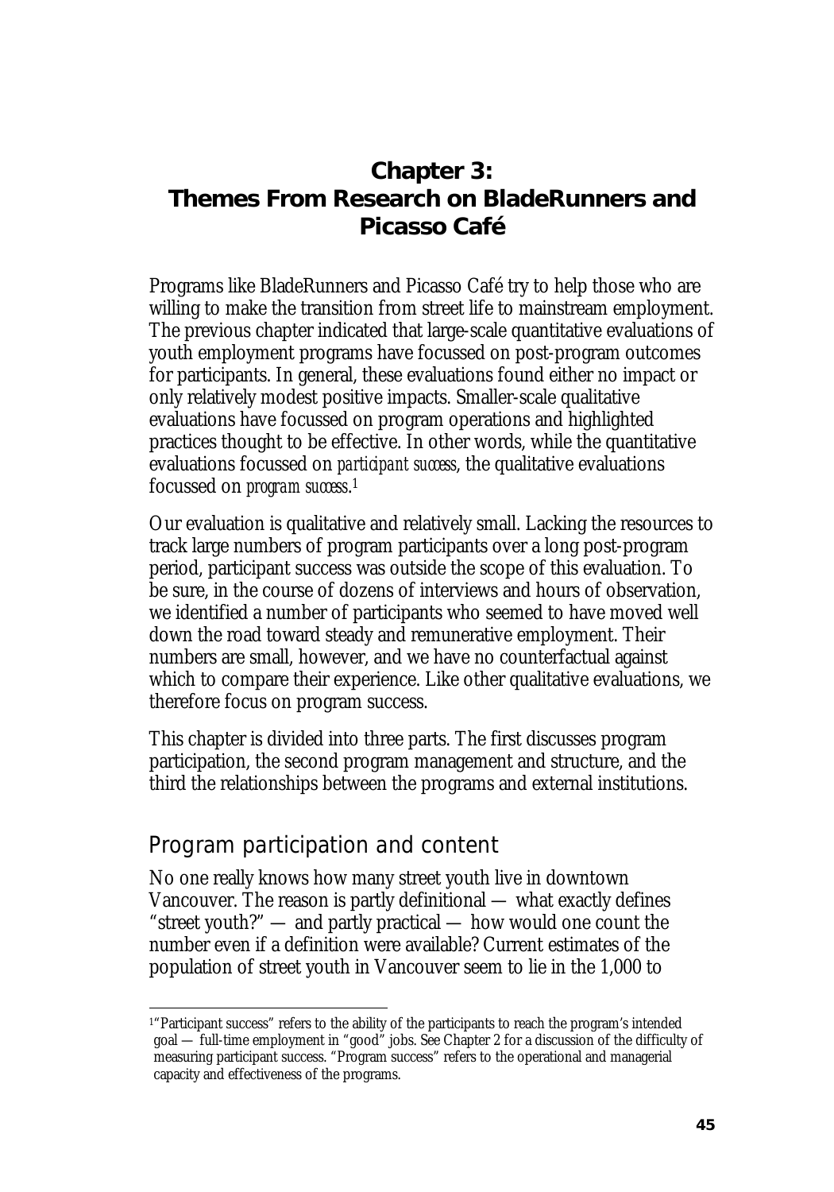# Chapter 3: Themes From Research on BladeRunners and Picasso Café

Programs like BladeRunners and Picasso Café try to help those who are willing to make the transition from street life to mainstream employment. The previous chapter indicated that large-scale quantitative evaluations of youth employment programs have focussed on post-program outcomes for participants. In general, these evaluations found either no impact or only relatively modest positive impacts. Smaller-scale qualitative evaluations have focussed on program operations and highlighted practices thought to be effective. In other words, while the quantitative evaluations focussed on *participant success*, the qualitative evaluations focussed on *program success*.[1]

Our evaluation is qualitative and relatively small. Lacking the resources to track large numbers of program participants over a long post-program period, participant success was outside the scope of this evaluation. To be sure, in the course of dozens of interviews and hours of observation, we identified a number of participants who seemed to have moved well down the road toward steady and remunerative employment. Their numbers are small, however, and we have no counterfactual against which to compare their experience. Like other qualitative evaluations, we therefore focus on program success.

This chapter is divided into three parts. The first discusses program participation, the second program management and structure, and the third the relationships between the programs and external institutions.

## Program participation and content

No one really knows how many street youth live in downtown Vancouver. The reason is partly definitional — what exactly defines "street youth?" — and partly practical — how would one count the number even if a definition were available? Current estimates of the population of street youth in Vancouver seem to lie in the 1,000 to

[1] "Participant success" refers to the ability of the participants to reach the program's intended goal — full-time employment in "good" jobs. See Chapter 2 for a discussion of the difficulty of measuring participant success. "Program success" refers to the operational and managerial capacity and effectiveness of the programs.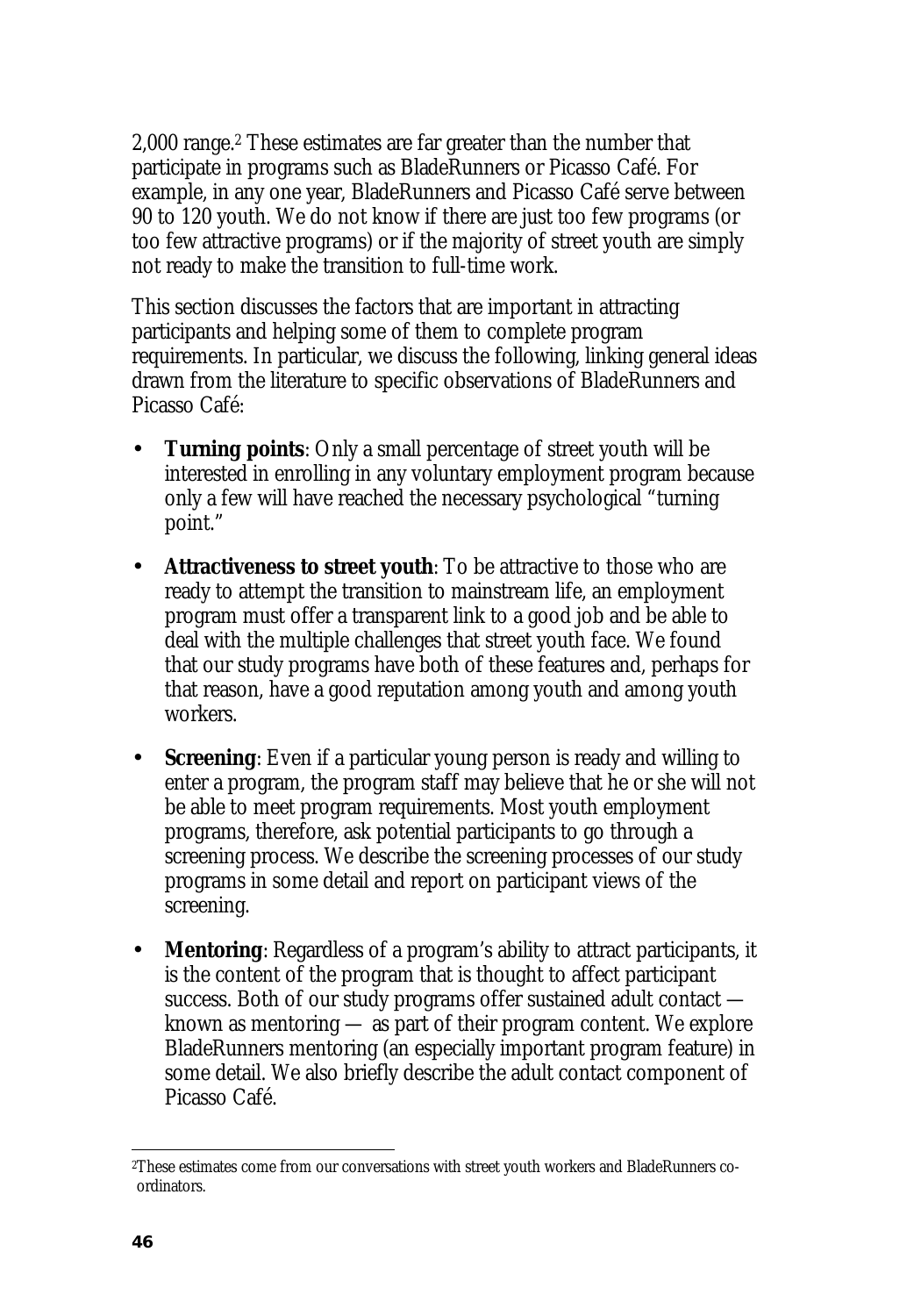2,000 range.[2] These estimates are far greater than the number that participate in programs such as BladeRunners or Picasso Café. For example, in any one year, BladeRunners and Picasso Café serve between 90 to 120 youth. We do not know if there are just too few programs (or too few attractive programs) or if the majority of street youth are simply not ready to make the transition to full-time work.

This section discusses the factors that are important in attracting participants and helping some of them to complete program requirements. In particular, we discuss the following, linking general ideas drawn from the literature to specific observations of BladeRunners and Picasso Café:

- **Turning points**: Only a small percentage of street youth will be interested in enrolling in any voluntary employment program because only a few will have reached the necessary psychological "turning point."
- **Attractiveness to street youth**: To be attractive to those who are ready to attempt the transition to mainstream life, an employment program must offer a transparent link to a good job and be able to deal with the multiple challenges that street youth face. We found that our study programs have both of these features and, perhaps for that reason, have a good reputation among youth and among youth workers.
- **Screening**: Even if a particular young person is ready and willing to enter a program, the program staff may believe that he or she will not be able to meet program requirements. Most youth employment programs, therefore, ask potential participants to go through a screening process. We describe the screening processes of our study programs in some detail and report on participant views of the screening.
- **Mentoring**: Regardless of a program's ability to attract participants, it is the content of the program that is thought to affect participant success. Both of our study programs offer sustained adult contact — known as mentoring — as part of their program content. We explore BladeRunners mentoring (an especially important program feature) in some detail. We also briefly describe the adult contact component of Picasso Café.

---

[2] These estimates come from our conversations with street youth workers and BladeRunners co-ordinators.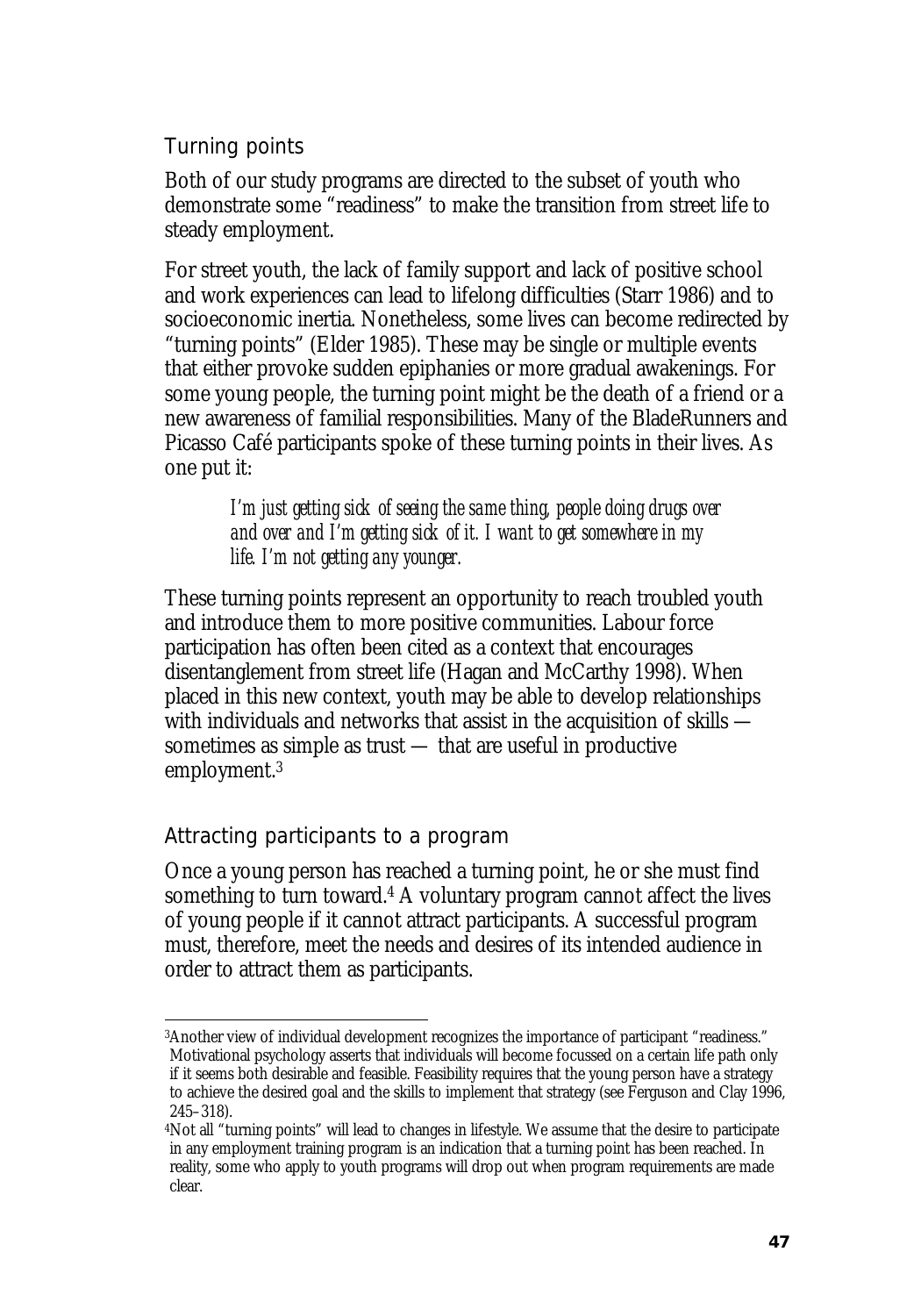## Turning points

Both of our study programs are directed to the subset of youth who demonstrate some "readiness" to make the transition from street life to steady employment.

For street youth, the lack of family support and lack of positive school and work experiences can lead to lifelong difficulties (Starr 1986) and to socioeconomic inertia. Nonetheless, some lives can become redirected by "turning points" (Elder 1985). These may be single or multiple events that either provoke sudden epiphanies or more gradual awakenings. For some young people, the turning point might be the death of a friend or a new awareness of familial responsibilities. Many of the BladeRunners and Picasso Café participants spoke of these turning points in their lives. As one put it:

> *I'm just getting sick of seeing the same thing, people doing drugs over and over and I'm getting sick of it. I want to get somewhere in my life. I'm not getting any younger.*

These turning points represent an opportunity to reach troubled youth and introduce them to more positive communities. Labour force participation has often been cited as a context that encourages disentanglement from street life (Hagan and McCarthy 1998). When placed in this new context, youth may be able to develop relationships with individuals and networks that assist in the acquisition of skills — sometimes as simple as trust — that are useful in productive employment.[3]

## Attracting participants to a program

Once a young person has reached a turning point, he or she must find something to turn toward.[4] A voluntary program cannot affect the lives of young people if it cannot attract participants. A successful program must, therefore, meet the needs and desires of its intended audience in order to attract them as participants.

---

[3]Another view of individual development recognizes the importance of participant "readiness." Motivational psychology asserts that individuals will become focussed on a certain life path only if it seems both desirable and feasible. Feasibility requires that the young person have a strategy to achieve the desired goal and the skills to implement that strategy (see Ferguson and Clay 1996, 245–318).

[4]Not all "turning points" will lead to changes in lifestyle. We assume that the desire to participate in any employment training program is an indication that a turning point has been reached. In reality, some who apply to youth programs will drop out when program requirements are made clear.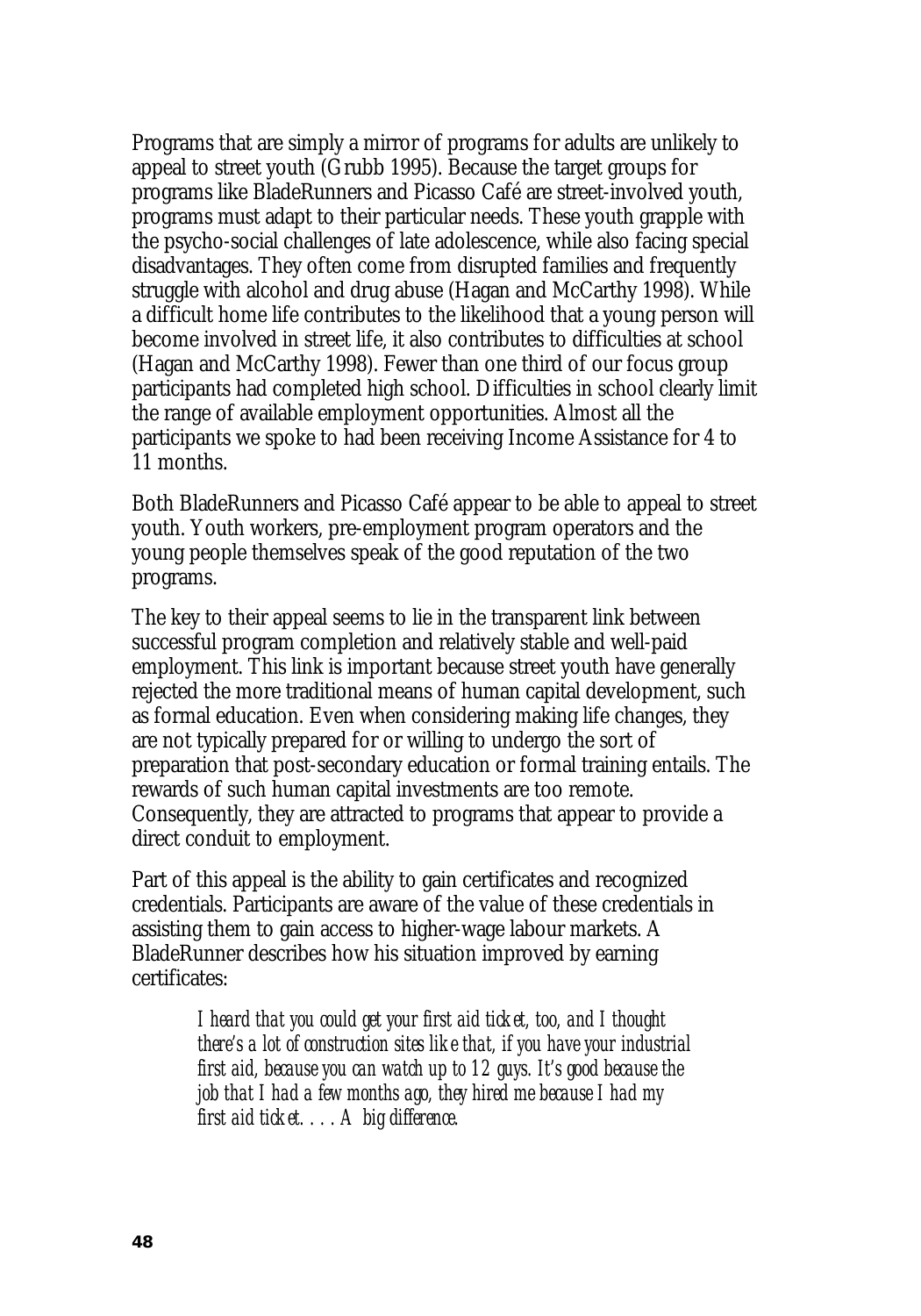Programs that are simply a mirror of programs for adults are unlikely to appeal to street youth (Grubb 1995). Because the target groups for programs like BladeRunners and Picasso Café are street-involved youth, programs must adapt to their particular needs. These youth grapple with the psycho-social challenges of late adolescence, while also facing special disadvantages. They often come from disrupted families and frequently struggle with alcohol and drug abuse (Hagan and McCarthy 1998). While a difficult home life contributes to the likelihood that a young person will become involved in street life, it also contributes to difficulties at school (Hagan and McCarthy 1998). Fewer than one third of our focus group participants had completed high school. Difficulties in school clearly limit the range of available employment opportunities. Almost all the participants we spoke to had been receiving Income Assistance for 4 to 11 months.

Both BladeRunners and Picasso Café appear to be able to appeal to street youth. Youth workers, pre-employment program operators and the young people themselves speak of the good reputation of the two programs.

The key to their appeal seems to lie in the transparent link between successful program completion and relatively stable and well-paid employment. This link is important because street youth have generally rejected the more traditional means of human capital development, such as formal education. Even when considering making life changes, they are not typically prepared for or willing to undergo the sort of preparation that post-secondary education or formal training entails. The rewards of such human capital investments are too remote. Consequently, they are attracted to programs that appear to provide a direct conduit to employment.

Part of this appeal is the ability to gain certificates and recognized credentials. Participants are aware of the value of these credentials in assisting them to gain access to higher-wage labour markets. A BladeRunner describes how his situation improved by earning certificates:

> *I heard that you could get your first aid ticket, too, and I thought there's a lot of construction sites like that, if you have your industrial first aid, because you can watch up to 12 guys. It's good because the job that I had a few months ago, they hired me because I had my first aid ticket. . . . A big difference.*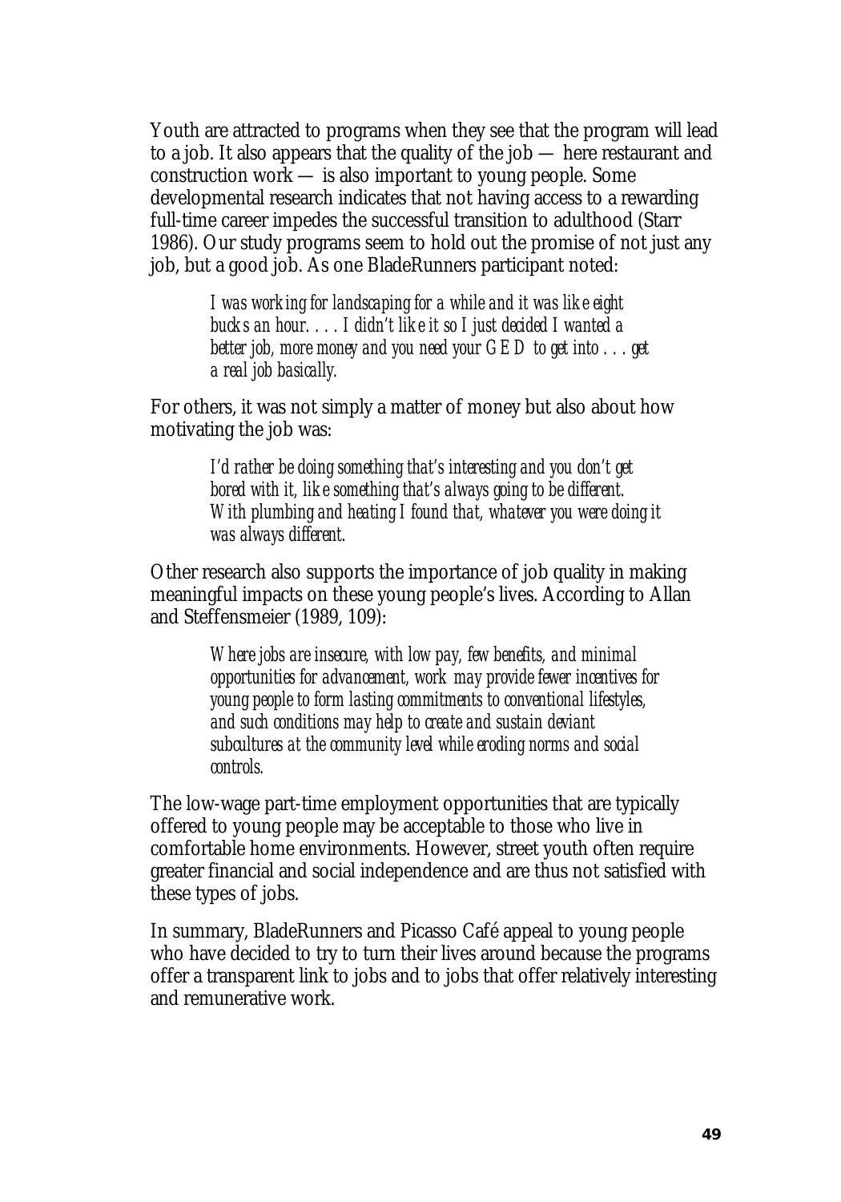Youth are attracted to programs when they see that the program will lead to a job. It also appears that the quality of the job — here restaurant and construction work — is also important to young people. Some developmental research indicates that not having access to a rewarding full-time career impedes the successful transition to adulthood (Starr 1986). Our study programs seem to hold out the promise of not just any job, but a good job. As one BladeRunners participant noted:

> *I was working for landscaping for a while and it was like eight bucks an hour. . . . I didn't like it so I just decided I wanted a better job, more money and you need your GED to get into . . . get a real job basically.*

For others, it was not simply a matter of money but also about how motivating the job was:

> *I'd rather be doing something that's interesting and you don't get bored with it, like something that's always going to be different. With plumbing and heating I found that, whatever you were doing it was always different.*

Other research also supports the importance of job quality in making meaningful impacts on these young people's lives. According to Allan and Steffensmeier (1989, 109):

> *Where jobs are insecure, with low pay, few benefits, and minimal opportunities for advancement, work may provide fewer incentives for young people to form lasting commitments to conventional lifestyles, and such conditions may help to create and sustain deviant subcultures at the community level while eroding norms and social controls.*

The low-wage part-time employment opportunities that are typically offered to young people may be acceptable to those who live in comfortable home environments. However, street youth often require greater financial and social independence and are thus not satisfied with these types of jobs.

In summary, BladeRunners and Picasso Café appeal to young people who have decided to try to turn their lives around because the programs offer a transparent link to jobs and to jobs that offer relatively interesting and remunerative work.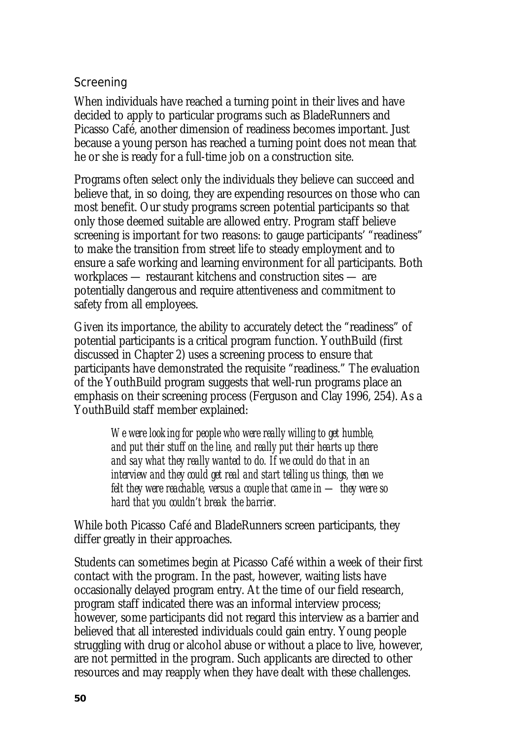### Screening

When individuals have reached a turning point in their lives and have decided to apply to particular programs such as BladeRunners and Picasso Café, another dimension of readiness becomes important. Just because a young person has reached a turning point does not mean that he or she is ready for a full-time job on a construction site.

Programs often select only the individuals they believe can succeed and believe that, in so doing, they are expending resources on those who can most benefit. Our study programs screen potential participants so that only those deemed suitable are allowed entry. Program staff believe screening is important for two reasons: to gauge participants' "readiness" to make the transition from street life to steady employment and to ensure a safe working and learning environment for all participants. Both workplaces — restaurant kitchens and construction sites — are potentially dangerous and require attentiveness and commitment to safety from all employees.

Given its importance, the ability to accurately detect the "readiness" of potential participants is a critical program function. YouthBuild (first discussed in Chapter 2) uses a screening process to ensure that participants have demonstrated the requisite "readiness." The evaluation of the YouthBuild program suggests that well-run programs place an emphasis on their screening process (Ferguson and Clay 1996, 254). As a YouthBuild staff member explained:

> *We were looking for people who were really willing to get humble, and put their stuff on the line, and really put their hearts up there and say what they really wanted to do. If we could do that in an interview and they could get real and start telling us things, then we felt they were reachable, versus a couple that came in — they were so hard that you couldn't break the barrier.*

While both Picasso Café and BladeRunners screen participants, they differ greatly in their approaches.

Students can sometimes begin at Picasso Café within a week of their first contact with the program. In the past, however, waiting lists have occasionally delayed program entry. At the time of our field research, program staff indicated there was an informal interview process; however, some participants did not regard this interview as a barrier and believed that all interested individuals could gain entry. Young people struggling with drug or alcohol abuse or without a place to live, however, are not permitted in the program. Such applicants are directed to other resources and may reapply when they have dealt with these challenges.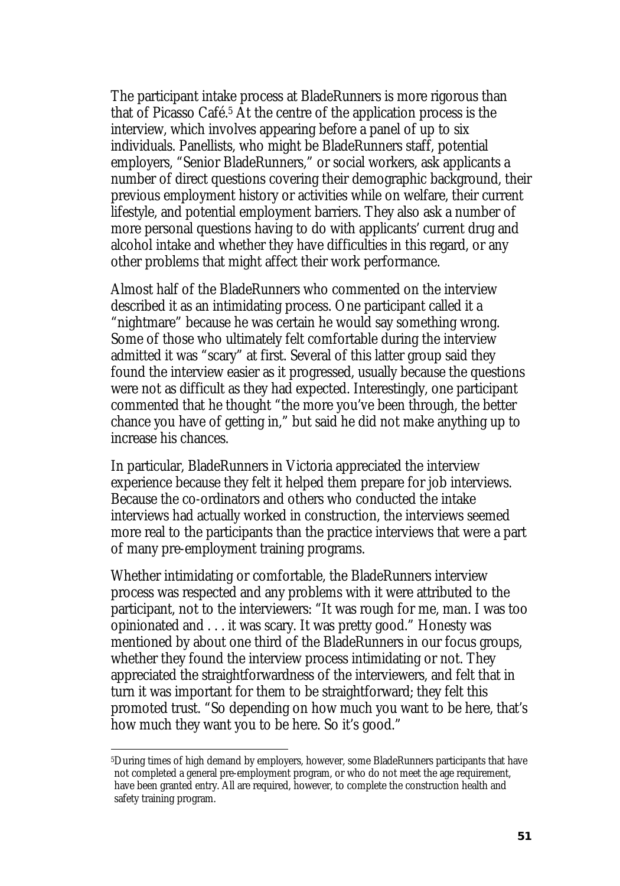The participant intake process at BladeRunners is more rigorous than that of Picasso Café.[5] At the centre of the application process is the interview, which involves appearing before a panel of up to six individuals. Panellists, who might be BladeRunners staff, potential employers, "Senior BladeRunners," or social workers, ask applicants a number of direct questions covering their demographic background, their previous employment history or activities while on welfare, their current lifestyle, and potential employment barriers. They also ask a number of more personal questions having to do with applicants' current drug and alcohol intake and whether they have difficulties in this regard, or any other problems that might affect their work performance.

Almost half of the BladeRunners who commented on the interview described it as an intimidating process. One participant called it a "nightmare" because he was certain he would say something wrong. Some of those who ultimately felt comfortable during the interview admitted it was "scary" at first. Several of this latter group said they found the interview easier as it progressed, usually because the questions were not as difficult as they had expected. Interestingly, one participant commented that he thought "the more you've been through, the better chance you have of getting in," but said he did not make anything up to increase his chances.

In particular, BladeRunners in Victoria appreciated the interview experience because they felt it helped them prepare for job interviews. Because the co-ordinators and others who conducted the intake interviews had actually worked in construction, the interviews seemed more real to the participants than the practice interviews that were a part of many pre-employment training programs.

Whether intimidating or comfortable, the BladeRunners interview process was respected and any problems with it were attributed to the participant, not to the interviewers: "It was rough for me, man. I was too opinionated and . . . it was scary. It was pretty good." Honesty was mentioned by about one third of the BladeRunners in our focus groups, whether they found the interview process intimidating or not. They appreciated the straightforwardness of the interviewers, and felt that in turn it was important for them to be straightforward; they felt this promoted trust. "So depending on how much you want to be here, that's how much they want you to be here. So it's good."

---

[5] During times of high demand by employers, however, some BladeRunners participants that have not completed a general pre-employment program, or who do not meet the age requirement, have been granted entry. All are required, however, to complete the construction health and safety training program.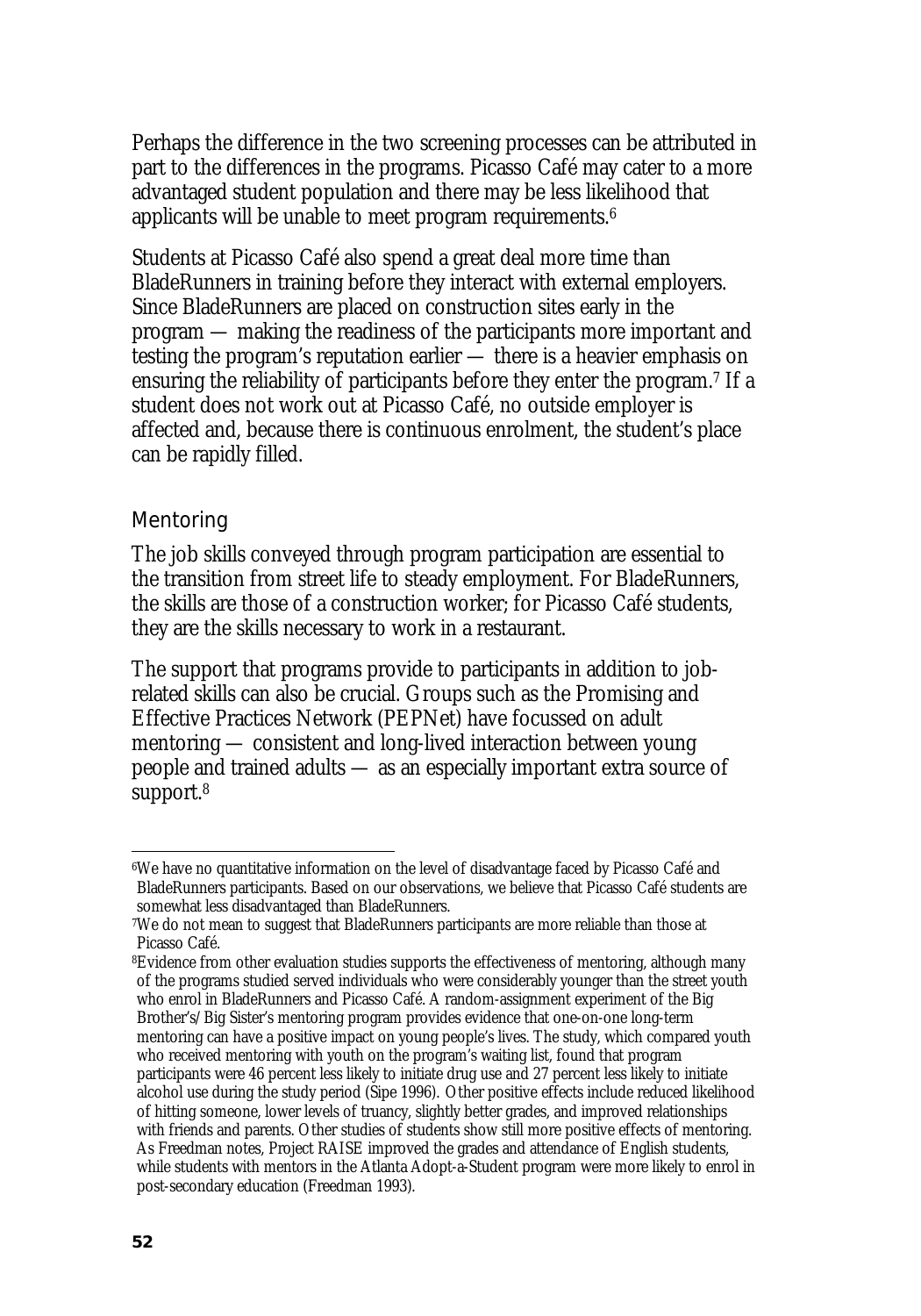Perhaps the difference in the two screening processes can be attributed in part to the differences in the programs. Picasso Café may cater to a more advantaged student population and there may be less likelihood that applicants will be unable to meet program requirements.[6]

Students at Picasso Café also spend a great deal more time than BladeRunners in training before they interact with external employers. Since BladeRunners are placed on construction sites early in the program — making the readiness of the participants more important and testing the program's reputation earlier — there is a heavier emphasis on ensuring the reliability of participants before they enter the program.[7] If a student does not work out at Picasso Café, no outside employer is affected and, because there is continuous enrolment, the student's place can be rapidly filled.

## Mentoring

The job skills conveyed through program participation are essential to the transition from street life to steady employment. For BladeRunners, the skills are those of a construction worker; for Picasso Café students, they are the skills necessary to work in a restaurant.

The support that programs provide to participants in addition to job-related skills can also be crucial. Groups such as the Promising and Effective Practices Network (PEPNet) have focussed on adult mentoring — consistent and long-lived interaction between young people and trained adults — as an especially important extra source of support.[8]

---

[6] We have no quantitative information on the level of disadvantage faced by Picasso Café and BladeRunners participants. Based on our observations, we believe that Picasso Café students are somewhat less disadvantaged than BladeRunners.

[7] We do not mean to suggest that BladeRunners participants are more reliable than those at Picasso Café.

[8] Evidence from other evaluation studies supports the effectiveness of mentoring, although many of the programs studied served individuals who were considerably younger than the street youth who enrol in BladeRunners and Picasso Café. A random-assignment experiment of the Big Brother's/Big Sister's mentoring program provides evidence that one-on-one long-term mentoring can have a positive impact on young people's lives. The study, which compared youth who received mentoring with youth on the program's waiting list, found that program participants were 46 percent less likely to initiate drug use and 27 percent less likely to initiate alcohol use during the study period (Sipe 1996). Other positive effects include reduced likelihood of hitting someone, lower levels of truancy, slightly better grades, and improved relationships with friends and parents. Other studies of students show still more positive effects of mentoring. As Freedman notes, Project RAISE improved the grades and attendance of English students, while students with mentors in the Atlanta Adopt-a-Student program were more likely to enrol in post-secondary education (Freedman 1993).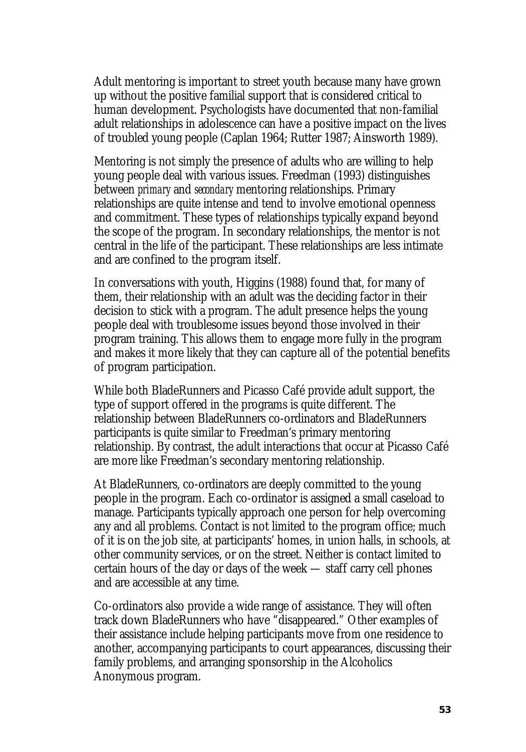Adult mentoring is important to street youth because many have grown up without the positive familial support that is considered critical to human development. Psychologists have documented that non-familial adult relationships in adolescence can have a positive impact on the lives of troubled young people (Caplan 1964; Rutter 1987; Ainsworth 1989).

Mentoring is not simply the presence of adults who are willing to help young people deal with various issues. Freedman (1993) distinguishes between *primary* and *secondary* mentoring relationships. Primary relationships are quite intense and tend to involve emotional openness and commitment. These types of relationships typically expand beyond the scope of the program. In secondary relationships, the mentor is not central in the life of the participant. These relationships are less intimate and are confined to the program itself.

In conversations with youth, Higgins (1988) found that, for many of them, their relationship with an adult was the deciding factor in their decision to stick with a program. The adult presence helps the young people deal with troublesome issues beyond those involved in their program training. This allows them to engage more fully in the program and makes it more likely that they can capture all of the potential benefits of program participation.

While both BladeRunners and Picasso Café provide adult support, the type of support offered in the programs is quite different. The relationship between BladeRunners co-ordinators and BladeRunners participants is quite similar to Freedman's primary mentoring relationship. By contrast, the adult interactions that occur at Picasso Café are more like Freedman's secondary mentoring relationship.

At BladeRunners, co-ordinators are deeply committed to the young people in the program. Each co-ordinator is assigned a small caseload to manage. Participants typically approach one person for help overcoming any and all problems. Contact is not limited to the program office; much of it is on the job site, at participants' homes, in union halls, in schools, at other community services, or on the street. Neither is contact limited to certain hours of the day or days of the week — staff carry cell phones and are accessible at any time.

Co-ordinators also provide a wide range of assistance. They will often track down BladeRunners who have "disappeared." Other examples of their assistance include helping participants move from one residence to another, accompanying participants to court appearances, discussing their family problems, and arranging sponsorship in the Alcoholics Anonymous program.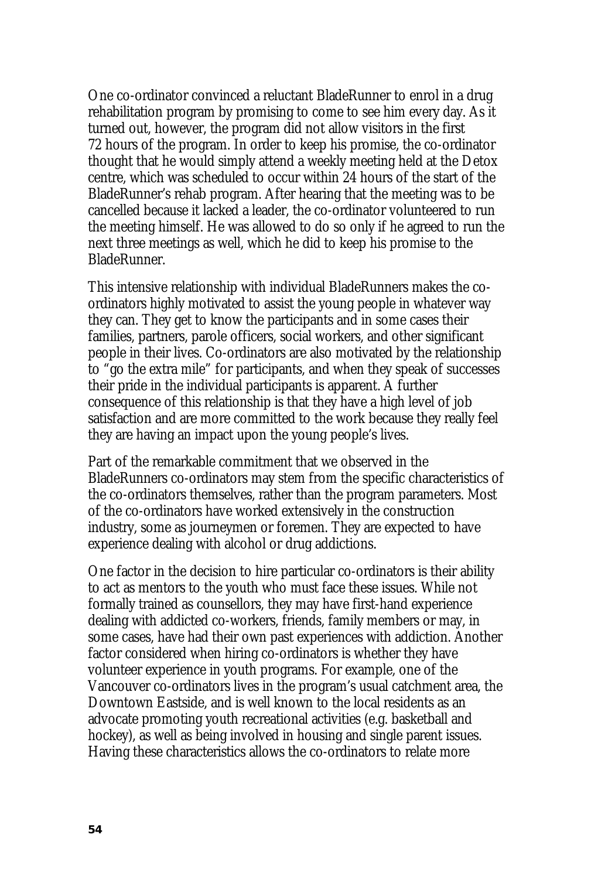One co-ordinator convinced a reluctant BladeRunner to enrol in a drug rehabilitation program by promising to come to see him every day. As it turned out, however, the program did not allow visitors in the first 72 hours of the program. In order to keep his promise, the co-ordinator thought that he would simply attend a weekly meeting held at the Detox centre, which was scheduled to occur within 24 hours of the start of the BladeRunner's rehab program. After hearing that the meeting was to be cancelled because it lacked a leader, the co-ordinator volunteered to run the meeting himself. He was allowed to do so only if he agreed to run the next three meetings as well, which he did to keep his promise to the BladeRunner.

This intensive relationship with individual BladeRunners makes the co-ordinators highly motivated to assist the young people in whatever way they can. They get to know the participants and in some cases their families, partners, parole officers, social workers, and other significant people in their lives. Co-ordinators are also motivated by the relationship to "go the extra mile" for participants, and when they speak of successes their pride in the individual participants is apparent. A further consequence of this relationship is that they have a high level of job satisfaction and are more committed to the work because they really feel they are having an impact upon the young people's lives.

Part of the remarkable commitment that we observed in the BladeRunners co-ordinators may stem from the specific characteristics of the co-ordinators themselves, rather than the program parameters. Most of the co-ordinators have worked extensively in the construction industry, some as journeymen or foremen. They are expected to have experience dealing with alcohol or drug addictions.

One factor in the decision to hire particular co-ordinators is their ability to act as mentors to the youth who must face these issues. While not formally trained as counsellors, they may have first-hand experience dealing with addicted co-workers, friends, family members or may, in some cases, have had their own past experiences with addiction. Another factor considered when hiring co-ordinators is whether they have volunteer experience in youth programs. For example, one of the Vancouver co-ordinators lives in the program's usual catchment area, the Downtown Eastside, and is well known to the local residents as an advocate promoting youth recreational activities (e.g. basketball and hockey), as well as being involved in housing and single parent issues. Having these characteristics allows the co-ordinators to relate more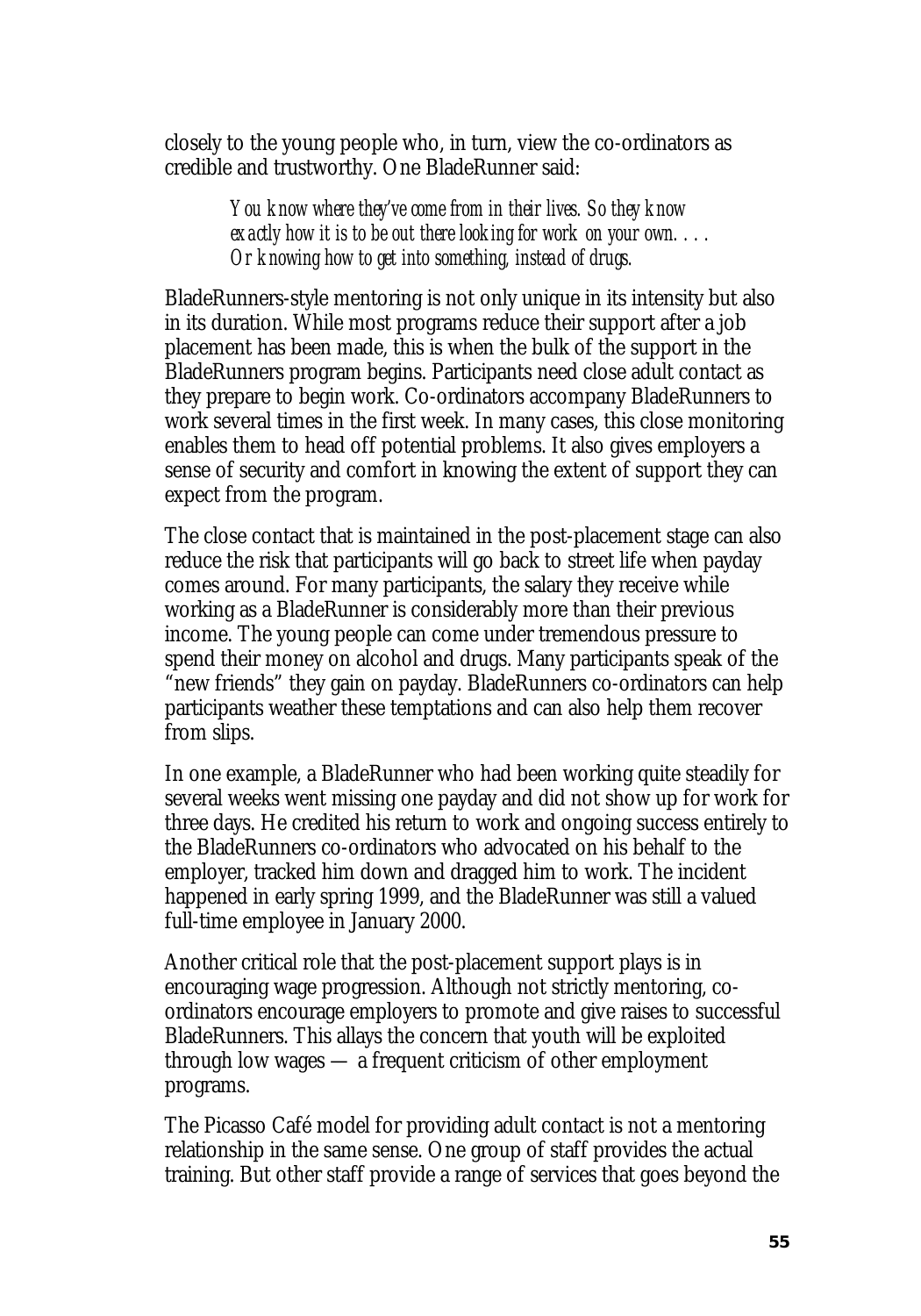closely to the young people who, in turn, view the co-ordinators as credible and trustworthy. One BladeRunner said:

> *You know where they've come from in their lives. So they know exactly how it is to be out there looking for work on your own. . . . Or knowing how to get into something, instead of drugs.*

BladeRunners-style mentoring is not only unique in its intensity but also in its duration. While most programs reduce their support after a job placement has been made, this is when the bulk of the support in the BladeRunners program begins. Participants need close adult contact as they prepare to begin work. Co-ordinators accompany BladeRunners to work several times in the first week. In many cases, this close monitoring enables them to head off potential problems. It also gives employers a sense of security and comfort in knowing the extent of support they can expect from the program.

The close contact that is maintained in the post-placement stage can also reduce the risk that participants will go back to street life when payday comes around. For many participants, the salary they receive while working as a BladeRunner is considerably more than their previous income. The young people can come under tremendous pressure to spend their money on alcohol and drugs. Many participants speak of the "new friends" they gain on payday. BladeRunners co-ordinators can help participants weather these temptations and can also help them recover from slips.

In one example, a BladeRunner who had been working quite steadily for several weeks went missing one payday and did not show up for work for three days. He credited his return to work and ongoing success entirely to the BladeRunners co-ordinators who advocated on his behalf to the employer, tracked him down and dragged him to work. The incident happened in early spring 1999, and the BladeRunner was still a valued full-time employee in January 2000.

Another critical role that the post-placement support plays is in encouraging wage progression. Although not strictly mentoring, co-ordinators encourage employers to promote and give raises to successful BladeRunners. This allays the concern that youth will be exploited through low wages — a frequent criticism of other employment programs.

The Picasso Café model for providing adult contact is not a mentoring relationship in the same sense. One group of staff provides the actual training. But other staff provide a range of services that goes beyond the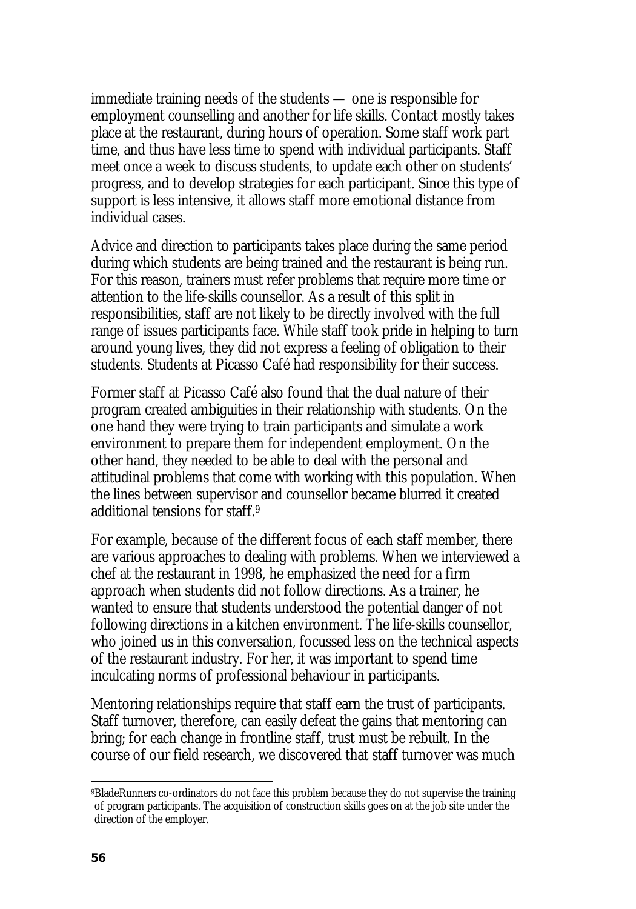immediate training needs of the students — one is responsible for employment counselling and another for life skills. Contact mostly takes place at the restaurant, during hours of operation. Some staff work part time, and thus have less time to spend with individual participants. Staff meet once a week to discuss students, to update each other on students' progress, and to develop strategies for each participant. Since this type of support is less intensive, it allows staff more emotional distance from individual cases.

Advice and direction to participants takes place during the same period during which students are being trained and the restaurant is being run. For this reason, trainers must refer problems that require more time or attention to the life-skills counsellor. As a result of this split in responsibilities, staff are not likely to be directly involved with the full range of issues participants face. While staff took pride in helping to turn around young lives, they did not express a feeling of obligation to their students. Students at Picasso Café had responsibility for their success.

Former staff at Picasso Café also found that the dual nature of their program created ambiguities in their relationship with students. On the one hand they were trying to train participants and simulate a work environment to prepare them for independent employment. On the other hand, they needed to be able to deal with the personal and attitudinal problems that come with working with this population. When the lines between supervisor and counsellor became blurred it created additional tensions for staff.[9]

For example, because of the different focus of each staff member, there are various approaches to dealing with problems. When we interviewed a chef at the restaurant in 1998, he emphasized the need for a firm approach when students did not follow directions. As a trainer, he wanted to ensure that students understood the potential danger of not following directions in a kitchen environment. The life-skills counsellor, who joined us in this conversation, focussed less on the technical aspects of the restaurant industry. For her, it was important to spend time inculcating norms of professional behaviour in participants.

Mentoring relationships require that staff earn the trust of participants. Staff turnover, therefore, can easily defeat the gains that mentoring can bring; for each change in frontline staff, trust must be rebuilt. In the course of our field research, we discovered that staff turnover was much

---

[9] BladeRunners co-ordinators do not face this problem because they do not supervise the training of program participants. The acquisition of construction skills goes on at the job site under the direction of the employer.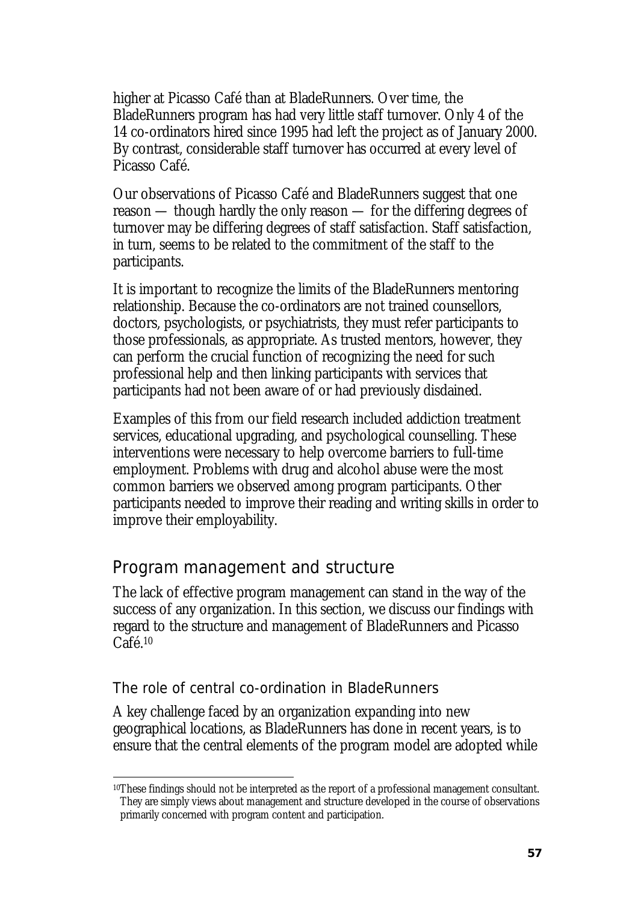higher at Picasso Café than at BladeRunners. Over time, the BladeRunners program has had very little staff turnover. Only 4 of the 14 co-ordinators hired since 1995 had left the project as of January 2000. By contrast, considerable staff turnover has occurred at every level of Picasso Café.

Our observations of Picasso Café and BladeRunners suggest that one reason — though hardly the only reason — for the differing degrees of turnover may be differing degrees of staff satisfaction. Staff satisfaction, in turn, seems to be related to the commitment of the staff to the participants.

It is important to recognize the limits of the BladeRunners mentoring relationship. Because the co-ordinators are not trained counsellors, doctors, psychologists, or psychiatrists, they must refer participants to those professionals, as appropriate. As trusted mentors, however, they can perform the crucial function of recognizing the need for such professional help and then linking participants with services that participants had not been aware of or had previously disdained.

Examples of this from our field research included addiction treatment services, educational upgrading, and psychological counselling. These interventions were necessary to help overcome barriers to full-time employment. Problems with drug and alcohol abuse were the most common barriers we observed among program participants. Other participants needed to improve their reading and writing skills in order to improve their employability.

## Program management and structure

The lack of effective program management can stand in the way of the success of any organization. In this section, we discuss our findings with regard to the structure and management of BladeRunners and Picasso Café.[10]

### The role of central co-ordination in BladeRunners

A key challenge faced by an organization expanding into new geographical locations, as BladeRunners has done in recent years, is to ensure that the central elements of the program model are adopted while

---

[10] These findings should not be interpreted as the report of a professional management consultant. They are simply views about management and structure developed in the course of observations primarily concerned with program content and participation.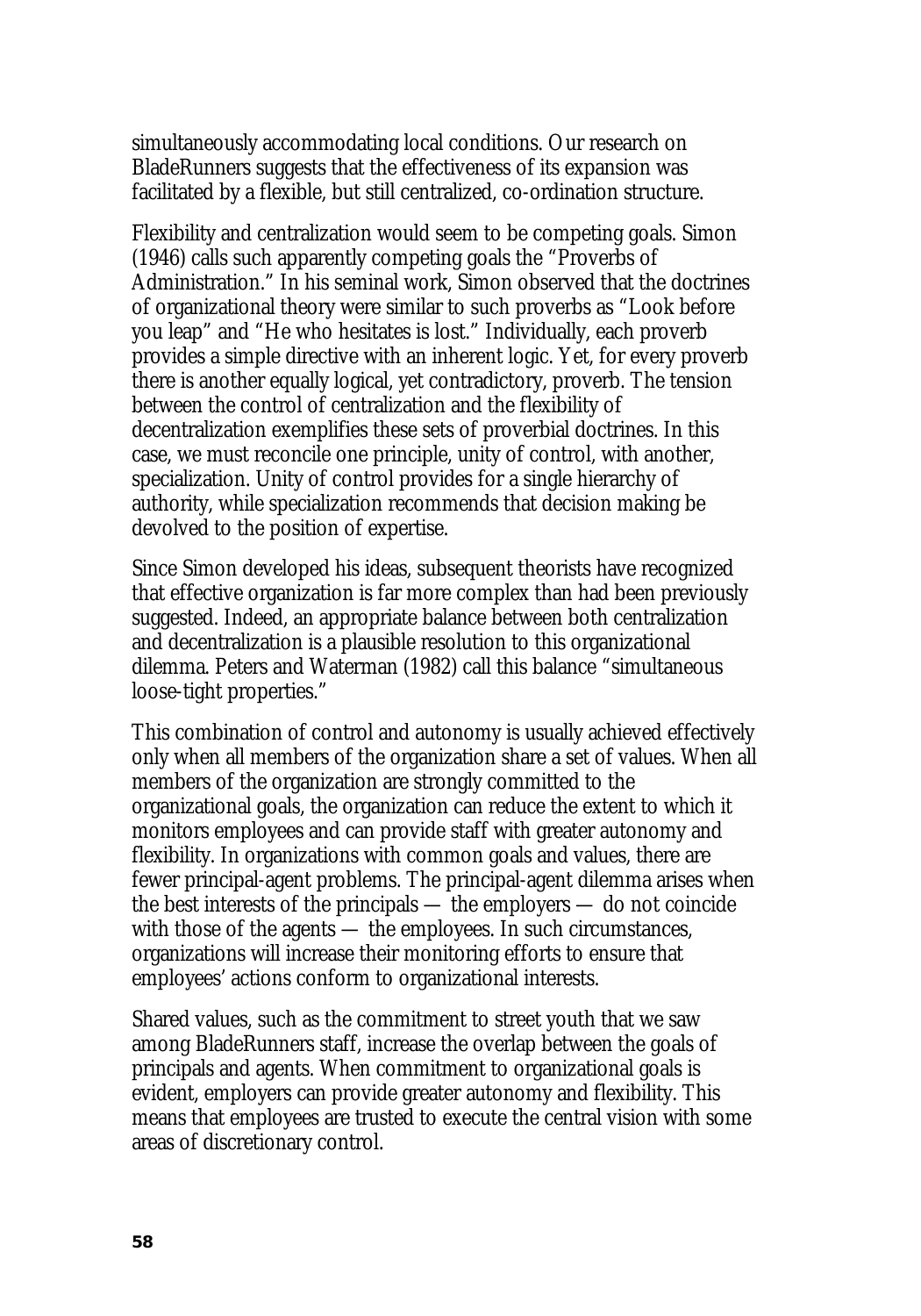simultaneously accommodating local conditions. Our research on BladeRunners suggests that the effectiveness of its expansion was facilitated by a flexible, but still centralized, co-ordination structure.

Flexibility and centralization would seem to be competing goals. Simon (1946) calls such apparently competing goals the "Proverbs of Administration." In his seminal work, Simon observed that the doctrines of organizational theory were similar to such proverbs as "Look before you leap" and "He who hesitates is lost." Individually, each proverb provides a simple directive with an inherent logic. Yet, for every proverb there is another equally logical, yet contradictory, proverb. The tension between the control of centralization and the flexibility of decentralization exemplifies these sets of proverbial doctrines. In this case, we must reconcile one principle, unity of control, with another, specialization. Unity of control provides for a single hierarchy of authority, while specialization recommends that decision making be devolved to the position of expertise.

Since Simon developed his ideas, subsequent theorists have recognized that effective organization is far more complex than had been previously suggested. Indeed, an appropriate balance between both centralization and decentralization is a plausible resolution to this organizational dilemma. Peters and Waterman (1982) call this balance "simultaneous loose-tight properties."

This combination of control and autonomy is usually achieved effectively only when all members of the organization share a set of values. When all members of the organization are strongly committed to the organizational goals, the organization can reduce the extent to which it monitors employees and can provide staff with greater autonomy and flexibility. In organizations with common goals and values, there are fewer principal-agent problems. The principal-agent dilemma arises when the best interests of the principals — the employers — do not coincide with those of the agents — the employees. In such circumstances, organizations will increase their monitoring efforts to ensure that employees' actions conform to organizational interests.

Shared values, such as the commitment to street youth that we saw among BladeRunners staff, increase the overlap between the goals of principals and agents. When commitment to organizational goals is evident, employers can provide greater autonomy and flexibility. This means that employees are trusted to execute the central vision with some areas of discretionary control.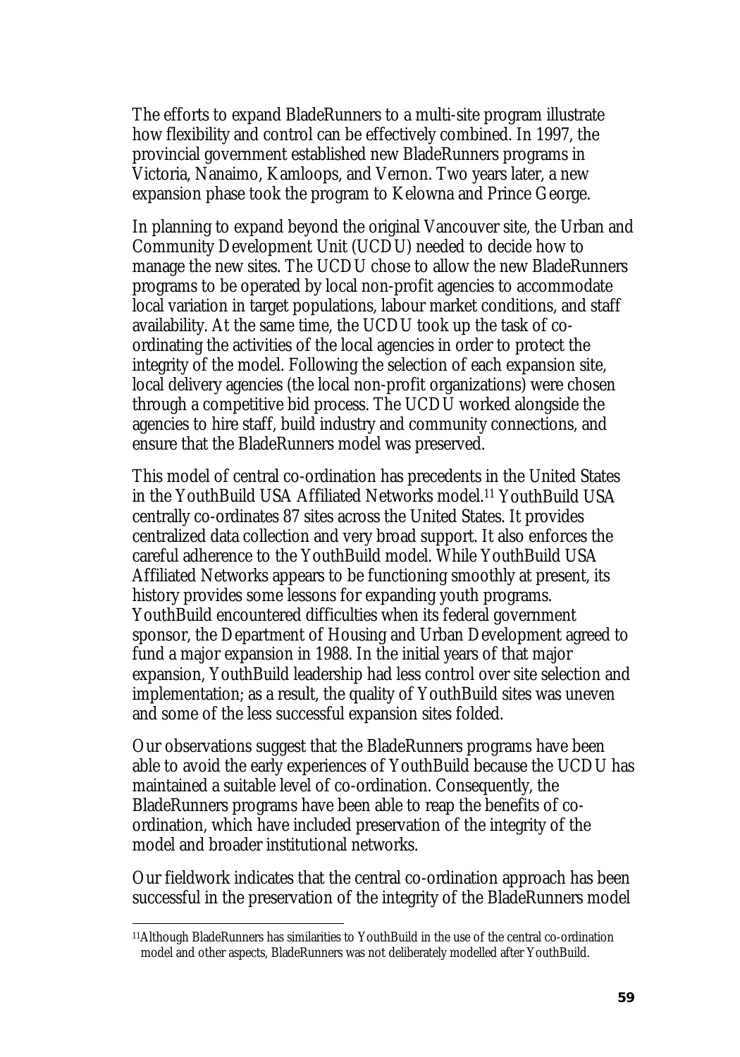The efforts to expand BladeRunners to a multi-site program illustrate how flexibility and control can be effectively combined. In 1997, the provincial government established new BladeRunners programs in Victoria, Nanaimo, Kamloops, and Vernon. Two years later, a new expansion phase took the program to Kelowna and Prince George.

In planning to expand beyond the original Vancouver site, the Urban and Community Development Unit (UCDU) needed to decide how to manage the new sites. The UCDU chose to allow the new BladeRunners programs to be operated by local non-profit agencies to accommodate local variation in target populations, labour market conditions, and staff availability. At the same time, the UCDU took up the task of co-ordinating the activities of the local agencies in order to protect the integrity of the model. Following the selection of each expansion site, local delivery agencies (the local non-profit organizations) were chosen through a competitive bid process. The UCDU worked alongside the agencies to hire staff, build industry and community connections, and ensure that the BladeRunners model was preserved.

This model of central co-ordination has precedents in the United States in the YouthBuild USA Affiliated Networks model.[11] YouthBuild USA centrally co-ordinates 87 sites across the United States. It provides centralized data collection and very broad support. It also enforces the careful adherence to the YouthBuild model. While YouthBuild USA Affiliated Networks appears to be functioning smoothly at present, its history provides some lessons for expanding youth programs. YouthBuild encountered difficulties when its federal government sponsor, the Department of Housing and Urban Development agreed to fund a major expansion in 1988. In the initial years of that major expansion, YouthBuild leadership had less control over site selection and implementation; as a result, the quality of YouthBuild sites was uneven and some of the less successful expansion sites folded.

Our observations suggest that the BladeRunners programs have been able to avoid the early experiences of YouthBuild because the UCDU has maintained a suitable level of co-ordination. Consequently, the BladeRunners programs have been able to reap the benefits of co-ordination, which have included preservation of the integrity of the model and broader institutional networks.

Our fieldwork indicates that the central co-ordination approach has been successful in the preservation of the integrity of the BladeRunners model

[11] Although BladeRunners has similarities to YouthBuild in the use of the central co-ordination model and other aspects, BladeRunners was not deliberately modelled after YouthBuild.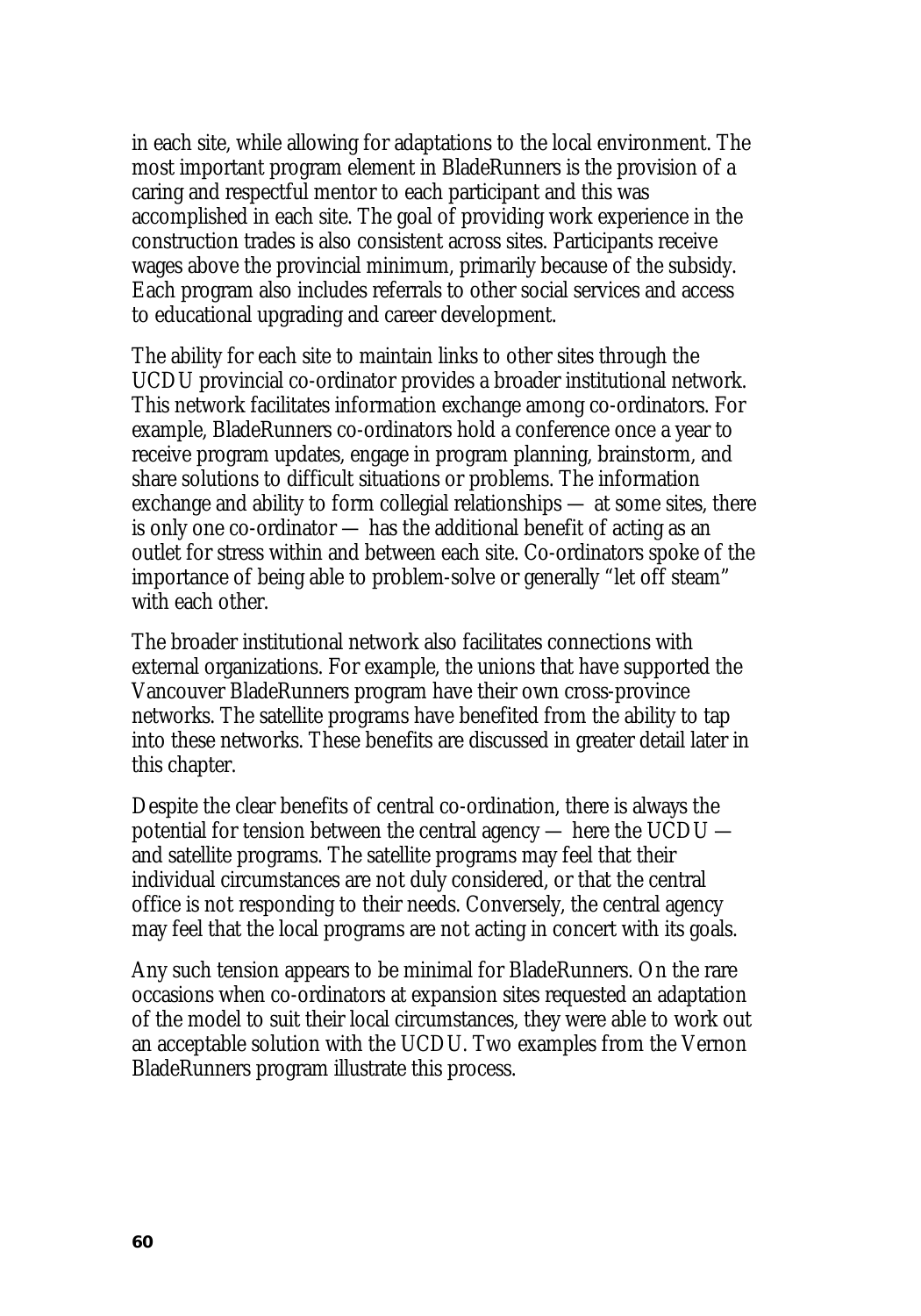in each site, while allowing for adaptations to the local environment. The most important program element in BladeRunners is the provision of a caring and respectful mentor to each participant and this was accomplished in each site. The goal of providing work experience in the construction trades is also consistent across sites. Participants receive wages above the provincial minimum, primarily because of the subsidy. Each program also includes referrals to other social services and access to educational upgrading and career development.

The ability for each site to maintain links to other sites through the UCDU provincial co-ordinator provides a broader institutional network. This network facilitates information exchange among co-ordinators. For example, BladeRunners co-ordinators hold a conference once a year to receive program updates, engage in program planning, brainstorm, and share solutions to difficult situations or problems. The information exchange and ability to form collegial relationships — at some sites, there is only one co-ordinator — has the additional benefit of acting as an outlet for stress within and between each site. Co-ordinators spoke of the importance of being able to problem-solve or generally "let off steam" with each other.

The broader institutional network also facilitates connections with external organizations. For example, the unions that have supported the Vancouver BladeRunners program have their own cross-province networks. The satellite programs have benefited from the ability to tap into these networks. These benefits are discussed in greater detail later in this chapter.

Despite the clear benefits of central co-ordination, there is always the potential for tension between the central agency — here the UCDU — and satellite programs. The satellite programs may feel that their individual circumstances are not duly considered, or that the central office is not responding to their needs. Conversely, the central agency may feel that the local programs are not acting in concert with its goals.

Any such tension appears to be minimal for BladeRunners. On the rare occasions when co-ordinators at expansion sites requested an adaptation of the model to suit their local circumstances, they were able to work out an acceptable solution with the UCDU. Two examples from the Vernon BladeRunners program illustrate this process.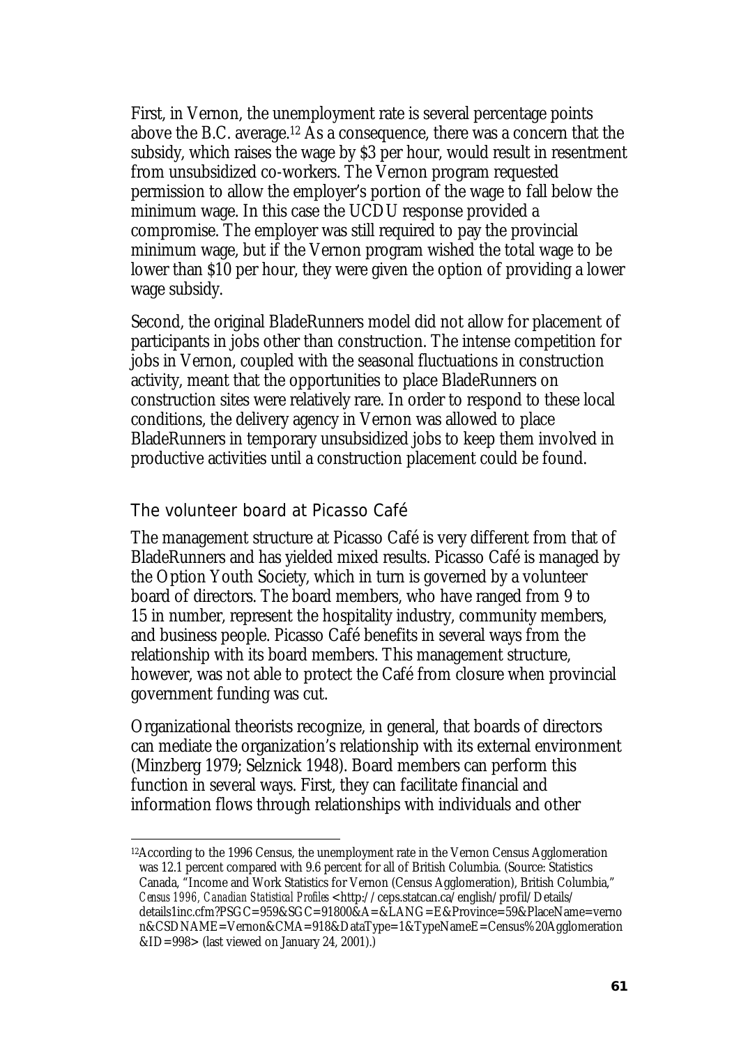First, in Vernon, the unemployment rate is several percentage points above the B.C. average.[12] As a consequence, there was a concern that the subsidy, which raises the wage by $3 per hour, would result in resentment from unsubsidized co-workers. The Vernon program requested permission to allow the employer's portion of the wage to fall below the minimum wage. In this case the UCDU response provided a compromise. The employer was still required to pay the provincial minimum wage, but if the Vernon program wished the total wage to be lower than $10 per hour, they were given the option of providing a lower wage subsidy.

Second, the original BladeRunners model did not allow for placement of participants in jobs other than construction. The intense competition for jobs in Vernon, coupled with the seasonal fluctuations in construction activity, meant that the opportunities to place BladeRunners on construction sites were relatively rare. In order to respond to these local conditions, the delivery agency in Vernon was allowed to place BladeRunners in temporary unsubsidized jobs to keep them involved in productive activities until a construction placement could be found.

### The volunteer board at Picasso Café

The management structure at Picasso Café is very different from that of BladeRunners and has yielded mixed results. Picasso Café is managed by the Option Youth Society, which in turn is governed by a volunteer board of directors. The board members, who have ranged from 9 to 15 in number, represent the hospitality industry, community members, and business people. Picasso Café benefits in several ways from the relationship with its board members. This management structure, however, was not able to protect the Café from closure when provincial government funding was cut.

Organizational theorists recognize, in general, that boards of directors can mediate the organization's relationship with its external environment (Minzberg 1979; Selznick 1948). Board members can perform this function in several ways. First, they can facilitate financial and information flows through relationships with individuals and other

[12] According to the 1996 Census, the unemployment rate in the Vernon Census Agglomeration was 12.1 percent compared with 9.6 percent for all of British Columbia. (Source: Statistics Canada, "Income and Work Statistics for Vernon (Census Agglomeration), British Columbia," *Census 1996, Canadian Statistical Profiles* <http://ceps.statcan.ca/english/profil/Details/details1inc.cfm?PSGC=959&SGC=91800&A=&LANG=E&Province=59&PlaceName=vernon&CSDNAME=Vernon&CMA=918&DataType=1&TypeNameE=Census%20Agglomeration&ID=998> (last viewed on January 24, 2001).)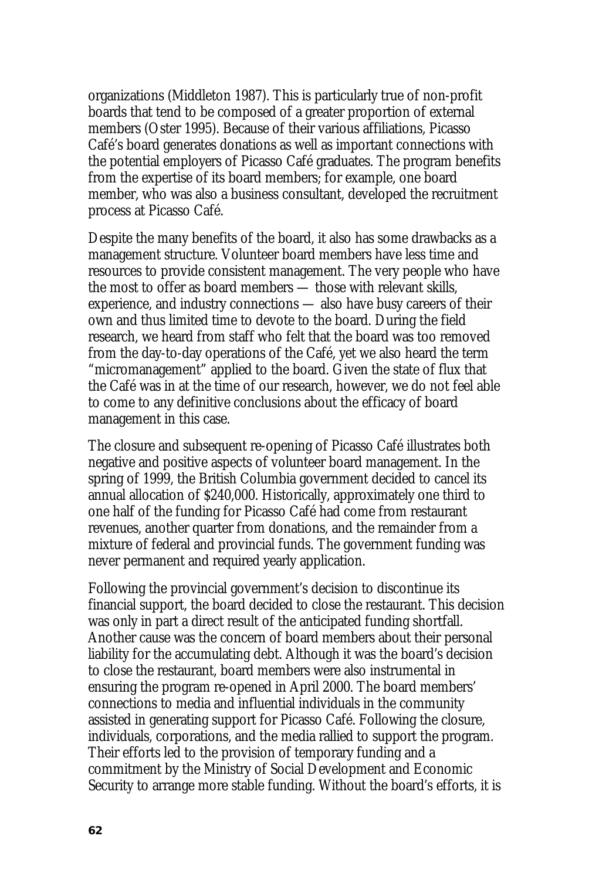organizations (Middleton 1987). This is particularly true of non-profit boards that tend to be composed of a greater proportion of external members (Oster 1995). Because of their various affiliations, Picasso Café's board generates donations as well as important connections with the potential employers of Picasso Café graduates. The program benefits from the expertise of its board members; for example, one board member, who was also a business consultant, developed the recruitment process at Picasso Café.

Despite the many benefits of the board, it also has some drawbacks as a management structure. Volunteer board members have less time and resources to provide consistent management. The very people who have the most to offer as board members — those with relevant skills, experience, and industry connections — also have busy careers of their own and thus limited time to devote to the board. During the field research, we heard from staff who felt that the board was too removed from the day-to-day operations of the Café, yet we also heard the term "micromanagement" applied to the board. Given the state of flux that the Café was in at the time of our research, however, we do not feel able to come to any definitive conclusions about the efficacy of board management in this case.

The closure and subsequent re-opening of Picasso Café illustrates both negative and positive aspects of volunteer board management. In the spring of 1999, the British Columbia government decided to cancel its annual allocation of $240,000. Historically, approximately one third to one half of the funding for Picasso Café had come from restaurant revenues, another quarter from donations, and the remainder from a mixture of federal and provincial funds. The government funding was never permanent and required yearly application.

Following the provincial government's decision to discontinue its financial support, the board decided to close the restaurant. This decision was only in part a direct result of the anticipated funding shortfall. Another cause was the concern of board members about their personal liability for the accumulating debt. Although it was the board's decision to close the restaurant, board members were also instrumental in ensuring the program re-opened in April 2000. The board members' connections to media and influential individuals in the community assisted in generating support for Picasso Café. Following the closure, individuals, corporations, and the media rallied to support the program. Their efforts led to the provision of temporary funding and a commitment by the Ministry of Social Development and Economic Security to arrange more stable funding. Without the board's efforts, it is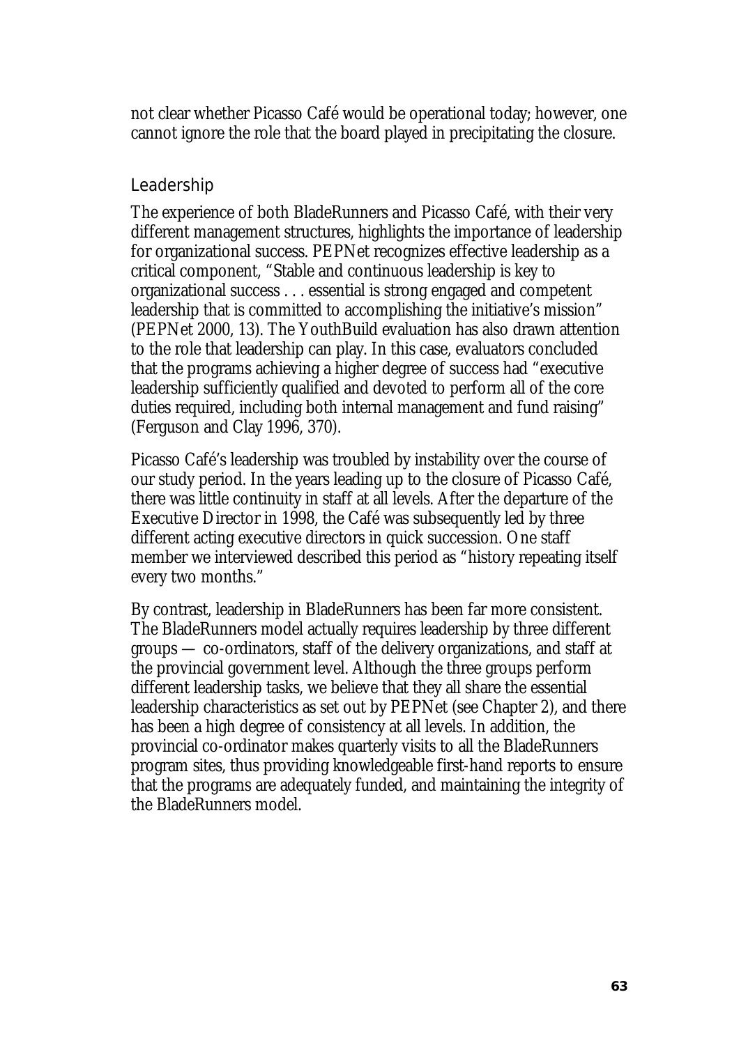not clear whether Picasso Café would be operational today; however, one cannot ignore the role that the board played in precipitating the closure.

## Leadership

The experience of both BladeRunners and Picasso Café, with their very different management structures, highlights the importance of leadership for organizational success. PEPNet recognizes effective leadership as a critical component, "Stable and continuous leadership is key to organizational success . . . essential is strong engaged and competent leadership that is committed to accomplishing the initiative's mission" (PEPNet 2000, 13). The YouthBuild evaluation has also drawn attention to the role that leadership can play. In this case, evaluators concluded that the programs achieving a higher degree of success had "executive leadership sufficiently qualified and devoted to perform all of the core duties required, including both internal management and fund raising" (Ferguson and Clay 1996, 370).

Picasso Café's leadership was troubled by instability over the course of our study period. In the years leading up to the closure of Picasso Café, there was little continuity in staff at all levels. After the departure of the Executive Director in 1998, the Café was subsequently led by three different acting executive directors in quick succession. One staff member we interviewed described this period as "history repeating itself every two months."

By contrast, leadership in BladeRunners has been far more consistent. The BladeRunners model actually requires leadership by three different groups — co-ordinators, staff of the delivery organizations, and staff at the provincial government level. Although the three groups perform different leadership tasks, we believe that they all share the essential leadership characteristics as set out by PEPNet (see Chapter 2), and there has been a high degree of consistency at all levels. In addition, the provincial co-ordinator makes quarterly visits to all the BladeRunners program sites, thus providing knowledgeable first-hand reports to ensure that the programs are adequately funded, and maintaining the integrity of the BladeRunners model.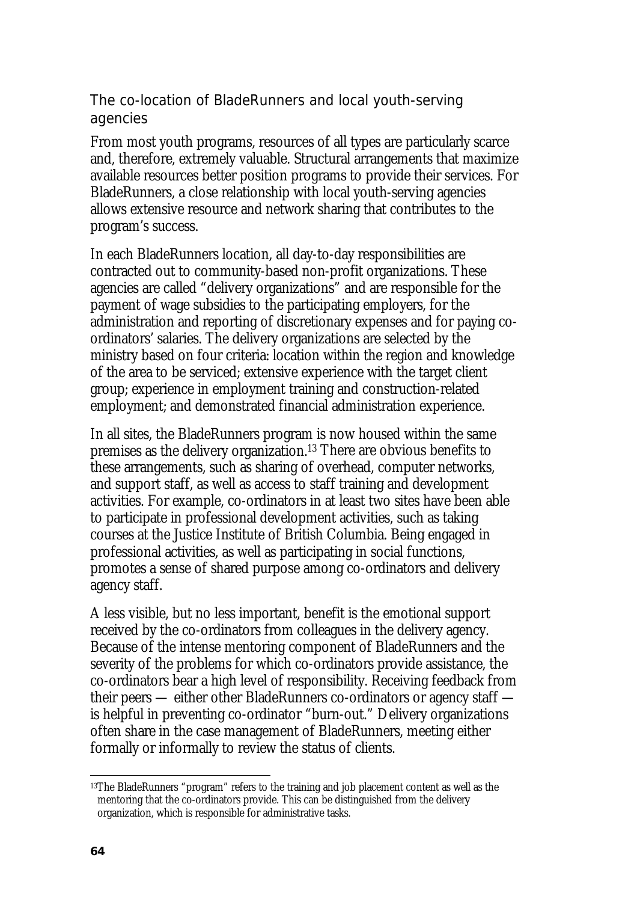### The co-location of BladeRunners and local youth-serving agencies

From most youth programs, resources of all types are particularly scarce and, therefore, extremely valuable. Structural arrangements that maximize available resources better position programs to provide their services. For BladeRunners, a close relationship with local youth-serving agencies allows extensive resource and network sharing that contributes to the program's success.

In each BladeRunners location, all day-to-day responsibilities are contracted out to community-based non-profit organizations. These agencies are called "delivery organizations" and are responsible for the payment of wage subsidies to the participating employers, for the administration and reporting of discretionary expenses and for paying co-ordinators' salaries. The delivery organizations are selected by the ministry based on four criteria: location within the region and knowledge of the area to be serviced; extensive experience with the target client group; experience in employment training and construction-related employment; and demonstrated financial administration experience.

In all sites, the BladeRunners program is now housed within the same premises as the delivery organization.[13] There are obvious benefits to these arrangements, such as sharing of overhead, computer networks, and support staff, as well as access to staff training and development activities. For example, co-ordinators in at least two sites have been able to participate in professional development activities, such as taking courses at the Justice Institute of British Columbia. Being engaged in professional activities, as well as participating in social functions, promotes a sense of shared purpose among co-ordinators and delivery agency staff.

A less visible, but no less important, benefit is the emotional support received by the co-ordinators from colleagues in the delivery agency. Because of the intense mentoring component of BladeRunners and the severity of the problems for which co-ordinators provide assistance, the co-ordinators bear a high level of responsibility. Receiving feedback from their peers — either other BladeRunners co-ordinators or agency staff — is helpful in preventing co-ordinator "burn-out." Delivery organizations often share in the case management of BladeRunners, meeting either formally or informally to review the status of clients.

---

[13] The BladeRunners "program" refers to the training and job placement content as well as the mentoring that the co-ordinators provide. This can be distinguished from the delivery organization, which is responsible for administrative tasks.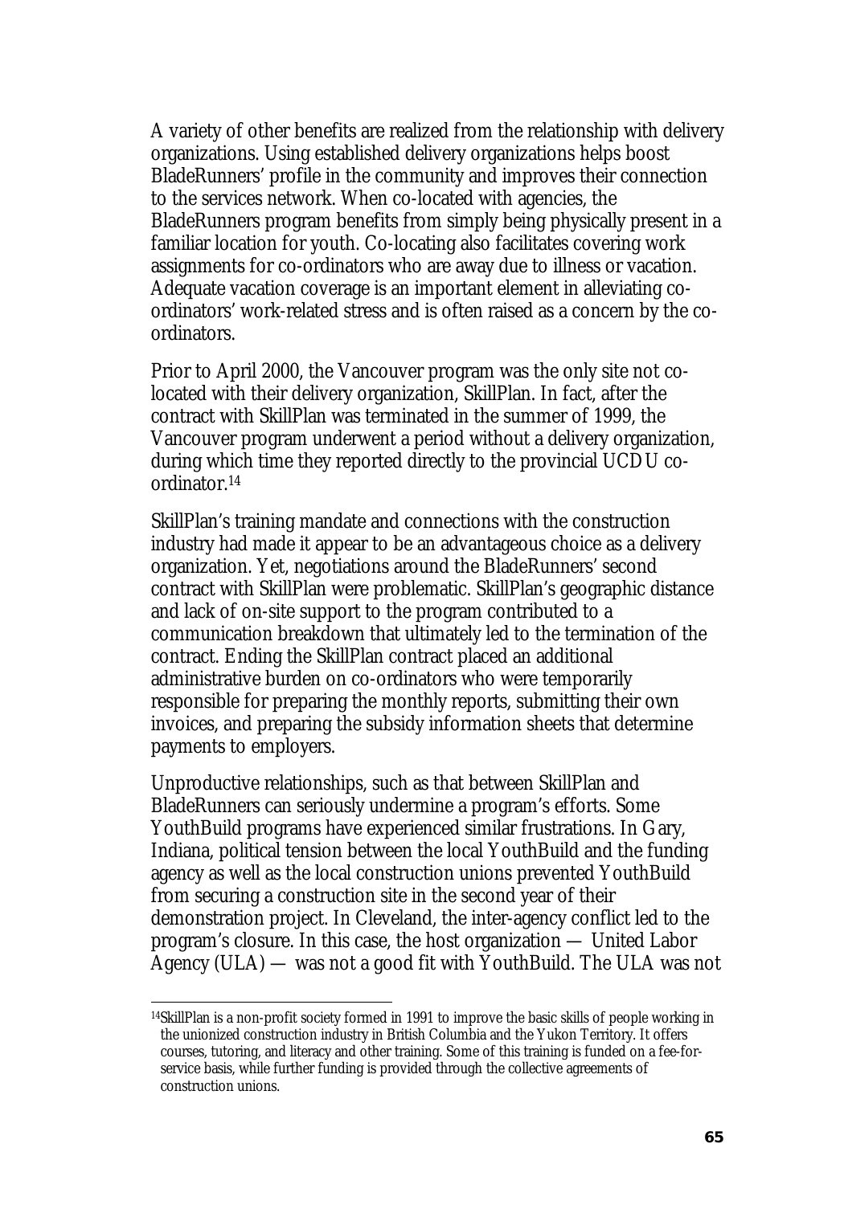A variety of other benefits are realized from the relationship with delivery organizations. Using established delivery organizations helps boost BladeRunners' profile in the community and improves their connection to the services network. When co-located with agencies, the BladeRunners program benefits from simply being physically present in a familiar location for youth. Co-locating also facilitates covering work assignments for co-ordinators who are away due to illness or vacation. Adequate vacation coverage is an important element in alleviating co-ordinators' work-related stress and is often raised as a concern by the co-ordinators.

Prior to April 2000, the Vancouver program was the only site not co-located with their delivery organization, SkillPlan. In fact, after the contract with SkillPlan was terminated in the summer of 1999, the Vancouver program underwent a period without a delivery organization, during which time they reported directly to the provincial UCDU co-ordinator.[14]

SkillPlan's training mandate and connections with the construction industry had made it appear to be an advantageous choice as a delivery organization. Yet, negotiations around the BladeRunners' second contract with SkillPlan were problematic. SkillPlan's geographic distance and lack of on-site support to the program contributed to a communication breakdown that ultimately led to the termination of the contract. Ending the SkillPlan contract placed an additional administrative burden on co-ordinators who were temporarily responsible for preparing the monthly reports, submitting their own invoices, and preparing the subsidy information sheets that determine payments to employers.

Unproductive relationships, such as that between SkillPlan and BladeRunners can seriously undermine a program's efforts. Some YouthBuild programs have experienced similar frustrations. In Gary, Indiana, political tension between the local YouthBuild and the funding agency as well as the local construction unions prevented YouthBuild from securing a construction site in the second year of their demonstration project. In Cleveland, the inter-agency conflict led to the program's closure. In this case, the host organization — United Labor Agency (ULA) — was not a good fit with YouthBuild. The ULA was not

[14] SkillPlan is a non-profit society formed in 1991 to improve the basic skills of people working in the unionized construction industry in British Columbia and the Yukon Territory. It offers courses, tutoring, and literacy and other training. Some of this training is funded on a fee-for-service basis, while further funding is provided through the collective agreements of construction unions.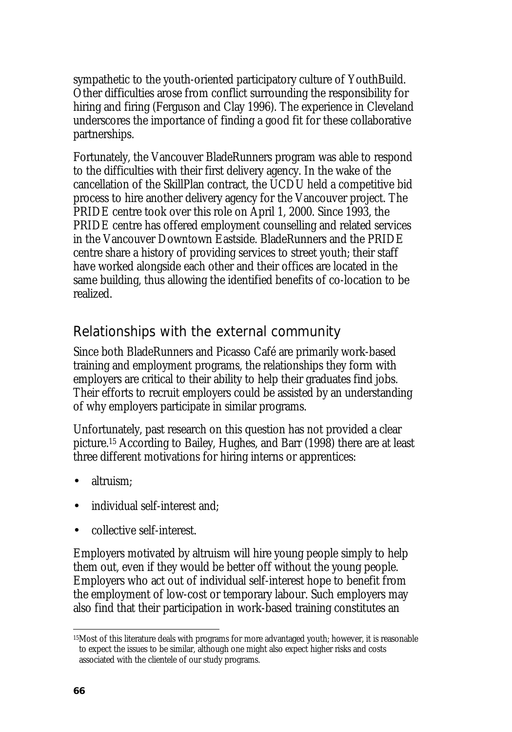sympathetic to the youth-oriented participatory culture of YouthBuild. Other difficulties arose from conflict surrounding the responsibility for hiring and firing (Ferguson and Clay 1996). The experience in Cleveland underscores the importance of finding a good fit for these collaborative partnerships.

Fortunately, the Vancouver BladeRunners program was able to respond to the difficulties with their first delivery agency. In the wake of the cancellation of the SkillPlan contract, the UCDU held a competitive bid process to hire another delivery agency for the Vancouver project. The PRIDE centre took over this role on April 1, 2000. Since 1993, the PRIDE centre has offered employment counselling and related services in the Vancouver Downtown Eastside. BladeRunners and the PRIDE centre share a history of providing services to street youth; their staff have worked alongside each other and their offices are located in the same building, thus allowing the identified benefits of co-location to be realized.

## Relationships with the external community

Since both BladeRunners and Picasso Café are primarily work-based training and employment programs, the relationships they form with employers are critical to their ability to help their graduates find jobs. Their efforts to recruit employers could be assisted by an understanding of why employers participate in similar programs.

Unfortunately, past research on this question has not provided a clear picture.[15] According to Bailey, Hughes, and Barr (1998) there are at least three different motivations for hiring interns or apprentices:

- altruism;
- individual self-interest and;
- collective self-interest.

Employers motivated by altruism will hire young people simply to help them out, even if they would be better off without the young people. Employers who act out of individual self-interest hope to benefit from the employment of low-cost or temporary labour. Such employers may also find that their participation in work-based training constitutes an

[15]Most of this literature deals with programs for more advantaged youth; however, it is reasonable to expect the issues to be similar, although one might also expect higher risks and costs associated with the clientele of our study programs.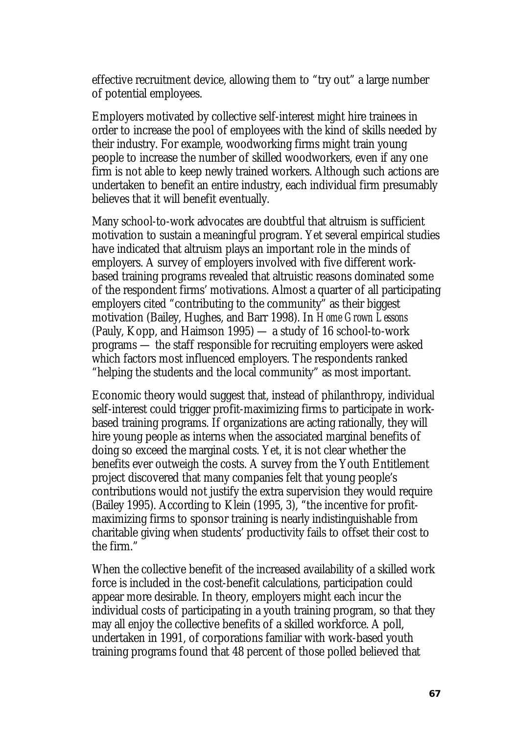effective recruitment device, allowing them to "try out" a large number of potential employees.

Employers motivated by collective self-interest might hire trainees in order to increase the pool of employees with the kind of skills needed by their industry. For example, woodworking firms might train young people to increase the number of skilled woodworkers, even if any one firm is not able to keep newly trained workers. Although such actions are undertaken to benefit an entire industry, each individual firm presumably believes that it will benefit eventually.

Many school-to-work advocates are doubtful that altruism is sufficient motivation to sustain a meaningful program. Yet several empirical studies have indicated that altruism plays an important role in the minds of employers. A survey of employers involved with five different work-based training programs revealed that altruistic reasons dominated some of the respondent firms' motivations. Almost a quarter of all participating employers cited "contributing to the community" as their biggest motivation (Bailey, Hughes, and Barr 1998). In *Home Grown Lessons* (Pauly, Kopp, and Haimson 1995) — a study of 16 school-to-work programs — the staff responsible for recruiting employers were asked which factors most influenced employers. The respondents ranked "helping the students and the local community" as most important.

Economic theory would suggest that, instead of philanthropy, individual self-interest could trigger profit-maximizing firms to participate in work-based training programs. If organizations are acting rationally, they will hire young people as interns when the associated marginal benefits of doing so exceed the marginal costs. Yet, it is not clear whether the benefits ever outweigh the costs. A survey from the Youth Entitlement project discovered that many companies felt that young people's contributions would not justify the extra supervision they would require (Bailey 1995). According to Klein (1995, 3), "the incentive for profit-maximizing firms to sponsor training is nearly indistinguishable from charitable giving when students' productivity fails to offset their cost to the firm."

When the collective benefit of the increased availability of a skilled work force is included in the cost-benefit calculations, participation could appear more desirable. In theory, employers might each incur the individual costs of participating in a youth training program, so that they may all enjoy the collective benefits of a skilled workforce. A poll, undertaken in 1991, of corporations familiar with work-based youth training programs found that 48 percent of those polled believed that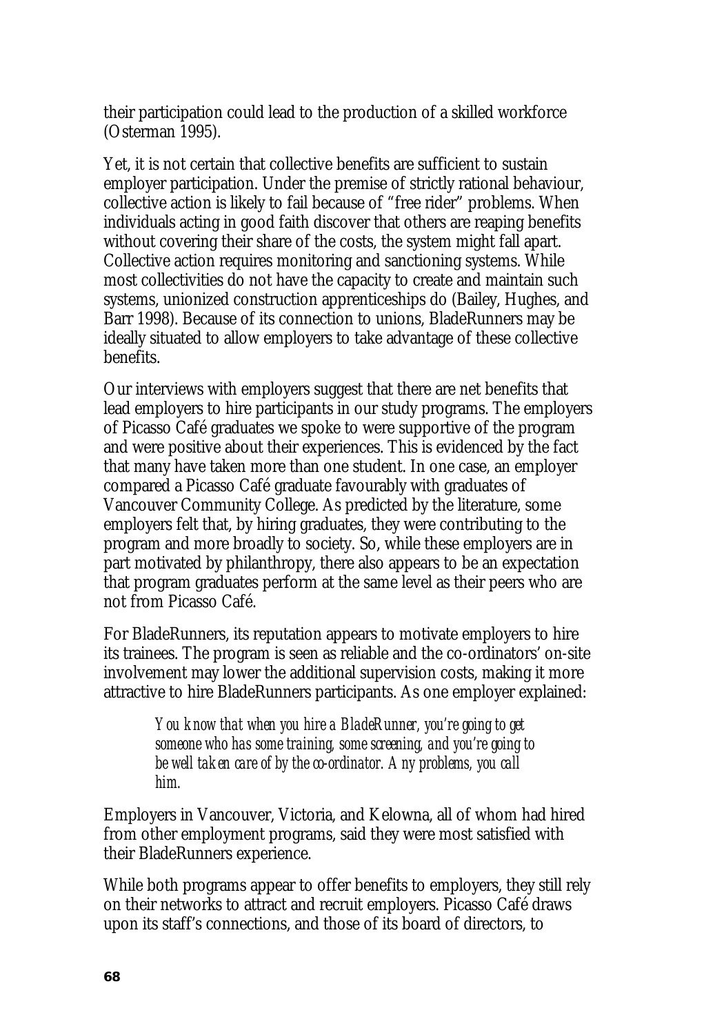their participation could lead to the production of a skilled workforce (Osterman 1995).

Yet, it is not certain that collective benefits are sufficient to sustain employer participation. Under the premise of strictly rational behaviour, collective action is likely to fail because of "free rider" problems. When individuals acting in good faith discover that others are reaping benefits without covering their share of the costs, the system might fall apart. Collective action requires monitoring and sanctioning systems. While most collectivities do not have the capacity to create and maintain such systems, unionized construction apprenticeships do (Bailey, Hughes, and Barr 1998). Because of its connection to unions, BladeRunners may be ideally situated to allow employers to take advantage of these collective benefits.

Our interviews with employers suggest that there are net benefits that lead employers to hire participants in our study programs. The employers of Picasso Café graduates we spoke to were supportive of the program and were positive about their experiences. This is evidenced by the fact that many have taken more than one student. In one case, an employer compared a Picasso Café graduate favourably with graduates of Vancouver Community College. As predicted by the literature, some employers felt that, by hiring graduates, they were contributing to the program and more broadly to society. So, while these employers are in part motivated by philanthropy, there also appears to be an expectation that program graduates perform at the same level as their peers who are not from Picasso Café.

For BladeRunners, its reputation appears to motivate employers to hire its trainees. The program is seen as reliable and the co-ordinators' on-site involvement may lower the additional supervision costs, making it more attractive to hire BladeRunners participants. As one employer explained:

> *You know that when you hire a BladeRunner, you're going to get someone who has some training, some screening, and you're going to be well taken care of by the co-ordinator. Any problems, you call him.*

Employers in Vancouver, Victoria, and Kelowna, all of whom had hired from other employment programs, said they were most satisfied with their BladeRunners experience.

While both programs appear to offer benefits to employers, they still rely on their networks to attract and recruit employers. Picasso Café draws upon its staff's connections, and those of its board of directors, to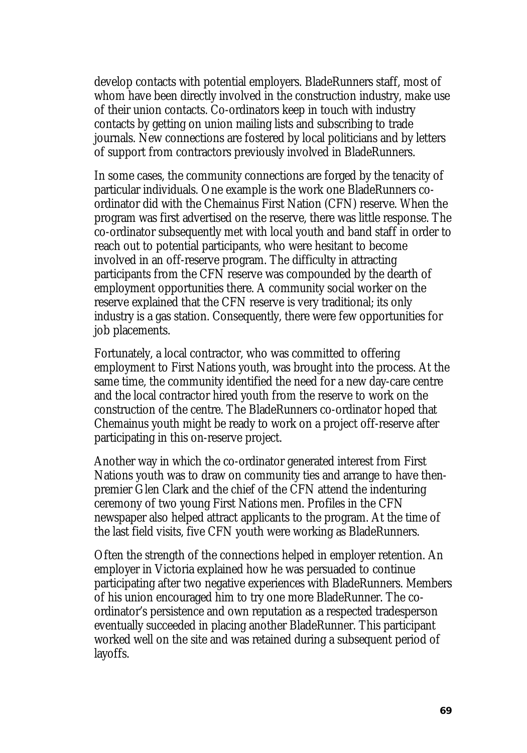develop contacts with potential employers. BladeRunners staff, most of whom have been directly involved in the construction industry, make use of their union contacts. Co-ordinators keep in touch with industry contacts by getting on union mailing lists and subscribing to trade journals. New connections are fostered by local politicians and by letters of support from contractors previously involved in BladeRunners.

In some cases, the community connections are forged by the tenacity of particular individuals. One example is the work one BladeRunners co-ordinator did with the Chemainus First Nation (CFN) reserve. When the program was first advertised on the reserve, there was little response. The co-ordinator subsequently met with local youth and band staff in order to reach out to potential participants, who were hesitant to become involved in an off-reserve program. The difficulty in attracting participants from the CFN reserve was compounded by the dearth of employment opportunities there. A community social worker on the reserve explained that the CFN reserve is very traditional; its only industry is a gas station. Consequently, there were few opportunities for job placements.

Fortunately, a local contractor, who was committed to offering employment to First Nations youth, was brought into the process. At the same time, the community identified the need for a new day-care centre and the local contractor hired youth from the reserve to work on the construction of the centre. The BladeRunners co-ordinator hoped that Chemainus youth might be ready to work on a project off-reserve after participating in this on-reserve project.

Another way in which the co-ordinator generated interest from First Nations youth was to draw on community ties and arrange to have then-premier Glen Clark and the chief of the CFN attend the indenturing ceremony of two young First Nations men. Profiles in the CFN newspaper also helped attract applicants to the program. At the time of the last field visits, five CFN youth were working as BladeRunners.

Often the strength of the connections helped in employer retention. An employer in Victoria explained how he was persuaded to continue participating after two negative experiences with BladeRunners. Members of his union encouraged him to try one more BladeRunner. The co-ordinator's persistence and own reputation as a respected tradesperson eventually succeeded in placing another BladeRunner. This participant worked well on the site and was retained during a subsequent period of layoffs.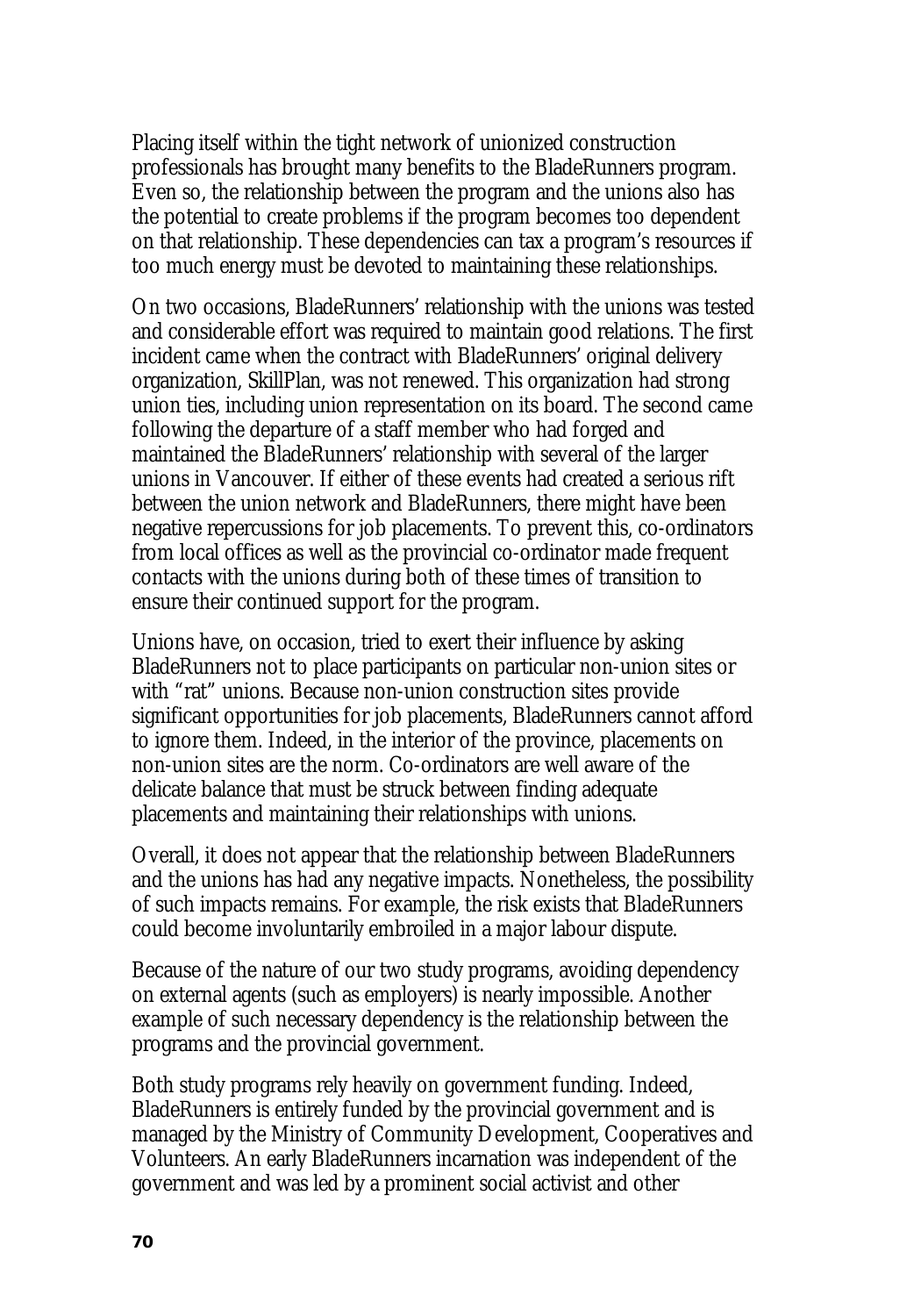Placing itself within the tight network of unionized construction professionals has brought many benefits to the BladeRunners program. Even so, the relationship between the program and the unions also has the potential to create problems if the program becomes too dependent on that relationship. These dependencies can tax a program's resources if too much energy must be devoted to maintaining these relationships.

On two occasions, BladeRunners' relationship with the unions was tested and considerable effort was required to maintain good relations. The first incident came when the contract with BladeRunners' original delivery organization, SkillPlan, was not renewed. This organization had strong union ties, including union representation on its board. The second came following the departure of a staff member who had forged and maintained the BladeRunners' relationship with several of the larger unions in Vancouver. If either of these events had created a serious rift between the union network and BladeRunners, there might have been negative repercussions for job placements. To prevent this, co-ordinators from local offices as well as the provincial co-ordinator made frequent contacts with the unions during both of these times of transition to ensure their continued support for the program.

Unions have, on occasion, tried to exert their influence by asking BladeRunners not to place participants on particular non-union sites or with "rat" unions. Because non-union construction sites provide significant opportunities for job placements, BladeRunners cannot afford to ignore them. Indeed, in the interior of the province, placements on non-union sites are the norm. Co-ordinators are well aware of the delicate balance that must be struck between finding adequate placements and maintaining their relationships with unions.

Overall, it does not appear that the relationship between BladeRunners and the unions has had any negative impacts. Nonetheless, the possibility of such impacts remains. For example, the risk exists that BladeRunners could become involuntarily embroiled in a major labour dispute.

Because of the nature of our two study programs, avoiding dependency on external agents (such as employers) is nearly impossible. Another example of such necessary dependency is the relationship between the programs and the provincial government.

Both study programs rely heavily on government funding. Indeed, BladeRunners is entirely funded by the provincial government and is managed by the Ministry of Community Development, Cooperatives and Volunteers. An early BladeRunners incarnation was independent of the government and was led by a prominent social activist and other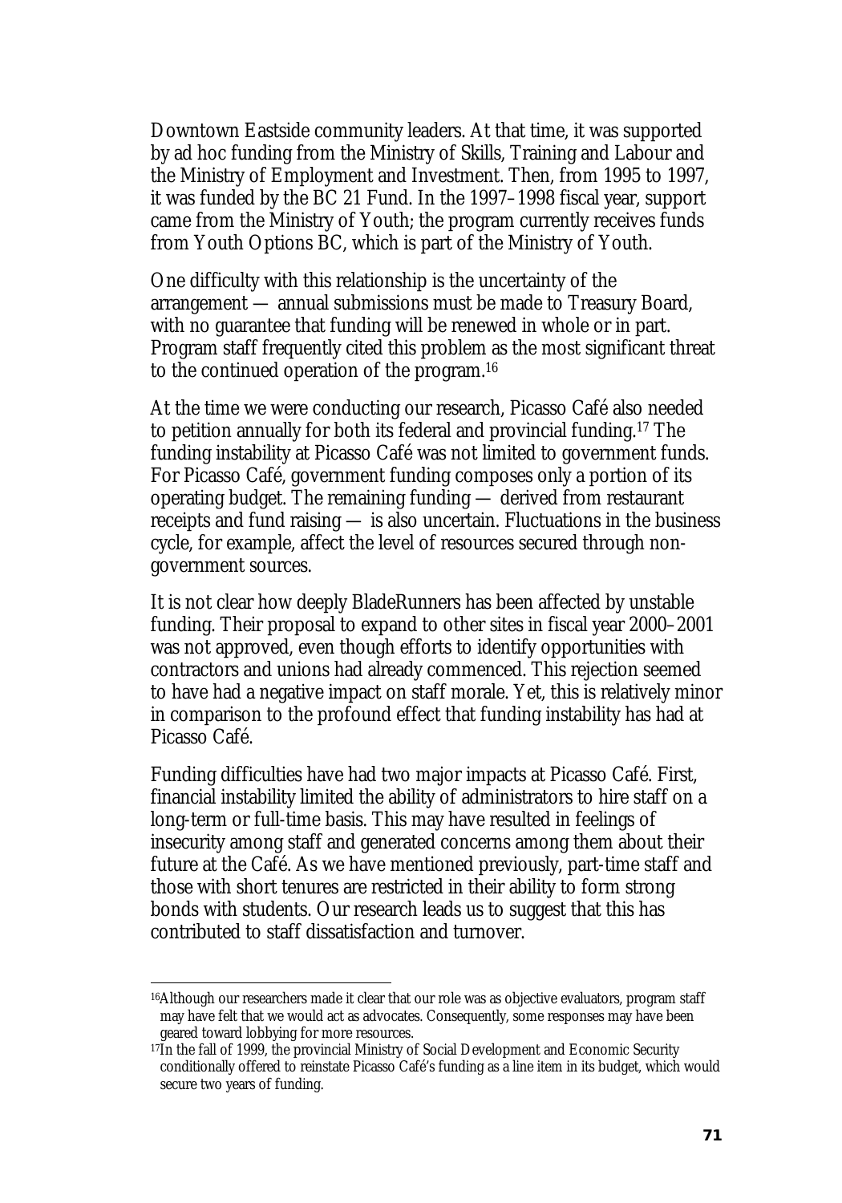Downtown Eastside community leaders. At that time, it was supported by ad hoc funding from the Ministry of Skills, Training and Labour and the Ministry of Employment and Investment. Then, from 1995 to 1997, it was funded by the BC 21 Fund. In the 1997–1998 fiscal year, support came from the Ministry of Youth; the program currently receives funds from Youth Options BC, which is part of the Ministry of Youth.

One difficulty with this relationship is the uncertainty of the arrangement — annual submissions must be made to Treasury Board, with no guarantee that funding will be renewed in whole or in part. Program staff frequently cited this problem as the most significant threat to the continued operation of the program.[16]

At the time we were conducting our research, Picasso Café also needed to petition annually for both its federal and provincial funding.[17] The funding instability at Picasso Café was not limited to government funds. For Picasso Café, government funding composes only a portion of its operating budget. The remaining funding — derived from restaurant receipts and fund raising — is also uncertain. Fluctuations in the business cycle, for example, affect the level of resources secured through non-government sources.

It is not clear how deeply BladeRunners has been affected by unstable funding. Their proposal to expand to other sites in fiscal year 2000–2001 was not approved, even though efforts to identify opportunities with contractors and unions had already commenced. This rejection seemed to have had a negative impact on staff morale. Yet, this is relatively minor in comparison to the profound effect that funding instability has had at Picasso Café.

Funding difficulties have had two major impacts at Picasso Café. First, financial instability limited the ability of administrators to hire staff on a long-term or full-time basis. This may have resulted in feelings of insecurity among staff and generated concerns among them about their future at the Café. As we have mentioned previously, part-time staff and those with short tenures are restricted in their ability to form strong bonds with students. Our research leads us to suggest that this has contributed to staff dissatisfaction and turnover.

---

[16] Although our researchers made it clear that our role was as objective evaluators, program staff may have felt that we would act as advocates. Consequently, some responses may have been geared toward lobbying for more resources.

[17] In the fall of 1999, the provincial Ministry of Social Development and Economic Security conditionally offered to reinstate Picasso Café's funding as a line item in its budget, which would secure two years of funding.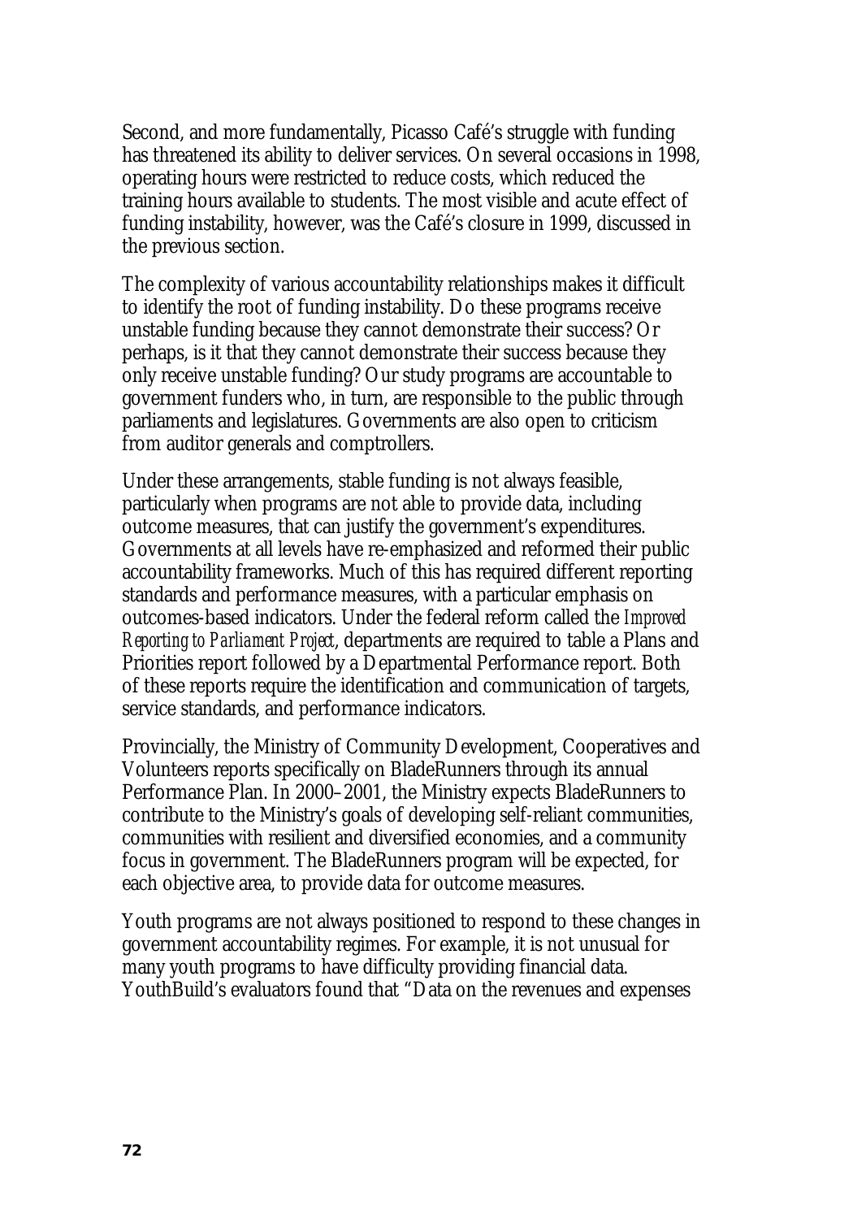Second, and more fundamentally, Picasso Café's struggle with funding has threatened its ability to deliver services. On several occasions in 1998, operating hours were restricted to reduce costs, which reduced the training hours available to students. The most visible and acute effect of funding instability, however, was the Café's closure in 1999, discussed in the previous section.

The complexity of various accountability relationships makes it difficult to identify the root of funding instability. Do these programs receive unstable funding because they cannot demonstrate their success? Or perhaps, is it that they cannot demonstrate their success because they only receive unstable funding? Our study programs are accountable to government funders who, in turn, are responsible to the public through parliaments and legislatures. Governments are also open to criticism from auditor generals and comptrollers.

Under these arrangements, stable funding is not always feasible, particularly when programs are not able to provide data, including outcome measures, that can justify the government's expenditures. Governments at all levels have re-emphasized and reformed their public accountability frameworks. Much of this has required different reporting standards and performance measures, with a particular emphasis on outcomes-based indicators. Under the federal reform called the *Improved Reporting to Parliament Project*, departments are required to table a Plans and Priorities report followed by a Departmental Performance report. Both of these reports require the identification and communication of targets, service standards, and performance indicators.

Provincially, the Ministry of Community Development, Cooperatives and Volunteers reports specifically on BladeRunners through its annual Performance Plan. In 2000–2001, the Ministry expects BladeRunners to contribute to the Ministry's goals of developing self-reliant communities, communities with resilient and diversified economies, and a community focus in government. The BladeRunners program will be expected, for each objective area, to provide data for outcome measures.

Youth programs are not always positioned to respond to these changes in government accountability regimes. For example, it is not unusual for many youth programs to have difficulty providing financial data. YouthBuild's evaluators found that "Data on the revenues and expenses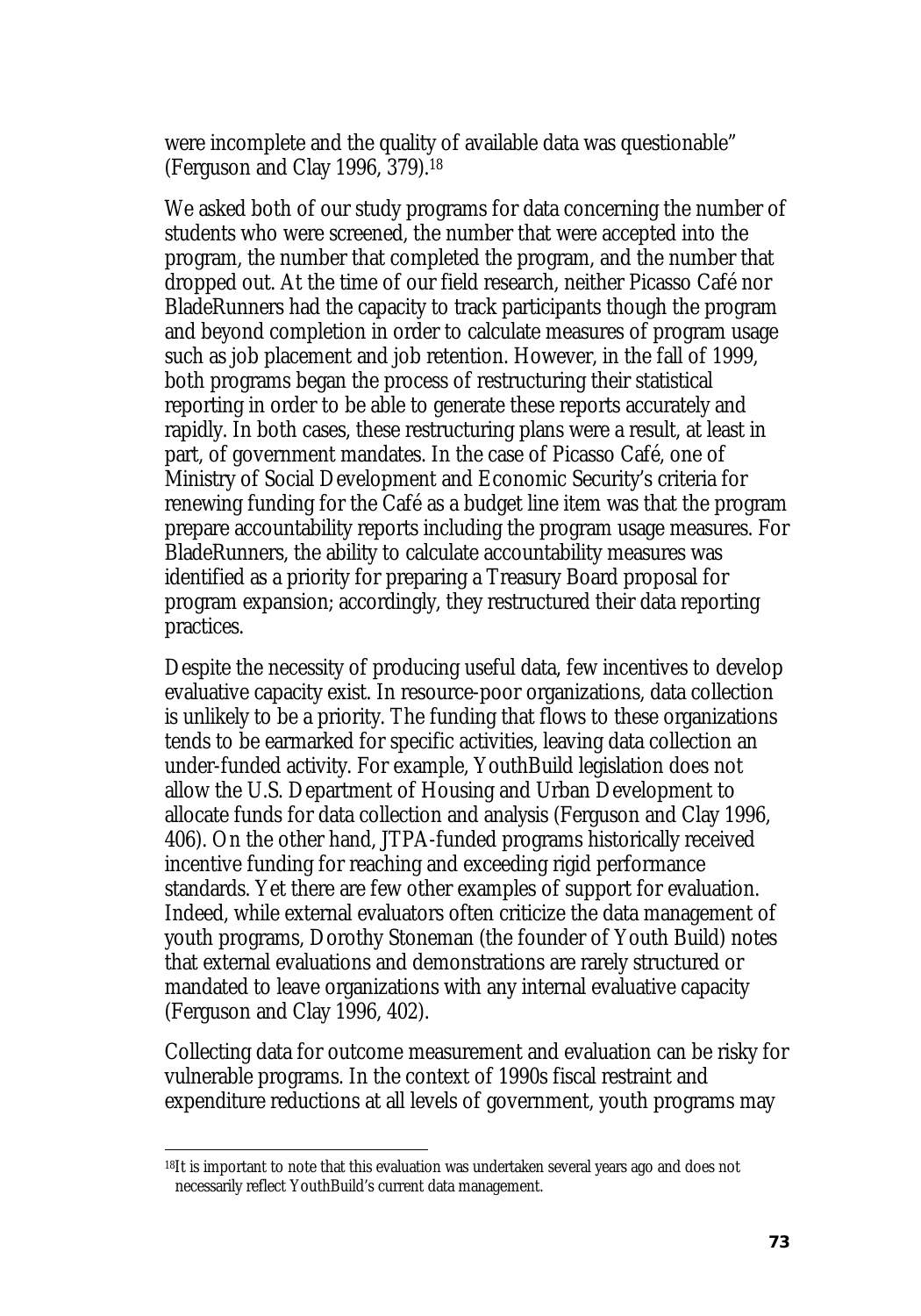were incomplete and the quality of available data was questionable" (Ferguson and Clay 1996, 379).[18]

We asked both of our study programs for data concerning the number of students who were screened, the number that were accepted into the program, the number that completed the program, and the number that dropped out. At the time of our field research, neither Picasso Café nor BladeRunners had the capacity to track participants though the program and beyond completion in order to calculate measures of program usage such as job placement and job retention. However, in the fall of 1999, both programs began the process of restructuring their statistical reporting in order to be able to generate these reports accurately and rapidly. In both cases, these restructuring plans were a result, at least in part, of government mandates. In the case of Picasso Café, one of Ministry of Social Development and Economic Security's criteria for renewing funding for the Café as a budget line item was that the program prepare accountability reports including the program usage measures. For BladeRunners, the ability to calculate accountability measures was identified as a priority for preparing a Treasury Board proposal for program expansion; accordingly, they restructured their data reporting practices.

Despite the necessity of producing useful data, few incentives to develop evaluative capacity exist. In resource-poor organizations, data collection is unlikely to be a priority. The funding that flows to these organizations tends to be earmarked for specific activities, leaving data collection an under-funded activity. For example, YouthBuild legislation does not allow the U.S. Department of Housing and Urban Development to allocate funds for data collection and analysis (Ferguson and Clay 1996, 406). On the other hand, JTPA-funded programs historically received incentive funding for reaching and exceeding rigid performance standards. Yet there are few other examples of support for evaluation. Indeed, while external evaluators often criticize the data management of youth programs, Dorothy Stoneman (the founder of Youth Build) notes that external evaluations and demonstrations are rarely structured or mandated to leave organizations with any internal evaluative capacity (Ferguson and Clay 1996, 402).

Collecting data for outcome measurement and evaluation can be risky for vulnerable programs. In the context of 1990s fiscal restraint and expenditure reductions at all levels of government, youth programs may

[18] It is important to note that this evaluation was undertaken several years ago and does not necessarily reflect YouthBuild's current data management.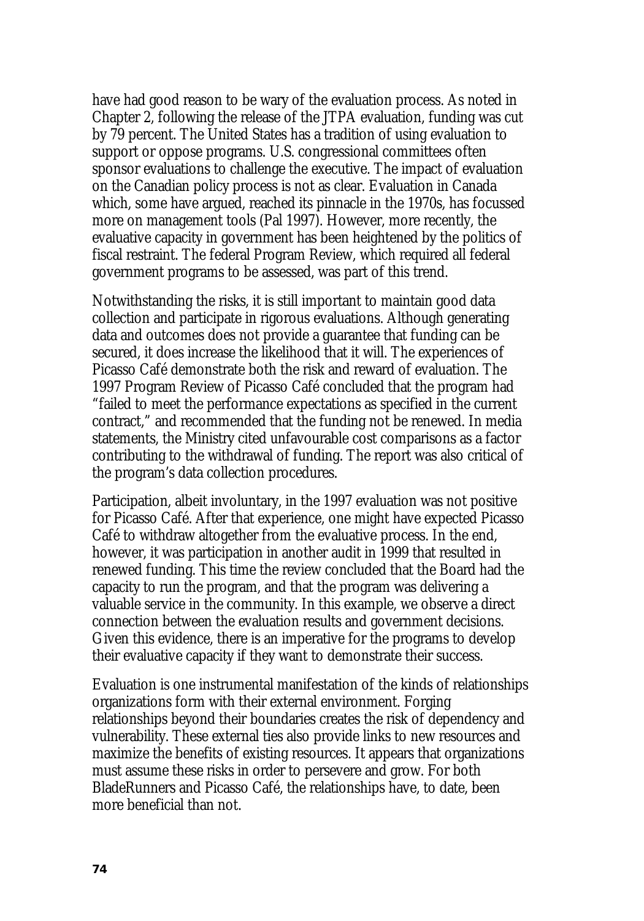have had good reason to be wary of the evaluation process. As noted in Chapter 2, following the release of the JTPA evaluation, funding was cut by 79 percent. The United States has a tradition of using evaluation to support or oppose programs. U.S. congressional committees often sponsor evaluations to challenge the executive. The impact of evaluation on the Canadian policy process is not as clear. Evaluation in Canada which, some have argued, reached its pinnacle in the 1970s, has focussed more on management tools (Pal 1997). However, more recently, the evaluative capacity in government has been heightened by the politics of fiscal restraint. The federal Program Review, which required all federal government programs to be assessed, was part of this trend.

Notwithstanding the risks, it is still important to maintain good data collection and participate in rigorous evaluations. Although generating data and outcomes does not provide a guarantee that funding can be secured, it does increase the likelihood that it will. The experiences of Picasso Café demonstrate both the risk and reward of evaluation. The 1997 Program Review of Picasso Café concluded that the program had "failed to meet the performance expectations as specified in the current contract," and recommended that the funding not be renewed. In media statements, the Ministry cited unfavourable cost comparisons as a factor contributing to the withdrawal of funding. The report was also critical of the program's data collection procedures.

Participation, albeit involuntary, in the 1997 evaluation was not positive for Picasso Café. After that experience, one might have expected Picasso Café to withdraw altogether from the evaluative process. In the end, however, it was participation in another audit in 1999 that resulted in renewed funding. This time the review concluded that the Board had the capacity to run the program, and that the program was delivering a valuable service in the community. In this example, we observe a direct connection between the evaluation results and government decisions. Given this evidence, there is an imperative for the programs to develop their evaluative capacity if they want to demonstrate their success.

Evaluation is one instrumental manifestation of the kinds of relationships organizations form with their external environment. Forging relationships beyond their boundaries creates the risk of dependency and vulnerability. These external ties also provide links to new resources and maximize the benefits of existing resources. It appears that organizations must assume these risks in order to persevere and grow. For both BladeRunners and Picasso Café, the relationships have, to date, been more beneficial than not.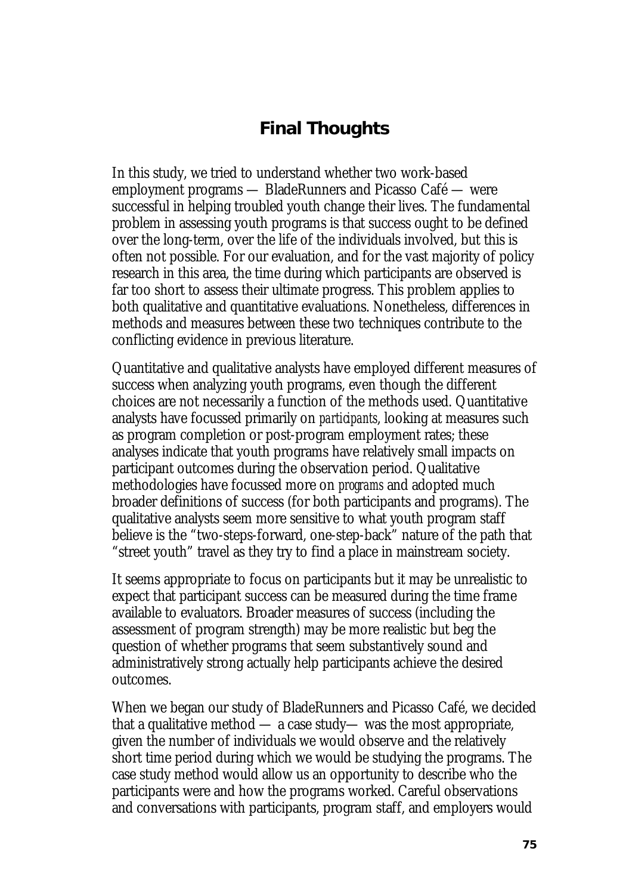## Final Thoughts

In this study, we tried to understand whether two work-based employment programs — BladeRunners and Picasso Café — were successful in helping troubled youth change their lives. The fundamental problem in assessing youth programs is that success ought to be defined over the long-term, over the life of the individuals involved, but this is often not possible. For our evaluation, and for the vast majority of policy research in this area, the time during which participants are observed is far too short to assess their ultimate progress. This problem applies to both qualitative and quantitative evaluations. Nonetheless, differences in methods and measures between these two techniques contribute to the conflicting evidence in previous literature.

Quantitative and qualitative analysts have employed different measures of success when analyzing youth programs, even though the different choices are not necessarily a function of the methods used. Quantitative analysts have focussed primarily on *participants*, looking at measures such as program completion or post-program employment rates; these analyses indicate that youth programs have relatively small impacts on participant outcomes during the observation period. Qualitative methodologies have focussed more on *programs* and adopted much broader definitions of success (for both participants and programs). The qualitative analysts seem more sensitive to what youth program staff believe is the "two-steps-forward, one-step-back" nature of the path that "street youth" travel as they try to find a place in mainstream society.

It seems appropriate to focus on participants but it may be unrealistic to expect that participant success can be measured during the time frame available to evaluators. Broader measures of success (including the assessment of program strength) may be more realistic but beg the question of whether programs that seem substantively sound and administratively strong actually help participants achieve the desired outcomes.

When we began our study of BladeRunners and Picasso Café, we decided that a qualitative method — a case study— was the most appropriate, given the number of individuals we would observe and the relatively short time period during which we would be studying the programs. The case study method would allow us an opportunity to describe who the participants were and how the programs worked. Careful observations and conversations with participants, program staff, and employers would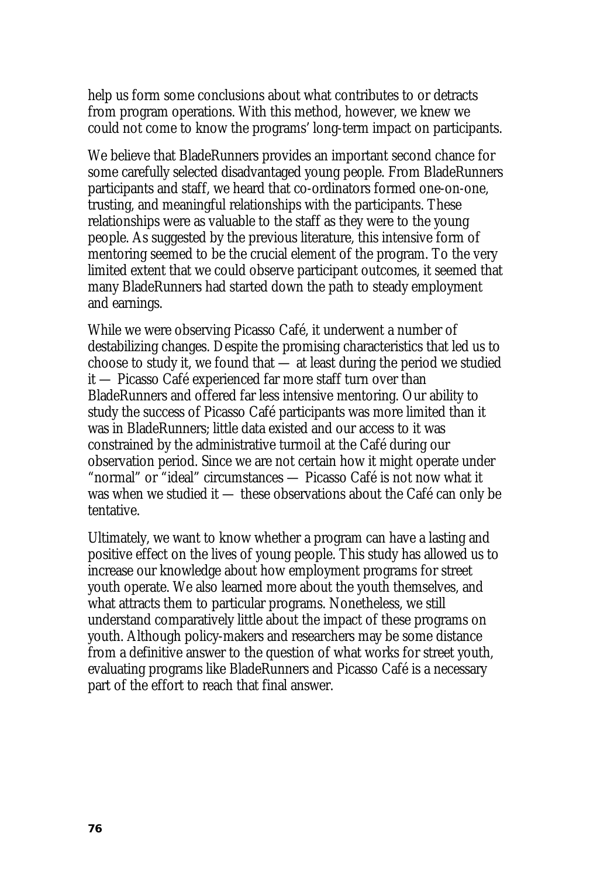help us form some conclusions about what contributes to or detracts from program operations. With this method, however, we knew we could not come to know the programs' long-term impact on participants.

We believe that BladeRunners provides an important second chance for some carefully selected disadvantaged young people. From BladeRunners participants and staff, we heard that co-ordinators formed one-on-one, trusting, and meaningful relationships with the participants. These relationships were as valuable to the staff as they were to the young people. As suggested by the previous literature, this intensive form of mentoring seemed to be the crucial element of the program. To the very limited extent that we could observe participant outcomes, it seemed that many BladeRunners had started down the path to steady employment and earnings.

While we were observing Picasso Café, it underwent a number of destabilizing changes. Despite the promising characteristics that led us to choose to study it, we found that — at least during the period we studied it — Picasso Café experienced far more staff turn over than BladeRunners and offered far less intensive mentoring. Our ability to study the success of Picasso Café participants was more limited than it was in BladeRunners; little data existed and our access to it was constrained by the administrative turmoil at the Café during our observation period. Since we are not certain how it might operate under "normal" or "ideal" circumstances — Picasso Café is not now what it was when we studied it — these observations about the Café can only be tentative.

Ultimately, we want to know whether a program can have a lasting and positive effect on the lives of young people. This study has allowed us to increase our knowledge about how employment programs for street youth operate. We also learned more about the youth themselves, and what attracts them to particular programs. Nonetheless, we still understand comparatively little about the impact of these programs on youth. Although policy-makers and researchers may be some distance from a definitive answer to the question of what works for street youth, evaluating programs like BladeRunners and Picasso Café is a necessary part of the effort to reach that final answer.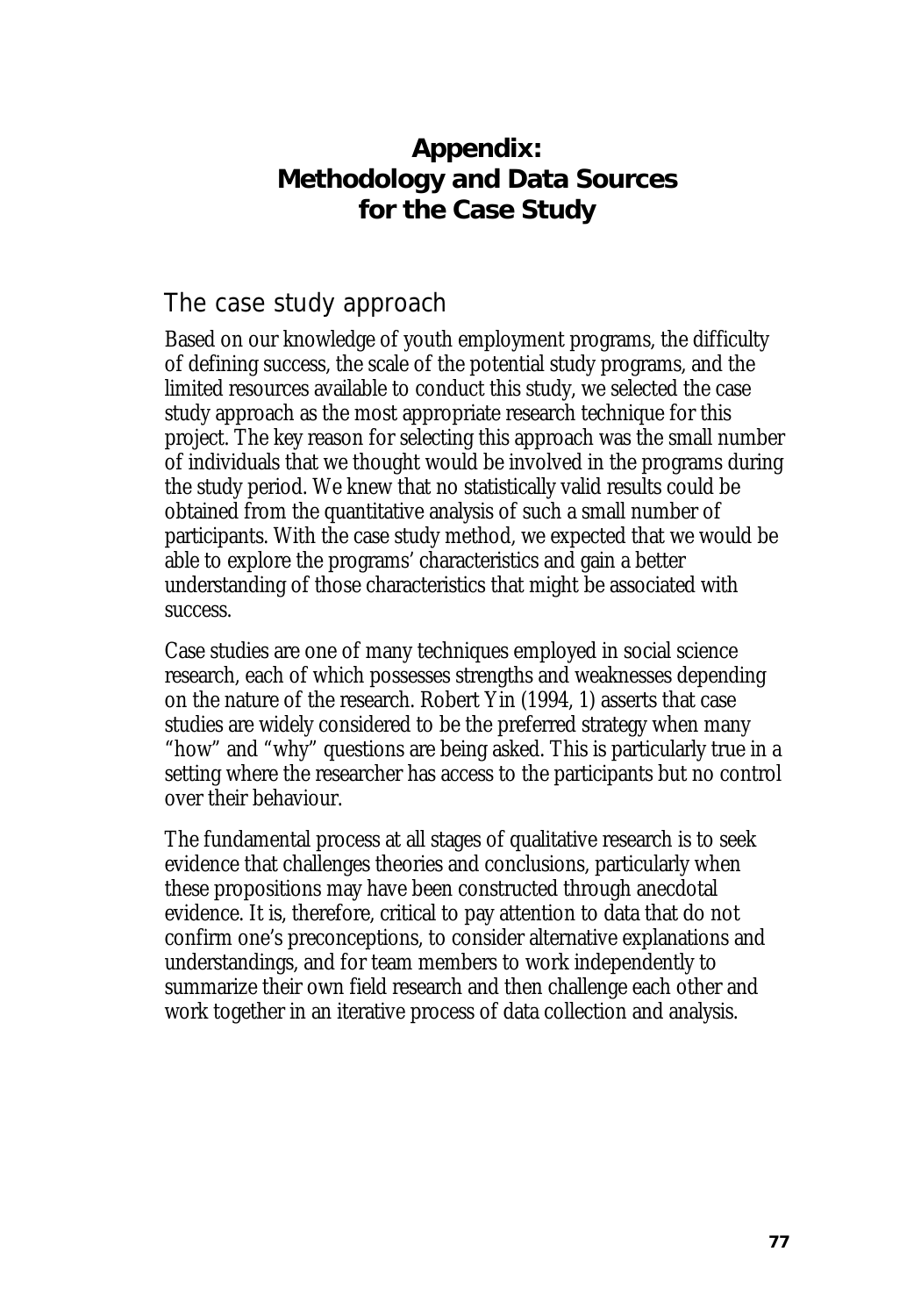# Appendix: Methodology and Data Sources for the Case Study

## The case study approach

Based on our knowledge of youth employment programs, the difficulty of defining success, the scale of the potential study programs, and the limited resources available to conduct this study, we selected the case study approach as the most appropriate research technique for this project. The key reason for selecting this approach was the small number of individuals that we thought would be involved in the programs during the study period. We knew that no statistically valid results could be obtained from the quantitative analysis of such a small number of participants. With the case study method, we expected that we would be able to explore the programs' characteristics and gain a better understanding of those characteristics that might be associated with success.

Case studies are one of many techniques employed in social science research, each of which possesses strengths and weaknesses depending on the nature of the research. Robert Yin (1994, 1) asserts that case studies are widely considered to be the preferred strategy when many "how" and "why" questions are being asked. This is particularly true in a setting where the researcher has access to the participants but no control over their behaviour.

The fundamental process at all stages of qualitative research is to seek evidence that challenges theories and conclusions, particularly when these propositions may have been constructed through anecdotal evidence. It is, therefore, critical to pay attention to data that do not confirm one's preconceptions, to consider alternative explanations and understandings, and for team members to work independently to summarize their own field research and then challenge each other and work together in an iterative process of data collection and analysis.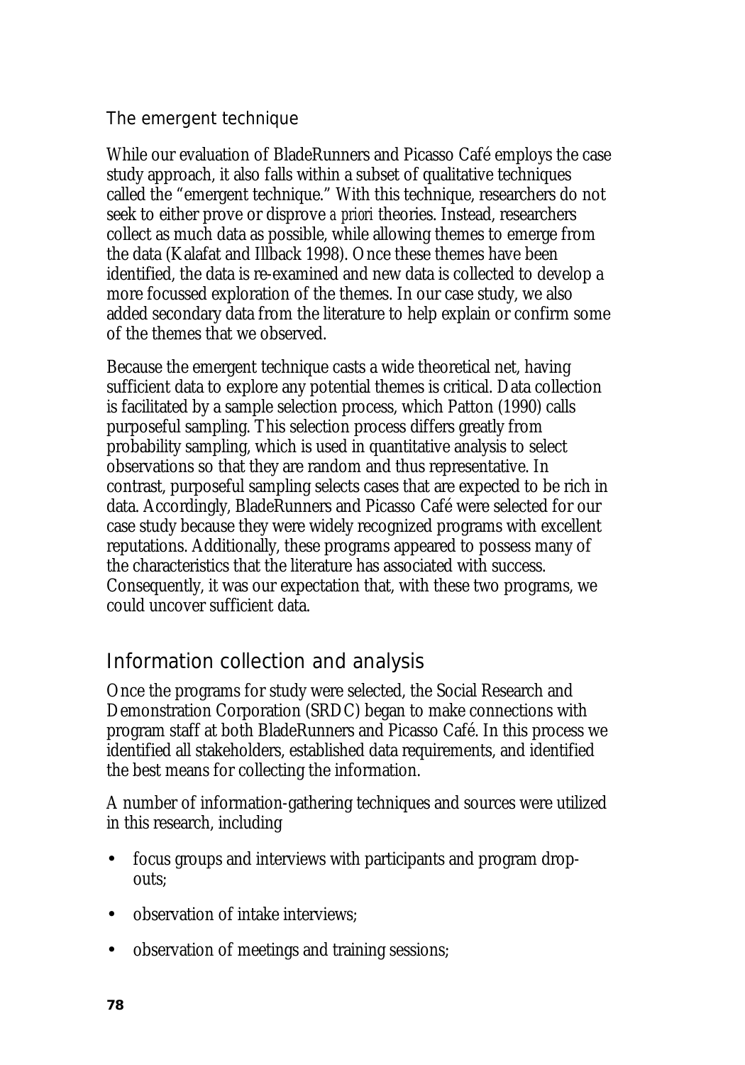### The emergent technique

While our evaluation of BladeRunners and Picasso Café employs the case study approach, it also falls within a subset of qualitative techniques called the "emergent technique." With this technique, researchers do not seek to either prove or disprove *a priori* theories. Instead, researchers collect as much data as possible, while allowing themes to emerge from the data (Kalafat and Illback 1998). Once these themes have been identified, the data is re-examined and new data is collected to develop a more focussed exploration of the themes. In our case study, we also added secondary data from the literature to help explain or confirm some of the themes that we observed.

Because the emergent technique casts a wide theoretical net, having sufficient data to explore any potential themes is critical. Data collection is facilitated by a sample selection process, which Patton (1990) calls purposeful sampling. This selection process differs greatly from probability sampling, which is used in quantitative analysis to select observations so that they are random and thus representative. In contrast, purposeful sampling selects cases that are expected to be rich in data. Accordingly, BladeRunners and Picasso Café were selected for our case study because they were widely recognized programs with excellent reputations. Additionally, these programs appeared to possess many of the characteristics that the literature has associated with success. Consequently, it was our expectation that, with these two programs, we could uncover sufficient data.

## Information collection and analysis

Once the programs for study were selected, the Social Research and Demonstration Corporation (SRDC) began to make connections with program staff at both BladeRunners and Picasso Café. In this process we identified all stakeholders, established data requirements, and identified the best means for collecting the information.

A number of information-gathering techniques and sources were utilized in this research, including

- focus groups and interviews with participants and program drop-outs;
- observation of intake interviews;
- observation of meetings and training sessions;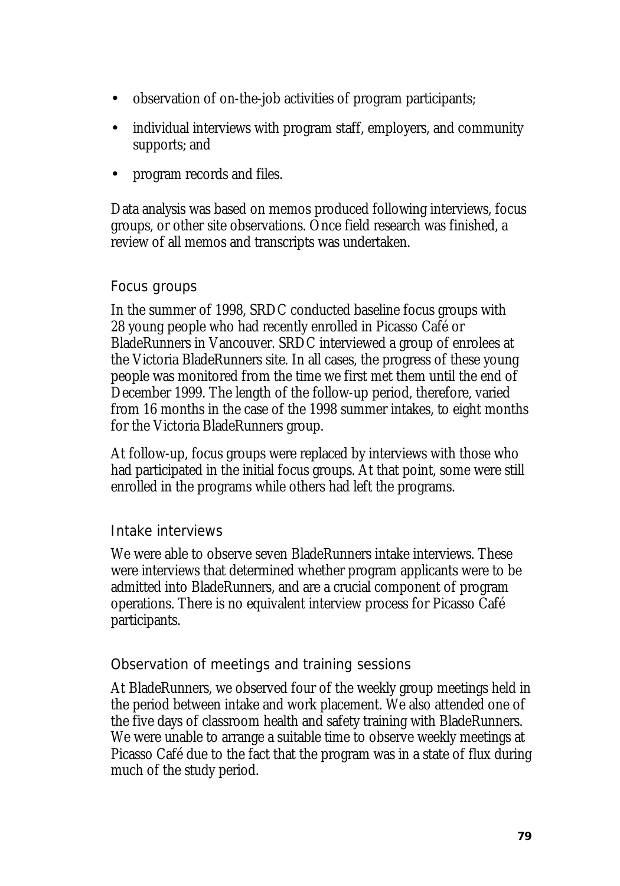- observation of on-the-job activities of program participants;
- individual interviews with program staff, employers, and community supports; and
- program records and files.

Data analysis was based on memos produced following interviews, focus groups, or other site observations. Once field research was finished, a review of all memos and transcripts was undertaken.

### Focus groups

In the summer of 1998, SRDC conducted baseline focus groups with 28 young people who had recently enrolled in Picasso Café or BladeRunners in Vancouver. SRDC interviewed a group of enrolees at the Victoria BladeRunners site. In all cases, the progress of these young people was monitored from the time we first met them until the end of December 1999. The length of the follow-up period, therefore, varied from 16 months in the case of the 1998 summer intakes, to eight months for the Victoria BladeRunners group.

At follow-up, focus groups were replaced by interviews with those who had participated in the initial focus groups. At that point, some were still enrolled in the programs while others had left the programs.

### Intake interviews

We were able to observe seven BladeRunners intake interviews. These were interviews that determined whether program applicants were to be admitted into BladeRunners, and are a crucial component of program operations. There is no equivalent interview process for Picasso Café participants.

### Observation of meetings and training sessions

At BladeRunners, we observed four of the weekly group meetings held in the period between intake and work placement. We also attended one of the five days of classroom health and safety training with BladeRunners. We were unable to arrange a suitable time to observe weekly meetings at Picasso Café due to the fact that the program was in a state of flux during much of the study period.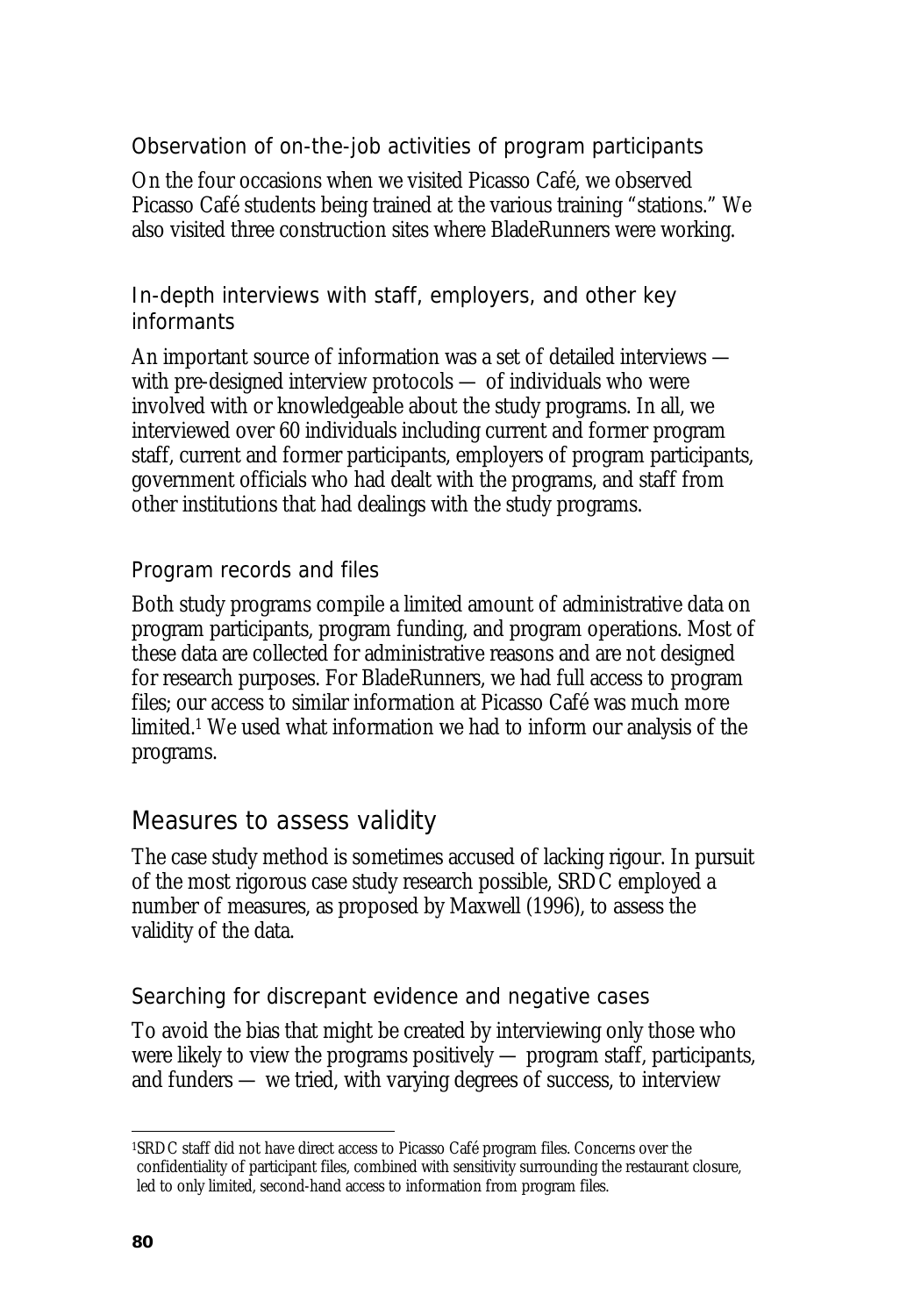### Observation of on-the-job activities of program participants

On the four occasions when we visited Picasso Café, we observed Picasso Café students being trained at the various training "stations." We also visited three construction sites where BladeRunners were working.

### In-depth interviews with staff, employers, and other key informants

An important source of information was a set of detailed interviews — with pre-designed interview protocols — of individuals who were involved with or knowledgeable about the study programs. In all, we interviewed over 60 individuals including current and former program staff, current and former participants, employers of program participants, government officials who had dealt with the programs, and staff from other institutions that had dealings with the study programs.

### Program records and files

Both study programs compile a limited amount of administrative data on program participants, program funding, and program operations. Most of these data are collected for administrative reasons and are not designed for research purposes. For BladeRunners, we had full access to program files; our access to similar information at Picasso Café was much more limited.[1] We used what information we had to inform our analysis of the programs.

## Measures to assess validity

The case study method is sometimes accused of lacking rigour. In pursuit of the most rigorous case study research possible, SRDC employed a number of measures, as proposed by Maxwell (1996), to assess the validity of the data.

### Searching for discrepant evidence and negative cases

To avoid the bias that might be created by interviewing only those who were likely to view the programs positively — program staff, participants, and funders — we tried, with varying degrees of success, to interview

[1]SRDC staff did not have direct access to Picasso Café program files. Concerns over the confidentiality of participant files, combined with sensitivity surrounding the restaurant closure, led to only limited, second-hand access to information from program files.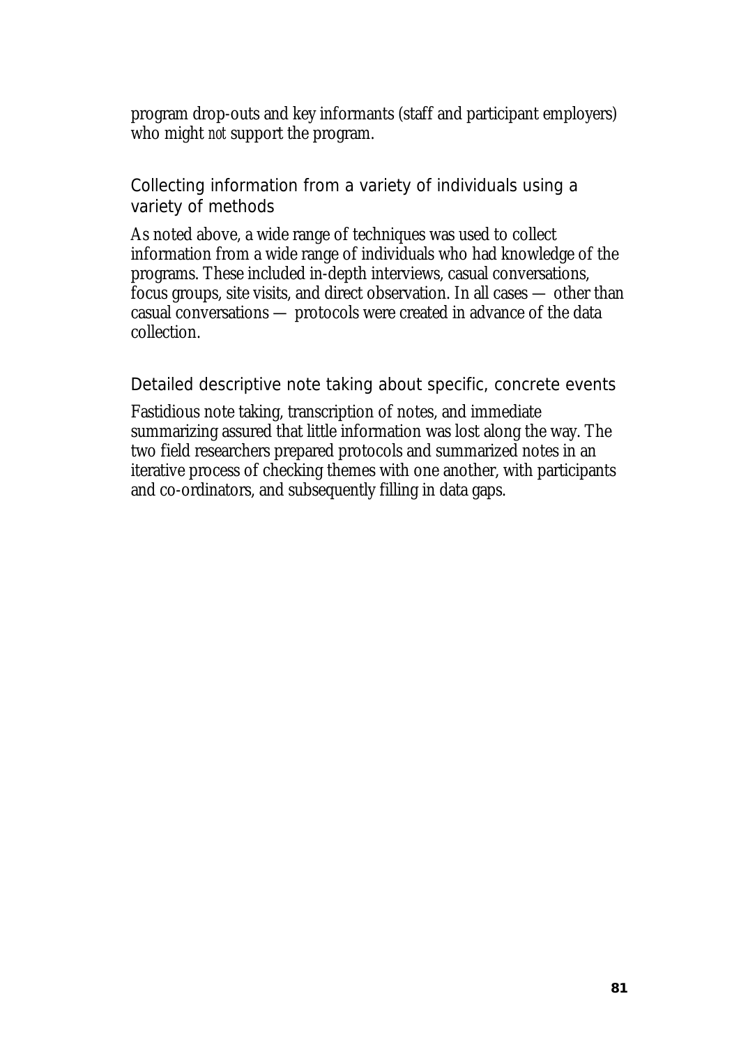program drop-outs and key informants (staff and participant employers) who might *not* support the program.

### Collecting information from a variety of individuals using a variety of methods

As noted above, a wide range of techniques was used to collect information from a wide range of individuals who had knowledge of the programs. These included in-depth interviews, casual conversations, focus groups, site visits, and direct observation. In all cases — other than casual conversations — protocols were created in advance of the data collection.

### Detailed descriptive note taking about specific, concrete events

Fastidious note taking, transcription of notes, and immediate summarizing assured that little information was lost along the way. The two field researchers prepared protocols and summarized notes in an iterative process of checking themes with one another, with participants and co-ordinators, and subsequently filling in data gaps.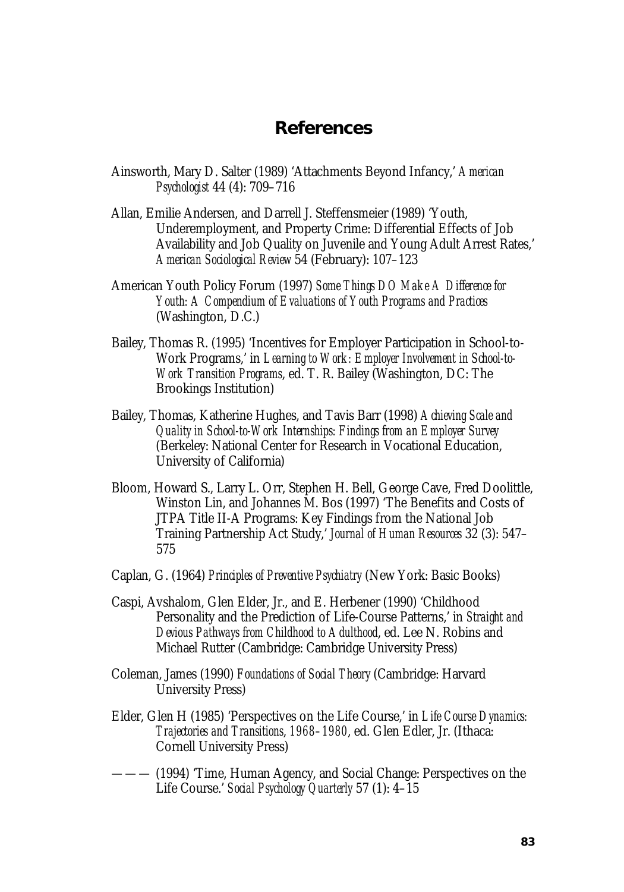# References

Ainsworth, Mary D. Salter (1989) 'Attachments Beyond Infancy,' *American Psychologist* 44 (4): 709–716

Allan, Emilie Andersen, and Darrell J. Steffensmeier (1989) 'Youth, Underemployment, and Property Crime: Differential Effects of Job Availability and Job Quality on Juvenile and Young Adult Arrest Rates,' *American Sociological Review* 54 (February): 107–123

American Youth Policy Forum (1997) *Some Things DO Make A Difference for Youth: A Compendium of Evaluations of Youth Programs and Practices* (Washington, D.C.)

Bailey, Thomas R. (1995) 'Incentives for Employer Participation in School-to-Work Programs,' in *Learning to Work: Employer Involvement in School-to-Work Transition Programs*, ed. T. R. Bailey (Washington, DC: The Brookings Institution)

Bailey, Thomas, Katherine Hughes, and Tavis Barr (1998) *Achieving Scale and Quality in School-to-Work Internships: Findings from an Employer Survey* (Berkeley: National Center for Research in Vocational Education, University of California)

Bloom, Howard S., Larry L. Orr, Stephen H. Bell, George Cave, Fred Doolittle, Winston Lin, and Johannes M. Bos (1997) 'The Benefits and Costs of JTPA Title II-A Programs: Key Findings from the National Job Training Partnership Act Study,' *Journal of Human Resources* 32 (3): 547–575

Caplan, G. (1964) *Principles of Preventive Psychiatry* (New York: Basic Books)

Caspi, Avshalom, Glen Elder, Jr., and E. Herbener (1990) 'Childhood Personality and the Prediction of Life-Course Patterns,' in *Straight and Devious Pathways from Childhood to Adulthood*, ed. Lee N. Robins and Michael Rutter (Cambridge: Cambridge University Press)

Coleman, James (1990) *Foundations of Social Theory* (Cambridge: Harvard University Press)

Elder, Glen H (1985) 'Perspectives on the Life Course,' in *Life Course Dynamics: Trajectories and Transitions, 1968–1980*, ed. Glen Edler, Jr. (Ithaca: Cornell University Press)

——— (1994) 'Time, Human Agency, and Social Change: Perspectives on the Life Course.' *Social Psychology Quarterly* 57 (1): 4–15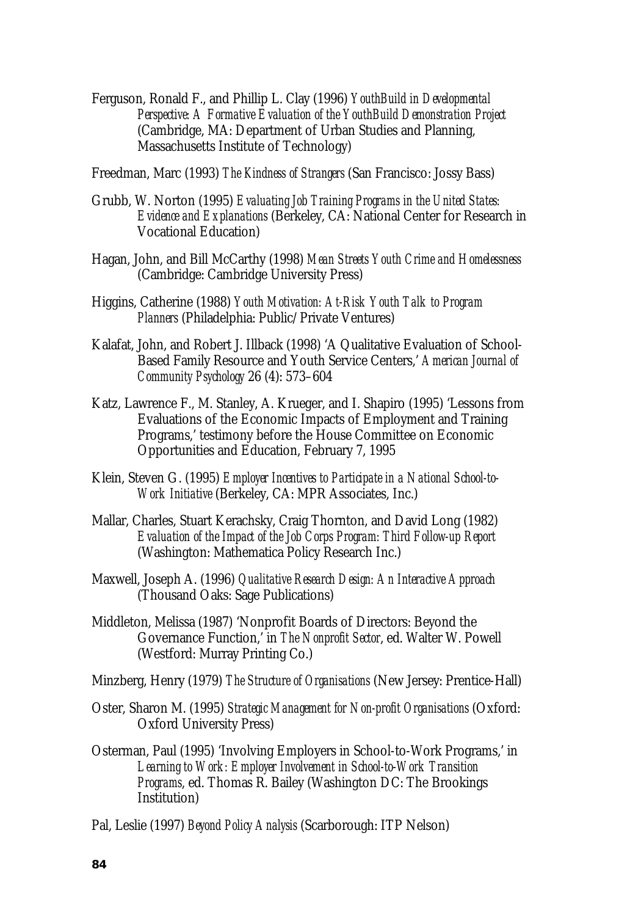Ferguson, Ronald F., and Phillip L. Clay (1996) *YouthBuild in Developmental Perspective: A Formative Evaluation of the YouthBuild Demonstration Project* (Cambridge, MA: Department of Urban Studies and Planning, Massachusetts Institute of Technology)

Freedman, Marc (1993) *The Kindness of Strangers* (San Francisco: Jossy Bass)

Grubb, W. Norton (1995) *Evaluating Job Training Programs in the United States: Evidence and Explanations* (Berkeley, CA: National Center for Research in Vocational Education)

Hagan, John, and Bill McCarthy (1998) *Mean Streets Youth Crime and Homelessness* (Cambridge: Cambridge University Press)

Higgins, Catherine (1988) *Youth Motivation: At-Risk Youth Talk to Program Planners* (Philadelphia: Public/Private Ventures)

Kalafat, John, and Robert J. Illback (1998) 'A Qualitative Evaluation of School-Based Family Resource and Youth Service Centers,' *American Journal of Community Psychology* 26 (4): 573–604

Katz, Lawrence F., M. Stanley, A. Krueger, and I. Shapiro (1995) 'Lessons from Evaluations of the Economic Impacts of Employment and Training Programs,' testimony before the House Committee on Economic Opportunities and Education, February 7, 1995

Klein, Steven G. (1995) *Employer Incentives to Participate in a National School-to-Work Initiative* (Berkeley, CA: MPR Associates, Inc.)

Mallar, Charles, Stuart Kerachsky, Craig Thornton, and David Long (1982) *Evaluation of the Impact of the Job Corps Program: Third Follow-up Report* (Washington: Mathematica Policy Research Inc.)

Maxwell, Joseph A. (1996) *Qualitative Research Design: An Interactive Approach* (Thousand Oaks: Sage Publications)

Middleton, Melissa (1987) 'Nonprofit Boards of Directors: Beyond the Governance Function,' in *The Nonprofit Sector*, ed. Walter W. Powell (Westford: Murray Printing Co.)

Minzberg, Henry (1979) *The Structure of Organisations* (New Jersey: Prentice-Hall)

Oster, Sharon M. (1995) *Strategic Management for Non-profit Organisations* (Oxford: Oxford University Press)

Osterman, Paul (1995) 'Involving Employers in School-to-Work Programs,' in *Learning to Work: Employer Involvement in School-to-Work Transition Programs*, ed. Thomas R. Bailey (Washington DC: The Brookings Institution)

Pal, Leslie (1997) *Beyond Policy Analysis* (Scarborough: ITP Nelson)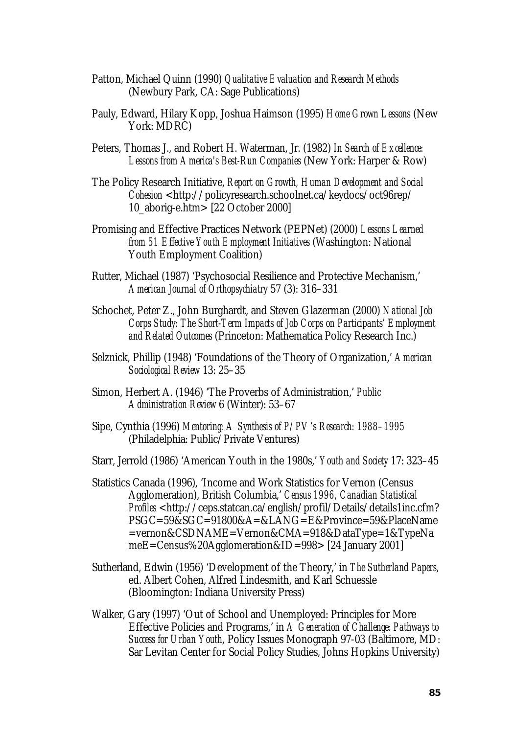Patton, Michael Quinn (1990) *Qualitative Evaluation and Research Methods* (Newbury Park, CA: Sage Publications)

Pauly, Edward, Hilary Kopp, Joshua Haimson (1995) *Home Grown Lessons* (New York: MDRC)

Peters, Thomas J., and Robert H. Waterman, Jr. (1982) *In Search of Excellence: Lessons from America's Best-Run Companies* (New York: Harper & Row)

The Policy Research Initiative, *Report on Growth, Human Development and Social Cohesion* <http://policyresearch.schoolnet.ca/keydocs/oct96rep/10_aborig-e.htm> [22 October 2000]

Promising and Effective Practices Network (PEPNet) (2000) *Lessons Learned from 51 Effective Youth Employment Initiatives* (Washington: National Youth Employment Coalition)

Rutter, Michael (1987) 'Psychosocial Resilience and Protective Mechanism,' *American Journal of Orthopsychiatry* 57 (3): 316–331

Schochet, Peter Z., John Burghardt, and Steven Glazerman (2000) *National Job Corps Study: The Short-Term Impacts of Job Corps on Participants' Employment and Related Outcomes* (Princeton: Mathematica Policy Research Inc.)

Selznick, Phillip (1948) 'Foundations of the Theory of Organization,' *American Sociological Review* 13: 25–35

Simon, Herbert A. (1946) 'The Proverbs of Administration,' *Public Administration Review* 6 (Winter): 53–67

Sipe, Cynthia (1996) *Mentoring: A Synthesis of P/PV's Research: 1988–1995* (Philadelphia: Public/Private Ventures)

Starr, Jerrold (1986) 'American Youth in the 1980s,' *Youth and Society* 17: 323–45

Statistics Canada (1996), 'Income and Work Statistics for Vernon (Census Agglomeration), British Columbia,' *Census 1996, Canadian Statistical Profiles* <http://ceps.statcan.ca/english/profil/Details/details1inc.cfm?PSGC=59&SGC=91800&A=&LANG=E&Province=59&PlaceName=vernon&CSDNAME=Vernon&CMA=918&DataType=1&TypeNameE=Census%20Agglomeration&ID=998> [24 January 2001]

Sutherland, Edwin (1956) 'Development of the Theory,' in *The Sutherland Papers*, ed. Albert Cohen, Alfred Lindesmith, and Karl Schuessle (Bloomington: Indiana University Press)

Walker, Gary (1997) 'Out of School and Unemployed: Principles for More Effective Policies and Programs,' in *A Generation of Challenge: Pathways to Success for Urban Youth*, Policy Issues Monograph 97-03 (Baltimore, MD: Sar Levitan Center for Social Policy Studies, Johns Hopkins University)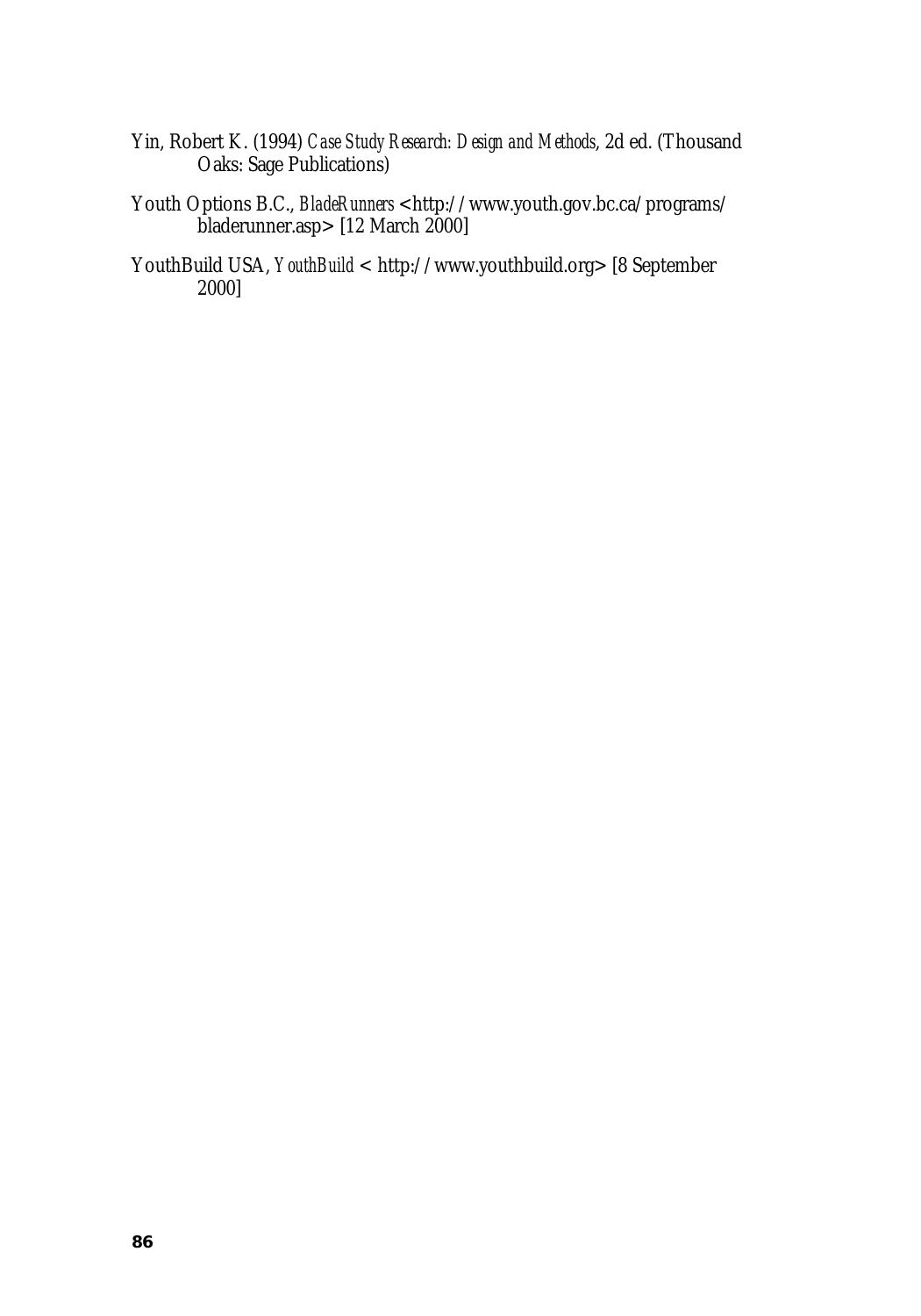Yin, Robert K. (1994) *Case Study Research: Design and Methods*, 2d ed. (Thousand Oaks: Sage Publications)

Youth Options B.C., *BladeRunners* <http://www.youth.gov.bc.ca/programs/bladerunner.asp> [12 March 2000]

YouthBuild USA, *YouthBuild* < http://www.youthbuild.org> [8 September 2000]